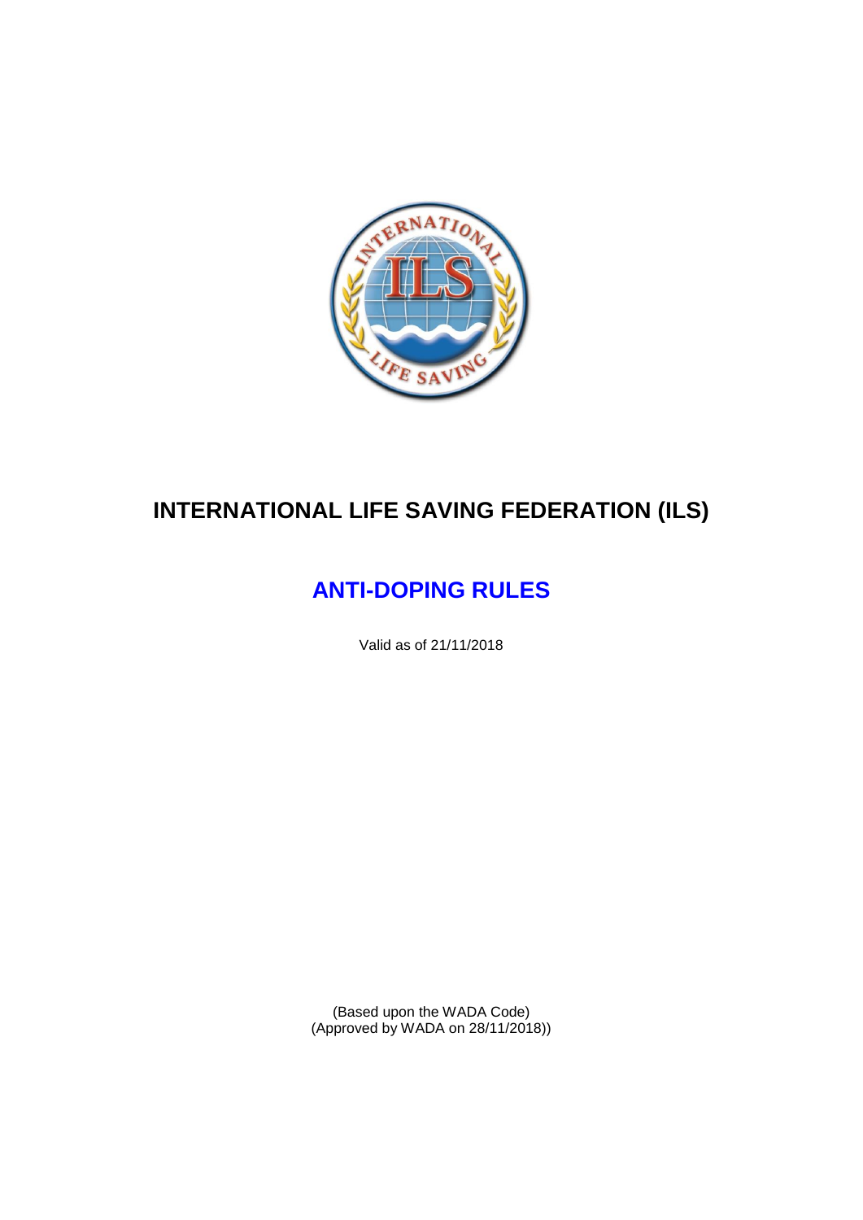# INTERNATIONAL LIFE SAVING FEDERATION (ILS)

## ANTI-DOPING RULES

Valid as of 21/11/2018

(Based upon the WADA Code)
(Approved by WADA on 28/11/2018))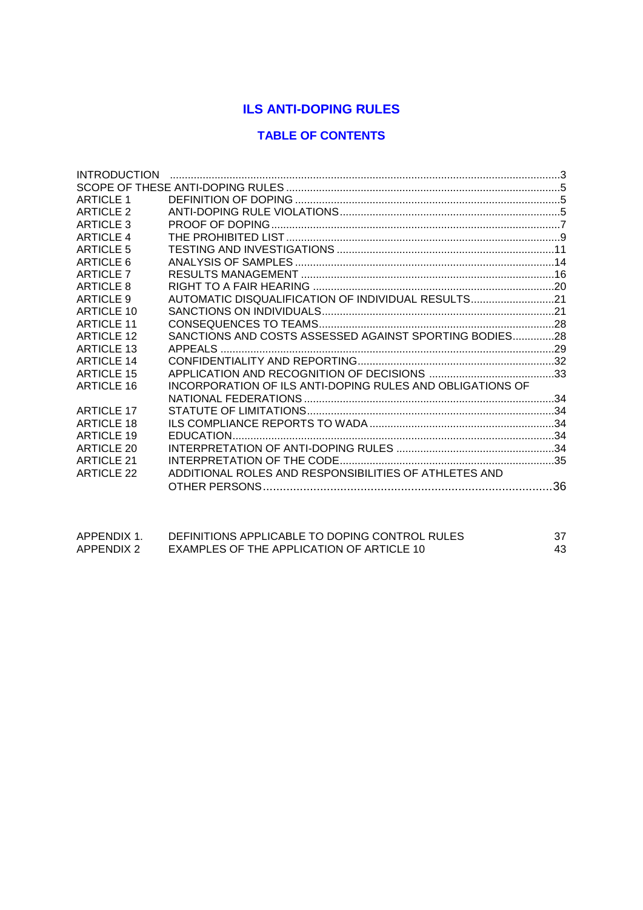# ILS ANTI-DOPING RULES

## TABLE OF CONTENTS

| | | |
|---|---|---|
| INTRODUCTION | | 3 |
| SCOPE OF THESE ANTI-DOPING RULES | | 5 |
| ARTICLE 1 | DEFINITION OF DOPING | 5 |
| ARTICLE 2 | ANTI-DOPING RULE VIOLATIONS | 5 |
| ARTICLE 3 | PROOF OF DOPING | 7 |
| ARTICLE 4 | THE PROHIBITED LIST | 9 |
| ARTICLE 5 | TESTING AND INVESTIGATIONS | 11 |
| ARTICLE 6 | ANALYSIS OF SAMPLES | 14 |
| ARTICLE 7 | RESULTS MANAGEMENT | 16 |
| ARTICLE 8 | RIGHT TO A FAIR HEARING | 20 |
| ARTICLE 9 | AUTOMATIC DISQUALIFICATION OF INDIVIDUAL RESULTS | 21 |
| ARTICLE 10 | SANCTIONS ON INDIVIDUALS | 21 |
| ARTICLE 11 | CONSEQUENCES TO TEAMS | 28 |
| ARTICLE 12 | SANCTIONS AND COSTS ASSESSED AGAINST SPORTING BODIES | 28 |
| ARTICLE 13 | APPEALS | 29 |
| ARTICLE 14 | CONFIDENTIALITY AND REPORTING | 32 |
| ARTICLE 15 | APPLICATION AND RECOGNITION OF DECISIONS | 33 |
| ARTICLE 16 | INCORPORATION OF ILS ANTI-DOPING RULES AND OBLIGATIONS OF NATIONAL FEDERATIONS | 34 |
| ARTICLE 17 | STATUTE OF LIMITATIONS | 34 |
| ARTICLE 18 | ILS COMPLIANCE REPORTS TO WADA | 34 |
| ARTICLE 19 | EDUCATION | 34 |
| ARTICLE 20 | INTERPRETATION OF ANTI-DOPING RULES | 34 |
| ARTICLE 21 | INTERPRETATION OF THE CODE | 35 |
| ARTICLE 22 | ADDITIONAL ROLES AND RESPONSIBILITIES OF ATHLETES AND OTHER PERSONS | 36 |
| | | |
| APPENDIX 1. | DEFINITIONS APPLICABLE TO DOPING CONTROL RULES | 37 |
| APPENDIX 2 | EXAMPLES OF THE APPLICATION OF ARTICLE 10 | 43 |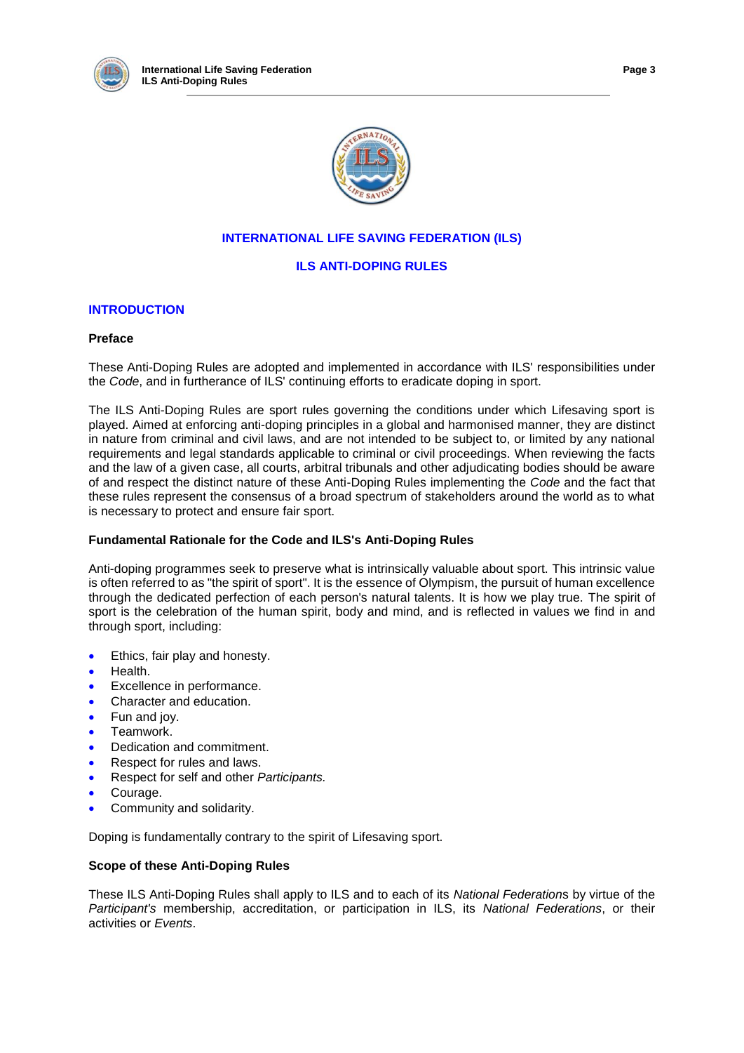## INTERNATIONAL LIFE SAVING FEDERATION (ILS)

## ILS ANTI-DOPING RULES

## INTRODUCTION

### Preface

These Anti-Doping Rules are adopted and implemented in accordance with ILS' responsibilities under the *Code*, and in furtherance of ILS' continuing efforts to eradicate doping in sport.

The ILS Anti-Doping Rules are sport rules governing the conditions under which Lifesaving sport is played. Aimed at enforcing anti-doping principles in a global and harmonised manner, they are distinct in nature from criminal and civil laws, and are not intended to be subject to, or limited by any national requirements and legal standards applicable to criminal or civil proceedings. When reviewing the facts and the law of a given case, all courts, arbitral tribunals and other adjudicating bodies should be aware of and respect the distinct nature of these Anti-Doping Rules implementing the *Code* and the fact that these rules represent the consensus of a broad spectrum of stakeholders around the world as to what is necessary to protect and ensure fair sport.

### Fundamental Rationale for the Code and ILS's Anti-Doping Rules

Anti-doping programmes seek to preserve what is intrinsically valuable about sport. This intrinsic value is often referred to as "the spirit of sport". It is the essence of Olympism, the pursuit of human excellence through the dedicated perfection of each person's natural talents. It is how we play true. The spirit of sport is the celebration of the human spirit, body and mind, and is reflected in values we find in and through sport, including:

- Ethics, fair play and honesty.
- Health.
- Excellence in performance.
- Character and education.
- Fun and joy.
- Teamwork.
- Dedication and commitment.
- Respect for rules and laws.
- Respect for self and other *Participants.*
- Courage.
- Community and solidarity.

Doping is fundamentally contrary to the spirit of Lifesaving sport.

### Scope of these Anti-Doping Rules

These ILS Anti-Doping Rules shall apply to ILS and to each of its *National Federation*s by virtue of the *Participant's* membership, accreditation, or participation in ILS, its *National Federations*, or their activities or *Events*.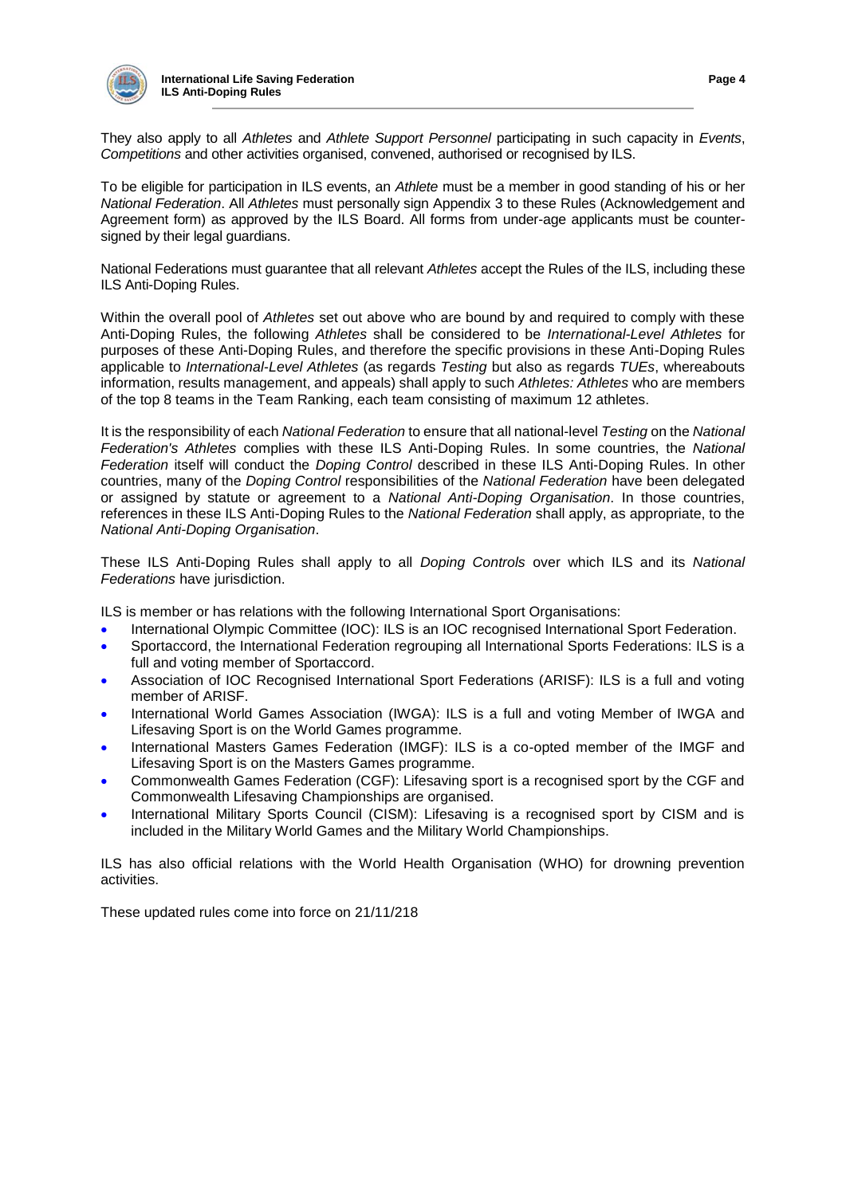They also apply to all *Athletes* and *Athlete Support Personnel* participating in such capacity in *Events*, *Competitions* and other activities organised, convened, authorised or recognised by ILS.

To be eligible for participation in ILS events, an *Athlete* must be a member in good standing of his or her *National Federation*. All *Athletes* must personally sign Appendix 3 to these Rules (Acknowledgement and Agreement form) as approved by the ILS Board. All forms from under-age applicants must be counter-signed by their legal guardians.

National Federations must guarantee that all relevant *Athletes* accept the Rules of the ILS, including these ILS Anti-Doping Rules.

Within the overall pool of *Athletes* set out above who are bound by and required to comply with these Anti-Doping Rules, the following *Athletes* shall be considered to be *International-Level Athletes* for purposes of these Anti-Doping Rules, and therefore the specific provisions in these Anti-Doping Rules applicable to *International-Level Athletes* (as regards *Testing* but also as regards *TUEs*, whereabouts information, results management, and appeals) shall apply to such *Athletes: Athletes* who are members of the top 8 teams in the Team Ranking, each team consisting of maximum 12 athletes.

It is the responsibility of each *National Federation* to ensure that all national-level *Testing* on the *National Federation's Athletes* complies with these ILS Anti-Doping Rules. In some countries, the *National Federation* itself will conduct the *Doping Control* described in these ILS Anti-Doping Rules. In other countries, many of the *Doping Control* responsibilities of the *National Federation* have been delegated or assigned by statute or agreement to a *National Anti-Doping Organisation*. In those countries, references in these ILS Anti-Doping Rules to the *National Federation* shall apply, as appropriate, to the *National Anti-Doping Organisation*.

These ILS Anti-Doping Rules shall apply to all *Doping Controls* over which ILS and its *National Federations* have jurisdiction.

ILS is member or has relations with the following International Sport Organisations:

- International Olympic Committee (IOC): ILS is an IOC recognised International Sport Federation.
- Sportaccord, the International Federation regrouping all International Sports Federations: ILS is a full and voting member of Sportaccord.
- Association of IOC Recognised International Sport Federations (ARISF): ILS is a full and voting member of ARISF.
- International World Games Association (IWGA): ILS is a full and voting Member of IWGA and Lifesaving Sport is on the World Games programme.
- International Masters Games Federation (IMGF): ILS is a co-opted member of the IMGF and Lifesaving Sport is on the Masters Games programme.
- Commonwealth Games Federation (CGF): Lifesaving sport is a recognised sport by the CGF and Commonwealth Lifesaving Championships are organised.
- International Military Sports Council (CISM): Lifesaving is a recognised sport by CISM and is included in the Military World Games and the Military World Championships.

ILS has also official relations with the World Health Organisation (WHO) for drowning prevention activities.

These updated rules come into force on 21/11/218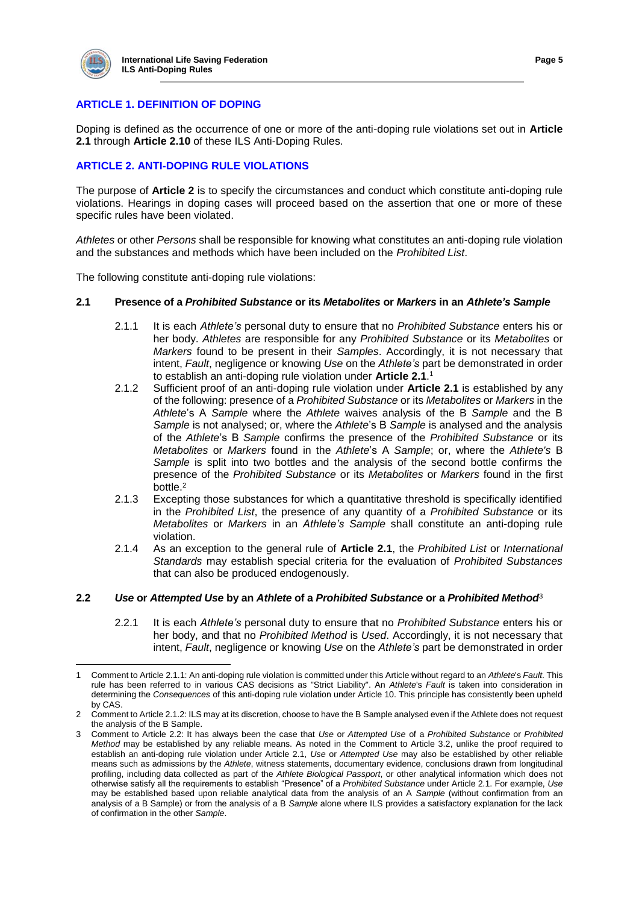## ARTICLE 1. DEFINITION OF DOPING

Doping is defined as the occurrence of one or more of the anti-doping rule violations set out in **Article 2.1** through **Article 2.10** of these ILS Anti-Doping Rules.

## ARTICLE 2. ANTI-DOPING RULE VIOLATIONS

The purpose of **Article 2** is to specify the circumstances and conduct which constitute anti-doping rule violations. Hearings in doping cases will proceed based on the assertion that one or more of these specific rules have been violated.

*Athletes* or other *Persons* shall be responsible for knowing what constitutes an anti-doping rule violation and the substances and methods which have been included on the *Prohibited List*.

The following constitute anti-doping rule violations:

### 2.1 Presence of a *Prohibited Substance* or its *Metabolites* or *Markers* in an *Athlete's Sample*

2.1.1 It is each *Athlete's* personal duty to ensure that no *Prohibited Substance* enters his or her body. *Athletes* are responsible for any *Prohibited Substance* or its *Metabolites* or *Markers* found to be present in their *Samples*. Accordingly, it is not necessary that intent, *Fault*, negligence or knowing *Use* on the *Athlete's* part be demonstrated in order to establish an anti-doping rule violation under **Article 2.1**.[1]

2.1.2 Sufficient proof of an anti-doping rule violation under **Article 2.1** is established by any of the following: presence of a *Prohibited Substance* or its *Metabolites* or *Markers* in the *Athlete*'s A *Sample* where the *Athlete* waives analysis of the B *Sample* and the B *Sample* is not analysed; or, where the *Athlete*'s B *Sample* is analysed and the analysis of the *Athlete*'s B *Sample* confirms the presence of the *Prohibited Substance* or its *Metabolites* or *Markers* found in the *Athlete*'s A *Sample*; or, where the *Athlete's* B *Sample* is split into two bottles and the analysis of the second bottle confirms the presence of the *Prohibited Substance* or its *Metabolites* or *Markers* found in the first bottle.[2]

2.1.3 Excepting those substances for which a quantitative threshold is specifically identified in the *Prohibited List*, the presence of any quantity of a *Prohibited Substance* or its *Metabolites* or *Markers* in an *Athlete's Sample* shall constitute an anti-doping rule violation.

2.1.4 As an exception to the general rule of **Article 2.1**, the *Prohibited List* or *International Standards* may establish special criteria for the evaluation of *Prohibited Substances* that can also be produced endogenously.

### 2.2 *Use* or *Attempted Use* by an *Athlete* of a *Prohibited Substance* or a *Prohibited Method*[3]

2.2.1 It is each *Athlete's* personal duty to ensure that no *Prohibited Substance* enters his or her body, and that no *Prohibited Method* is *Used*. Accordingly, it is not necessary that intent, *Fault*, negligence or knowing *Use* on the *Athlete's* part be demonstrated in order

---

1 Comment to Article 2.1.1: An anti-doping rule violation is committed under this Article without regard to an *Athlete*'s *Fault*. This rule has been referred to in various CAS decisions as "Strict Liability". An *Athlete*'s *Fault* is taken into consideration in determining the *Consequences* of this anti-doping rule violation under Article 10. This principle has consistently been upheld by CAS.

2 Comment to Article 2.1.2: ILS may at its discretion, choose to have the B Sample analysed even if the Athlete does not request the analysis of the B Sample.

3 Comment to Article 2.2: It has always been the case that *Use* or *Attempted Use* of a *Prohibited Substance* or *Prohibited Method* may be established by any reliable means. As noted in the Comment to Article 3.2, unlike the proof required to establish an anti-doping rule violation under Article 2.1, *Use* or *Attempted Use* may also be established by other reliable means such as admissions by the *Athlete*, witness statements, documentary evidence, conclusions drawn from longitudinal profiling, including data collected as part of the *Athlete Biological Passport*, or other analytical information which does not otherwise satisfy all the requirements to establish "Presence" of a *Prohibited Substance* under Article 2.1. For example, *Use* may be established based upon reliable analytical data from the analysis of an A *Sample* (without confirmation from an analysis of a B Sample) or from the analysis of a B *Sample* alone where ILS provides a satisfactory explanation for the lack of confirmation in the other *Sample*.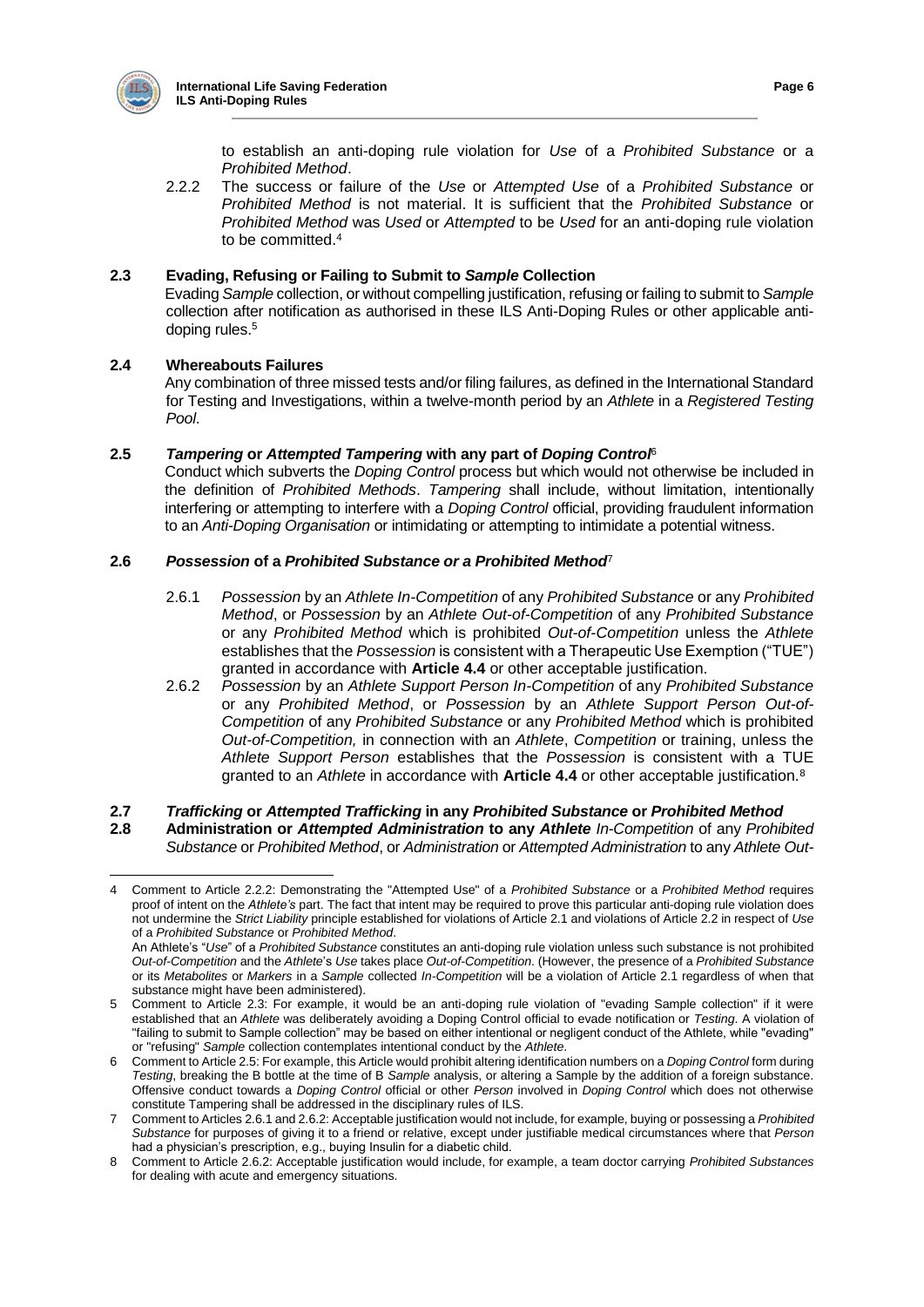to establish an anti-doping rule violation for *Use* of a *Prohibited Substance* or a *Prohibited Method*.

2.2.2 The success or failure of the *Use* or *Attempted Use* of a *Prohibited Substance* or *Prohibited Method* is not material. It is sufficient that the *Prohibited Substance* or *Prohibited Method* was *Used* or *Attempted* to be *Used* for an anti-doping rule violation to be committed.[4]

### 2.3 Evading, Refusing or Failing to Submit to *Sample* Collection

Evading *Sample* collection, or without compelling justification, refusing or failing to submit to *Sample* collection after notification as authorised in these ILS Anti-Doping Rules or other applicable anti-doping rules.[5]

### 2.4 Whereabouts Failures

Any combination of three missed tests and/or filing failures, as defined in the International Standard for Testing and Investigations, within a twelve-month period by an *Athlete* in a *Registered Testing Pool*.

### 2.5 *Tampering* or *Attempted Tampering* with any part of *Doping Control*[6]

Conduct which subverts the *Doping Control* process but which would not otherwise be included in the definition of *Prohibited Methods*. *Tampering* shall include, without limitation, intentionally interfering or attempting to interfere with a *Doping Control* official, providing fraudulent information to an *Anti-Doping Organisation* or intimidating or attempting to intimidate a potential witness.

### 2.6 *Possession* of a *Prohibited Substance or a Prohibited Method*[7]

2.6.1 *Possession* by an *Athlete In-Competition* of any *Prohibited Substance* or any *Prohibited Method*, or *Possession* by an *Athlete Out-of-Competition* of any *Prohibited Substance* or any *Prohibited Method* which is prohibited *Out-of-Competition* unless the *Athlete* establishes that the *Possession* is consistent with a Therapeutic Use Exemption ("TUE") granted in accordance with **Article 4.4** or other acceptable justification.

2.6.2 *Possession* by an *Athlete Support Person In-Competition* of any *Prohibited Substance* or any *Prohibited Method*, or *Possession* by an *Athlete Support Person Out-of-Competition* of any *Prohibited Substance* or any *Prohibited Method* which is prohibited *Out-of-Competition,* in connection with an *Athlete*, *Competition* or training, unless the *Athlete Support Person* establishes that the *Possession* is consistent with a TUE granted to an *Athlete* in accordance with **Article 4.4** or other acceptable justification.[8]

### 2.7 *Trafficking* or *Attempted Trafficking* in any *Prohibited Substance* or *Prohibited Method*

### 2.8 Administration or *Attempted Administration* to any *Athlete* *In-Competition* of any *Prohibited Substance* or *Prohibited Method*, or *Administration* or *Attempted Administration* to any *Athlete Out-*

---

4 Comment to Article 2.2.2: Demonstrating the "Attempted Use" of a *Prohibited Substance* or a *Prohibited Method* requires proof of intent on the *Athlete's* part. The fact that intent may be required to prove this particular anti-doping rule violation does not undermine the *Strict Liability* principle established for violations of Article 2.1 and violations of Article 2.2 in respect of *Use* of a *Prohibited Substance* or *Prohibited Method*.
An Athlete's "*Use*" of a *Prohibited Substance* constitutes an anti-doping rule violation unless such substance is not prohibited *Out-of-Competition* and the *Athlete*'s *Use* takes place *Out-of-Competition*. (However, the presence of a *Prohibited Substance* or its *Metabolites* or *Markers* in a *Sample* collected *In-Competition* will be a violation of Article 2.1 regardless of when that substance might have been administered).

5 Comment to Article 2.3: For example, it would be an anti-doping rule violation of "evading Sample collection" if it were established that an *Athlete* was deliberately avoiding a Doping Control official to evade notification or *Testing*. A violation of "failing to submit to Sample collection" may be based on either intentional or negligent conduct of the Athlete, while "evading" or "refusing" *Sample* collection contemplates intentional conduct by the *Athlete*.

6 Comment to Article 2.5: For example, this Article would prohibit altering identification numbers on a *Doping Control* form during *Testing*, breaking the B bottle at the time of B *Sample* analysis, or altering a Sample by the addition of a foreign substance. Offensive conduct towards a *Doping Control* official or other *Person* involved in *Doping Control* which does not otherwise constitute Tampering shall be addressed in the disciplinary rules of ILS.

7 Comment to Articles 2.6.1 and 2.6.2: Acceptable justification would not include, for example, buying or possessing a *Prohibited Substance* for purposes of giving it to a friend or relative, except under justifiable medical circumstances where that *Person* had a physician's prescription, e.g., buying Insulin for a diabetic child.

8 Comment to Article 2.6.2: Acceptable justification would include, for example, a team doctor carrying *Prohibited Substances* for dealing with acute and emergency situations.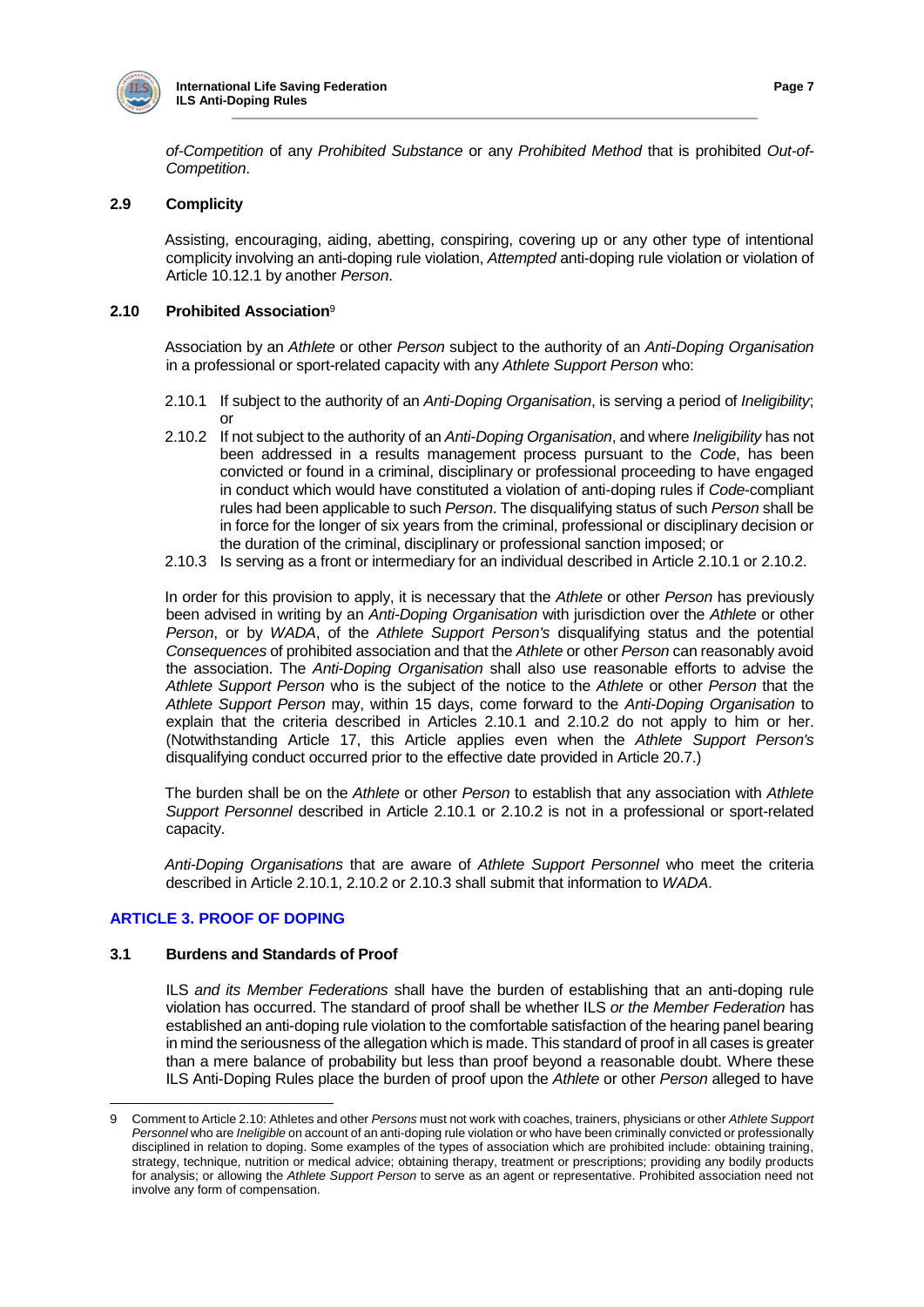*of-Competition* of any *Prohibited Substance* or any *Prohibited Method* that is prohibited *Out-of-Competition*.

### 2.9 Complicity

Assisting, encouraging, aiding, abetting, conspiring, covering up or any other type of intentional complicity involving an anti-doping rule violation, *Attempted* anti-doping rule violation or violation of Article 10.12.1 by another *Person*.

### 2.10 Prohibited Association[9]

Association by an *Athlete* or other *Person* subject to the authority of an *Anti-Doping Organisation* in a professional or sport-related capacity with any *Athlete Support Person* who:

2.10.1 If subject to the authority of an *Anti-Doping Organisation*, is serving a period of *Ineligibility*; or

2.10.2 If not subject to the authority of an *Anti-Doping Organisation*, and where *Ineligibility* has not been addressed in a results management process pursuant to the *Code*, has been convicted or found in a criminal, disciplinary or professional proceeding to have engaged in conduct which would have constituted a violation of anti-doping rules if *Code*-compliant rules had been applicable to such *Person*. The disqualifying status of such *Person* shall be in force for the longer of six years from the criminal, professional or disciplinary decision or the duration of the criminal, disciplinary or professional sanction imposed; or

2.10.3 Is serving as a front or intermediary for an individual described in Article 2.10.1 or 2.10.2.

In order for this provision to apply, it is necessary that the *Athlete* or other *Person* has previously been advised in writing by an *Anti-Doping Organisation* with jurisdiction over the *Athlete* or other *Person*, or by *WADA*, of the *Athlete Support Person's* disqualifying status and the potential *Consequences* of prohibited association and that the *Athlete* or other *Person* can reasonably avoid the association. The *Anti-Doping Organisation* shall also use reasonable efforts to advise the *Athlete Support Person* who is the subject of the notice to the *Athlete* or other *Person* that the *Athlete Support Person* may, within 15 days, come forward to the *Anti-Doping Organisation* to explain that the criteria described in Articles 2.10.1 and 2.10.2 do not apply to him or her. (Notwithstanding Article 17, this Article applies even when the *Athlete Support Person's* disqualifying conduct occurred prior to the effective date provided in Article 20.7.)

The burden shall be on the *Athlete* or other *Person* to establish that any association with *Athlete Support Personnel* described in Article 2.10.1 or 2.10.2 is not in a professional or sport-related capacity.

*Anti-Doping Organisations* that are aware of *Athlete Support Personnel* who meet the criteria described in Article 2.10.1, 2.10.2 or 2.10.3 shall submit that information to *WADA*.

## ARTICLE 3. PROOF OF DOPING

### 3.1 Burdens and Standards of Proof

ILS *and its Member Federations* shall have the burden of establishing that an anti-doping rule violation has occurred. The standard of proof shall be whether ILS *or the Member Federation* has established an anti-doping rule violation to the comfortable satisfaction of the hearing panel bearing in mind the seriousness of the allegation which is made. This standard of proof in all cases is greater than a mere balance of probability but less than proof beyond a reasonable doubt. Where these ILS Anti-Doping Rules place the burden of proof upon the *Athlete* or other *Person* alleged to have

---

[9] Comment to Article 2.10: Athletes and other *Persons* must not work with coaches, trainers, physicians or other *Athlete Support Personnel* who are *Ineligible* on account of an anti-doping rule violation or who have been criminally convicted or professionally disciplined in relation to doping. Some examples of the types of association which are prohibited include: obtaining training, strategy, technique, nutrition or medical advice; obtaining therapy, treatment or prescriptions; providing any bodily products for analysis; or allowing the *Athlete Support Person* to serve as an agent or representative. Prohibited association need not involve any form of compensation.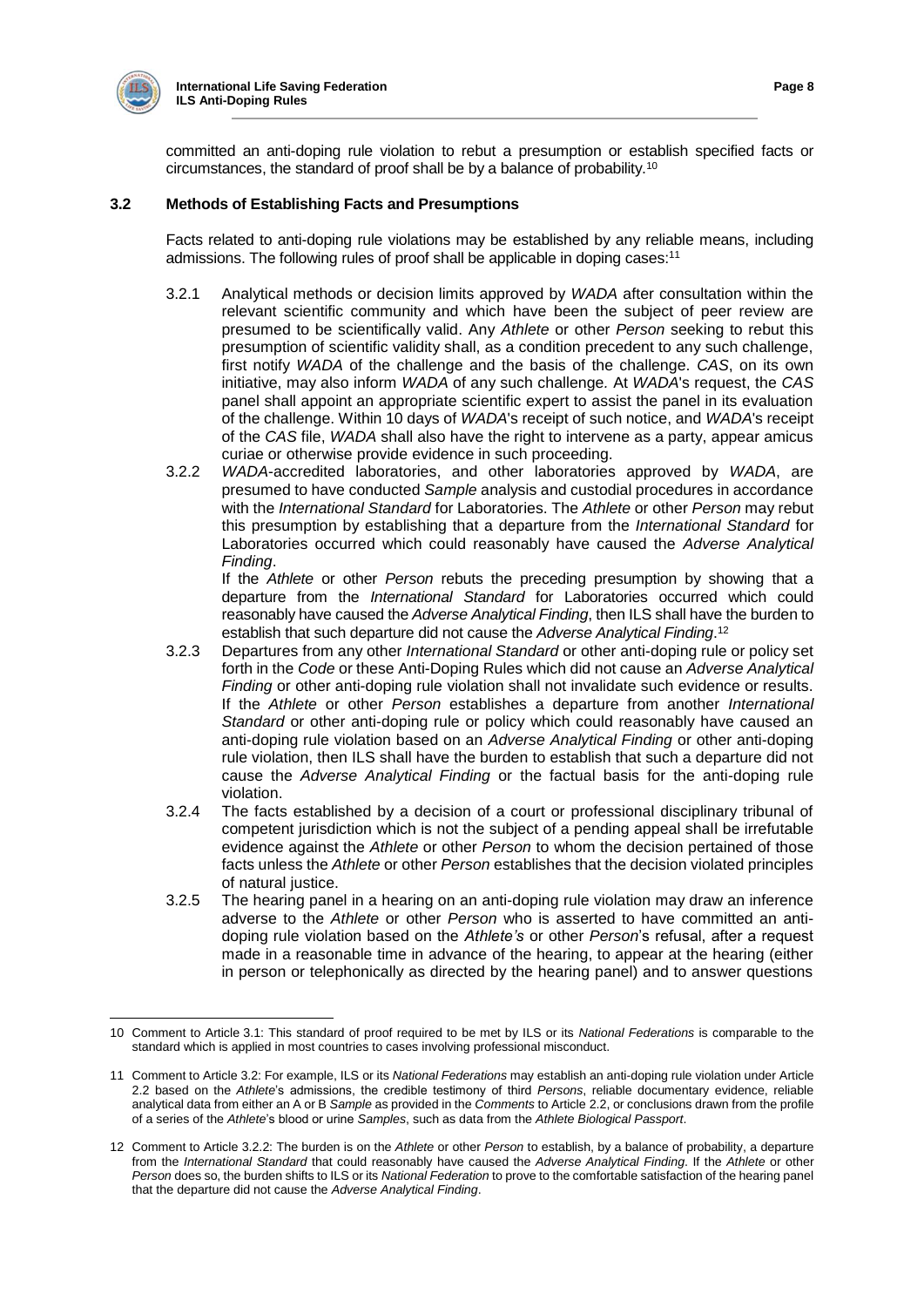committed an anti-doping rule violation to rebut a presumption or establish specified facts or circumstances, the standard of proof shall be by a balance of probability.[10]

### 3.2 Methods of Establishing Facts and Presumptions

Facts related to anti-doping rule violations may be established by any reliable means, including admissions. The following rules of proof shall be applicable in doping cases:[11]

3.2.1 Analytical methods or decision limits approved by *WADA* after consultation within the relevant scientific community and which have been the subject of peer review are presumed to be scientifically valid. Any *Athlete* or other *Person* seeking to rebut this presumption of scientific validity shall, as a condition precedent to any such challenge, first notify *WADA* of the challenge and the basis of the challenge. *CAS*, on its own initiative, may also inform *WADA* of any such challenge. At *WADA*'s request, the *CAS* panel shall appoint an appropriate scientific expert to assist the panel in its evaluation of the challenge. Within 10 days of *WADA*'s receipt of such notice, and *WADA*'s receipt of the *CAS* file, *WADA* shall also have the right to intervene as a party, appear amicus curiae or otherwise provide evidence in such proceeding.

3.2.2 *WADA*-accredited laboratories, and other laboratories approved by *WADA*, are presumed to have conducted *Sample* analysis and custodial procedures in accordance with the *International Standard* for Laboratories. The *Athlete* or other *Person* may rebut this presumption by establishing that a departure from the *International Standard* for Laboratories occurred which could reasonably have caused the *Adverse Analytical Finding*.

If the *Athlete* or other *Person* rebuts the preceding presumption by showing that a departure from the *International Standard* for Laboratories occurred which could reasonably have caused the *Adverse Analytical Finding*, then ILS shall have the burden to establish that such departure did not cause the *Adverse Analytical Finding*.[12]

3.2.3 Departures from any other *International Standard* or other anti-doping rule or policy set forth in the *Code* or these Anti-Doping Rules which did not cause an *Adverse Analytical Finding* or other anti-doping rule violation shall not invalidate such evidence or results. If the *Athlete* or other *Person* establishes a departure from another *International Standard* or other anti-doping rule or policy which could reasonably have caused an anti-doping rule violation based on an *Adverse Analytical Finding* or other anti-doping rule violation, then ILS shall have the burden to establish that such a departure did not cause the *Adverse Analytical Finding* or the factual basis for the anti-doping rule violation.

3.2.4 The facts established by a decision of a court or professional disciplinary tribunal of competent jurisdiction which is not the subject of a pending appeal shall be irrefutable evidence against the *Athlete* or other *Person* to whom the decision pertained of those facts unless the *Athlete* or other *Person* establishes that the decision violated principles of natural justice.

3.2.5 The hearing panel in a hearing on an anti-doping rule violation may draw an inference adverse to the *Athlete* or other *Person* who is asserted to have committed an anti-doping rule violation based on the *Athlete's* or other *Person*'s refusal, after a request made in a reasonable time in advance of the hearing, to appear at the hearing (either in person or telephonically as directed by the hearing panel) and to answer questions

---

10 Comment to Article 3.1: This standard of proof required to be met by ILS or its *National Federations* is comparable to the standard which is applied in most countries to cases involving professional misconduct.

11 Comment to Article 3.2: For example, ILS or its *National Federations* may establish an anti-doping rule violation under Article 2.2 based on the *Athlete*'s admissions, the credible testimony of third *Persons*, reliable documentary evidence, reliable analytical data from either an A or B *Sample* as provided in the *Comments* to Article 2.2, or conclusions drawn from the profile of a series of the *Athlete*'s blood or urine *Samples*, such as data from the *Athlete Biological Passport*.

12 Comment to Article 3.2.2: The burden is on the *Athlete* or other *Person* to establish, by a balance of probability, a departure from the *International Standard* that could reasonably have caused the *Adverse Analytical Finding*. If the *Athlete* or other *Person* does so, the burden shifts to ILS or its *National Federation* to prove to the comfortable satisfaction of the hearing panel that the departure did not cause the *Adverse Analytical Finding*.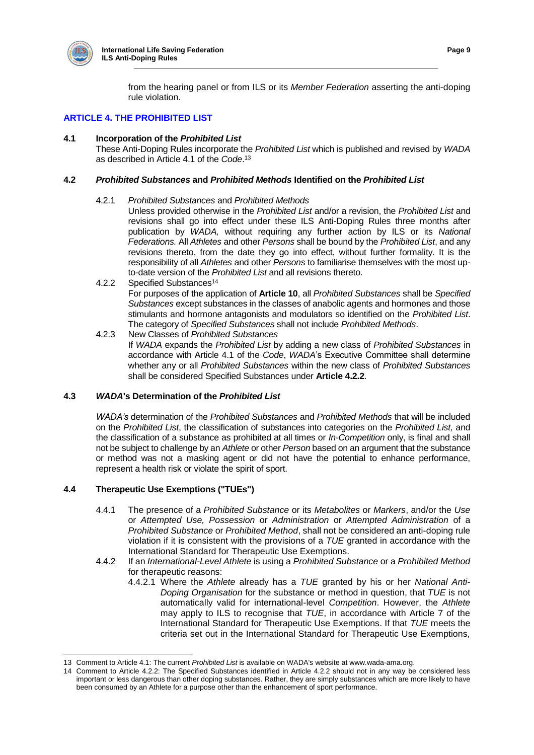from the hearing panel or from ILS or its *Member Federation* asserting the anti-doping rule violation.

## ARTICLE 4. THE PROHIBITED LIST

### 4.1 Incorporation of the *Prohibited List*

These Anti-Doping Rules incorporate the *Prohibited List* which is published and revised by *WADA* as described in Article 4.1 of the *Code*.[13]

### 4.2 *Prohibited Substances* and *Prohibited Methods* Identified on the *Prohibited List*

4.2.1 *Prohibited Substances* and *Prohibited Methods*

Unless provided otherwise in the *Prohibited List* and/or a revision, the *Prohibited List* and revisions shall go into effect under these ILS Anti-Doping Rules three months after publication by *WADA,* without requiring any further action by ILS or its *National Federations.* All *Athletes* and other *Persons* shall be bound by the *Prohibited List*, and any revisions thereto, from the date they go into effect, without further formality. It is the responsibility of all *Athletes* and other *Persons* to familiarise themselves with the most up-to-date version of the *Prohibited List* and all revisions thereto.

4.2.2 Specified Substances[14]

For purposes of the application of **Article 10**, all *Prohibited Substances* shall be *Specified Substances* except substances in the classes of anabolic agents and hormones and those stimulants and hormone antagonists and modulators so identified on the *Prohibited List*. The category of *Specified Substances* shall not include *Prohibited Methods*.

4.2.3 New Classes of *Prohibited Substances*

If *WADA* expands the *Prohibited List* by adding a new class of *Prohibited Substances* in accordance with Article 4.1 of the *Code*, *WADA*'s Executive Committee shall determine whether any or all *Prohibited Substances* within the new class of *Prohibited Substances* shall be considered Specified Substances under **Article 4.2.2**.

### 4.3 *WADA*'s Determination of the *Prohibited List*

*WADA's* determination of the *Prohibited Substances* and *Prohibited Methods* that will be included on the *Prohibited List*, the classification of substances into categories on the *Prohibited List,* and the classification of a substance as prohibited at all times or *In-Competition* only, is final and shall not be subject to challenge by an *Athlete* or other *Person* based on an argument that the substance or method was not a masking agent or did not have the potential to enhance performance, represent a health risk or violate the spirit of sport.

### 4.4 Therapeutic Use Exemptions ("TUEs")

4.4.1 The presence of a *Prohibited Substance* or its *Metabolites* or *Markers*, and/or the *Use* or *Attempted Use, Possession* or *Administration* or *Attempted Administration* of a *Prohibited Substance* or *Prohibited Method*, shall not be considered an anti-doping rule violation if it is consistent with the provisions of a *TUE* granted in accordance with the International Standard for Therapeutic Use Exemptions.

4.4.2 If an *International-Level Athlete* is using a *Prohibited Substance* or a *Prohibited Method* for therapeutic reasons:

4.4.2.1 Where the *Athlete* already has a *TUE* granted by his or her *National Anti-Doping Organisation* for the substance or method in question, that *TUE* is not automatically valid for international-level *Competition*. However, the *Athlete* may apply to ILS to recognise that *TUE*, in accordance with Article 7 of the International Standard for Therapeutic Use Exemptions. If that *TUE* meets the criteria set out in the International Standard for Therapeutic Use Exemptions,

---

13 Comment to Article 4.1: The current *Prohibited List* is available on WADA's website at www.wada-ama.org.

14 Comment to Article 4.2.2: The Specified Substances identified in Article 4.2.2 should not in any way be considered less important or less dangerous than other doping substances. Rather, they are simply substances which are more likely to have been consumed by an Athlete for a purpose other than the enhancement of sport performance.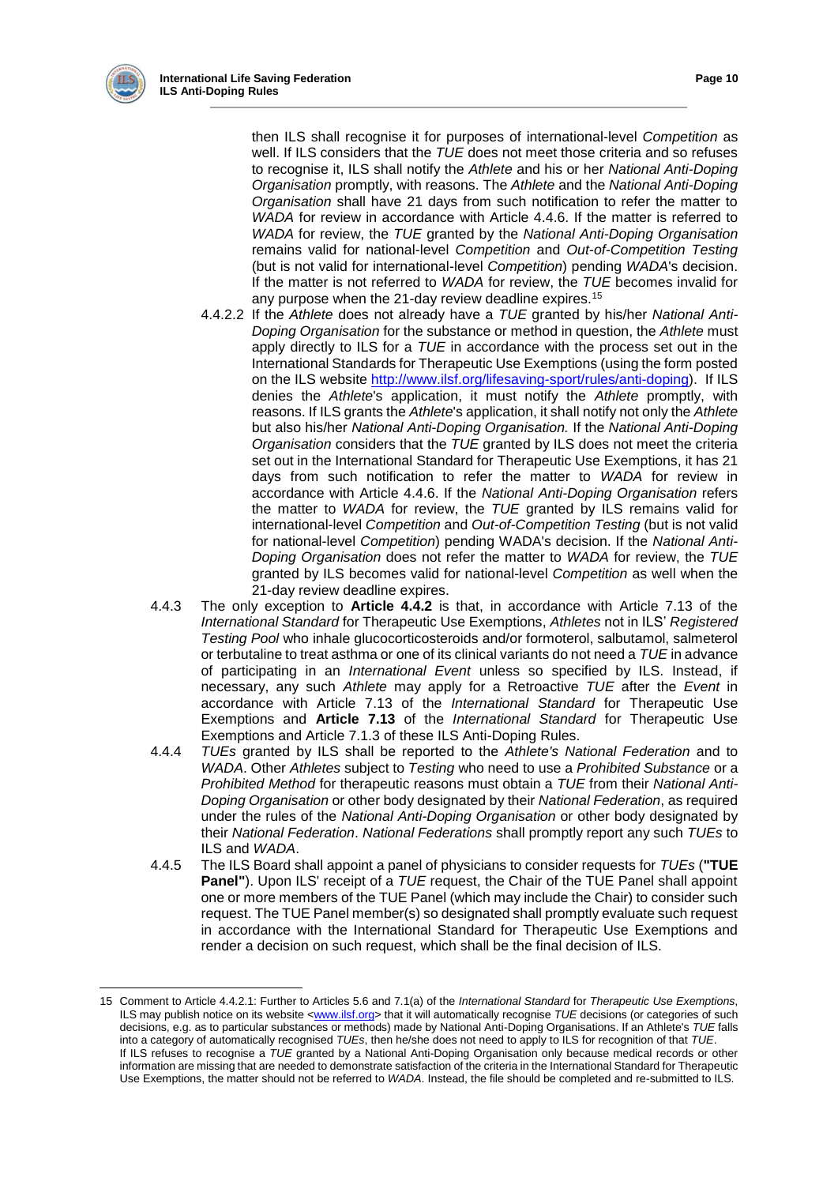then ILS shall recognise it for purposes of international-level *Competition* as well. If ILS considers that the *TUE* does not meet those criteria and so refuses to recognise it, ILS shall notify the *Athlete* and his or her *National Anti-Doping Organisation* promptly, with reasons. The *Athlete* and the *National Anti-Doping Organisation* shall have 21 days from such notification to refer the matter to *WADA* for review in accordance with Article 4.4.6. If the matter is referred to *WADA* for review, the *TUE* granted by the *National Anti-Doping Organisation* remains valid for national-level *Competition* and *Out-of-Competition Testing* (but is not valid for international-level *Competition*) pending *WADA*'s decision. If the matter is not referred to *WADA* for review, the *TUE* becomes invalid for any purpose when the 21-day review deadline expires.[15]

4.4.2.2 If the *Athlete* does not already have a *TUE* granted by his/her *National Anti-Doping Organisation* for the substance or method in question, the *Athlete* must apply directly to ILS for a *TUE* in accordance with the process set out in the International Standards for Therapeutic Use Exemptions (using the form posted on the ILS website http://www.ilsf.org/lifesaving-sport/rules/anti-doping). If ILS denies the *Athlete*'s application, it must notify the *Athlete* promptly, with reasons. If ILS grants the *Athlete*'s application, it shall notify not only the *Athlete* but also his/her *National Anti-Doping Organisation.* If the *National Anti-Doping Organisation* considers that the *TUE* granted by ILS does not meet the criteria set out in the International Standard for Therapeutic Use Exemptions, it has 21 days from such notification to refer the matter to *WADA* for review in accordance with Article 4.4.6. If the *National Anti-Doping Organisation* refers the matter to *WADA* for review, the *TUE* granted by ILS remains valid for international-level *Competition* and *Out-of-Competition Testing* (but is not valid for national-level *Competition*) pending WADA's decision. If the *National Anti-Doping Organisation* does not refer the matter to *WADA* for review, the *TUE* granted by ILS becomes valid for national-level *Competition* as well when the 21-day review deadline expires.

4.4.3 The only exception to **Article 4.4.2** is that, in accordance with Article 7.13 of the *International Standard* for Therapeutic Use Exemptions, *Athletes* not in ILS' *Registered Testing Pool* who inhale glucocorticosteroids and/or formoterol, salbutamol, salmeterol or terbutaline to treat asthma or one of its clinical variants do not need a *TUE* in advance of participating in an *International Event* unless so specified by ILS. Instead, if necessary, any such *Athlete* may apply for a Retroactive *TUE* after the *Event* in accordance with Article 7.13 of the *International Standard* for Therapeutic Use Exemptions and **Article 7.13** of the *International Standard* for Therapeutic Use Exemptions and Article 7.1.3 of these ILS Anti-Doping Rules.

4.4.4 *TUEs* granted by ILS shall be reported to the *Athlete's National Federation* and to *WADA*. Other *Athletes* subject to *Testing* who need to use a *Prohibited Substance* or a *Prohibited Method* for therapeutic reasons must obtain a *TUE* from their *National Anti-Doping Organisation* or other body designated by their *National Federation*, as required under the rules of the *National Anti-Doping Organisation* or other body designated by their *National Federation*. *National Federations* shall promptly report any such *TUEs* to ILS and *WADA*.

4.4.5 The ILS Board shall appoint a panel of physicians to consider requests for *TUEs* (**"TUE Panel"**). Upon ILS' receipt of a *TUE* request, the Chair of the TUE Panel shall appoint one or more members of the TUE Panel (which may include the Chair) to consider such request. The TUE Panel member(s) so designated shall promptly evaluate such request in accordance with the International Standard for Therapeutic Use Exemptions and render a decision on such request, which shall be the final decision of ILS.

---

15 Comment to Article 4.4.2.1: Further to Articles 5.6 and 7.1(a) of the *International Standard* for *Therapeutic Use Exemptions*, ILS may publish notice on its website <www.ilsf.org> that it will automatically recognise *TUE* decisions (or categories of such decisions, e.g. as to particular substances or methods) made by National Anti-Doping Organisations. If an Athlete's *TUE* falls into a category of automatically recognised *TUEs*, then he/she does not need to apply to ILS for recognition of that *TUE*.
If ILS refuses to recognise a *TUE* granted by a National Anti-Doping Organisation only because medical records or other information are missing that are needed to demonstrate satisfaction of the criteria in the International Standard for Therapeutic Use Exemptions, the matter should not be referred to *WADA*. Instead, the file should be completed and re-submitted to ILS.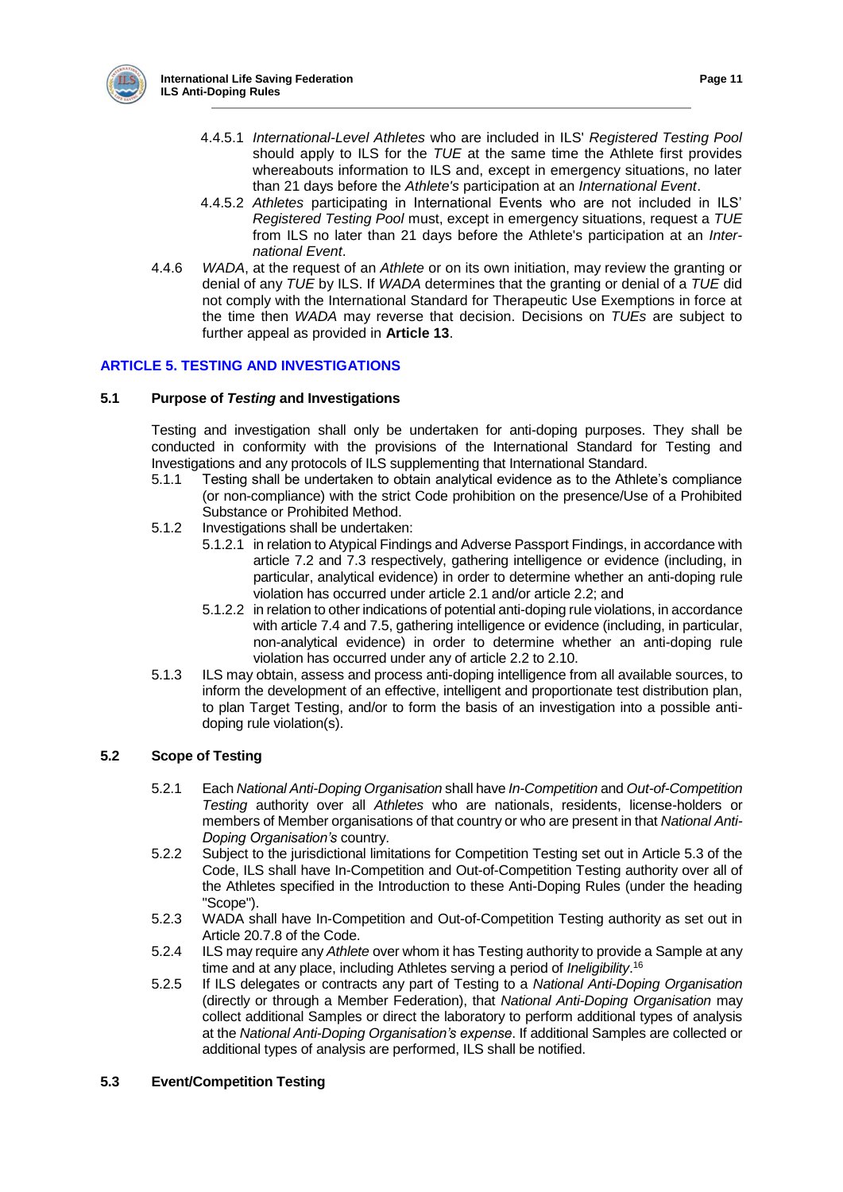4.4.5.1 *International-Level Athletes* who are included in ILS' *Registered Testing Pool* should apply to ILS for the *TUE* at the same time the Athlete first provides whereabouts information to ILS and, except in emergency situations, no later than 21 days before the *Athlete's* participation at an *International Event*.

4.4.5.2 *Athletes* participating in International Events who are not included in ILS' *Registered Testing Pool* must, except in emergency situations, request a *TUE* from ILS no later than 21 days before the Athlete's participation at an *International Event*.

4.4.6 *WADA*, at the request of an *Athlete* or on its own initiation, may review the granting or denial of any *TUE* by ILS. If *WADA* determines that the granting or denial of a *TUE* did not comply with the International Standard for Therapeutic Use Exemptions in force at the time then *WADA* may reverse that decision. Decisions on *TUEs* are subject to further appeal as provided in **Article 13**.

## ARTICLE 5. TESTING AND INVESTIGATIONS

### 5.1 Purpose of *Testing* and Investigations

Testing and investigation shall only be undertaken for anti-doping purposes. They shall be conducted in conformity with the provisions of the International Standard for Testing and Investigations and any protocols of ILS supplementing that International Standard.

5.1.1 Testing shall be undertaken to obtain analytical evidence as to the Athlete's compliance (or non-compliance) with the strict Code prohibition on the presence/Use of a Prohibited Substance or Prohibited Method.

5.1.2 Investigations shall be undertaken:

5.1.2.1 in relation to Atypical Findings and Adverse Passport Findings, in accordance with article 7.2 and 7.3 respectively, gathering intelligence or evidence (including, in particular, analytical evidence) in order to determine whether an anti-doping rule violation has occurred under article 2.1 and/or article 2.2; and

5.1.2.2 in relation to other indications of potential anti-doping rule violations, in accordance with article 7.4 and 7.5, gathering intelligence or evidence (including, in particular, non-analytical evidence) in order to determine whether an anti-doping rule violation has occurred under any of article 2.2 to 2.10.

5.1.3 ILS may obtain, assess and process anti-doping intelligence from all available sources, to inform the development of an effective, intelligent and proportionate test distribution plan, to plan Target Testing, and/or to form the basis of an investigation into a possible anti-doping rule violation(s).

### 5.2 Scope of Testing

5.2.1 Each *National Anti-Doping Organisation* shall have *In-Competition* and *Out-of-Competition Testing* authority over all *Athletes* who are nationals, residents, license-holders or members of Member organisations of that country or who are present in that *National Anti-Doping Organisation's* country.

5.2.2 Subject to the jurisdictional limitations for Competition Testing set out in Article 5.3 of the Code, ILS shall have In-Competition and Out-of-Competition Testing authority over all of the Athletes specified in the Introduction to these Anti-Doping Rules (under the heading "Scope").

5.2.3 WADA shall have In-Competition and Out-of-Competition Testing authority as set out in Article 20.7.8 of the Code.

5.2.4 ILS may require any *Athlete* over whom it has Testing authority to provide a Sample at any time and at any place, including Athletes serving a period of *Ineligibility*.[16]

5.2.5 If ILS delegates or contracts any part of Testing to a *National Anti-Doping Organisation* (directly or through a Member Federation), that *National Anti-Doping Organisation* may collect additional Samples or direct the laboratory to perform additional types of analysis at the *National Anti-Doping Organisation's expense*. If additional Samples are collected or additional types of analysis are performed, ILS shall be notified.

### 5.3 Event/Competition Testing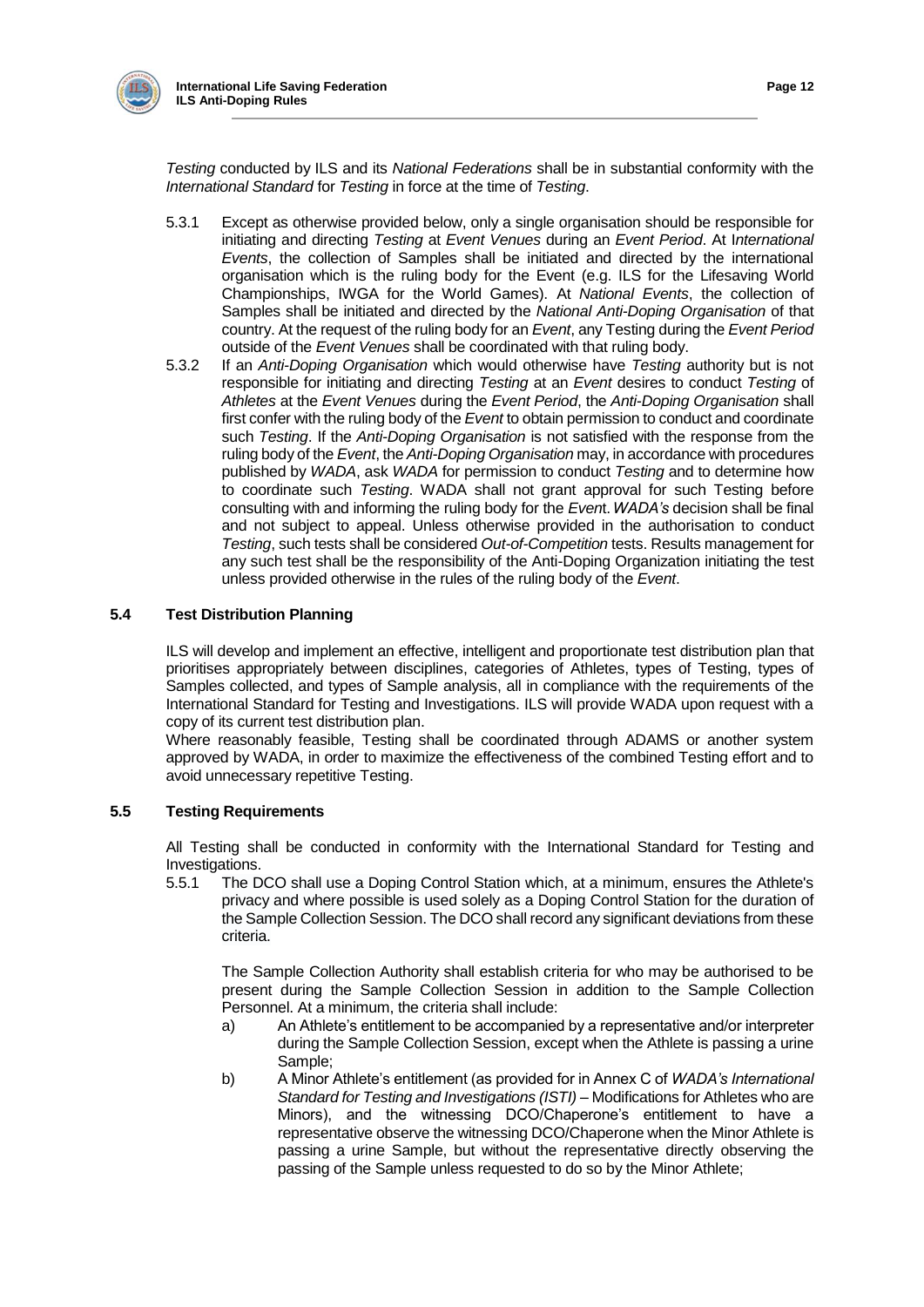*Testing* conducted by ILS and its *National Federations* shall be in substantial conformity with the *International Standard* for *Testing* in force at the time of *Testing*.

5.3.1 Except as otherwise provided below, only a single organisation should be responsible for initiating and directing *Testing* at *Event Venues* during an *Event Period*. At I*nternational Events*, the collection of Samples shall be initiated and directed by the international organisation which is the ruling body for the Event (e.g. ILS for the Lifesaving World Championships, IWGA for the World Games). At *National Events*, the collection of Samples shall be initiated and directed by the *National Anti-Doping Organisation* of that country. At the request of the ruling body for an *Event*, any Testing during the *Event Period* outside of the *Event Venues* shall be coordinated with that ruling body.

5.3.2 If an *Anti-Doping Organisation* which would otherwise have *Testing* authority but is not responsible for initiating and directing *Testing* at an *Event* desires to conduct *Testing* of *Athletes* at the *Event Venues* during the *Event Period*, the *Anti-Doping Organisation* shall first confer with the ruling body of the *Event* to obtain permission to conduct and coordinate such *Testing*. If the *Anti-Doping Organisation* is not satisfied with the response from the ruling body of the *Event*, the *Anti-Doping Organisation* may, in accordance with procedures published by *WADA*, ask *WADA* for permission to conduct *Testing* and to determine how to coordinate such *Testing*. WADA shall not grant approval for such Testing before consulting with and informing the ruling body for the *Even*t. *WADA's* decision shall be final and not subject to appeal. Unless otherwise provided in the authorisation to conduct *Testing*, such tests shall be considered *Out-of-Competition* tests. Results management for any such test shall be the responsibility of the Anti-Doping Organization initiating the test unless provided otherwise in the rules of the ruling body of the *Event*.

### 5.4 Test Distribution Planning

ILS will develop and implement an effective, intelligent and proportionate test distribution plan that prioritises appropriately between disciplines, categories of Athletes, types of Testing, types of Samples collected, and types of Sample analysis, all in compliance with the requirements of the International Standard for Testing and Investigations. ILS will provide WADA upon request with a copy of its current test distribution plan.

Where reasonably feasible, Testing shall be coordinated through ADAMS or another system approved by WADA, in order to maximize the effectiveness of the combined Testing effort and to avoid unnecessary repetitive Testing.

### 5.5 Testing Requirements

All Testing shall be conducted in conformity with the International Standard for Testing and Investigations.

5.5.1 The DCO shall use a Doping Control Station which, at a minimum, ensures the Athlete's privacy and where possible is used solely as a Doping Control Station for the duration of the Sample Collection Session. The DCO shall record any significant deviations from these criteria.

The Sample Collection Authority shall establish criteria for who may be authorised to be present during the Sample Collection Session in addition to the Sample Collection Personnel. At a minimum, the criteria shall include:

a) An Athlete's entitlement to be accompanied by a representative and/or interpreter during the Sample Collection Session, except when the Athlete is passing a urine Sample;

b) A Minor Athlete's entitlement (as provided for in Annex C of *WADA's International Standard for Testing and Investigations (ISTI)* – Modifications for Athletes who are Minors), and the witnessing DCO/Chaperone's entitlement to have a representative observe the witnessing DCO/Chaperone when the Minor Athlete is passing a urine Sample, but without the representative directly observing the passing of the Sample unless requested to do so by the Minor Athlete;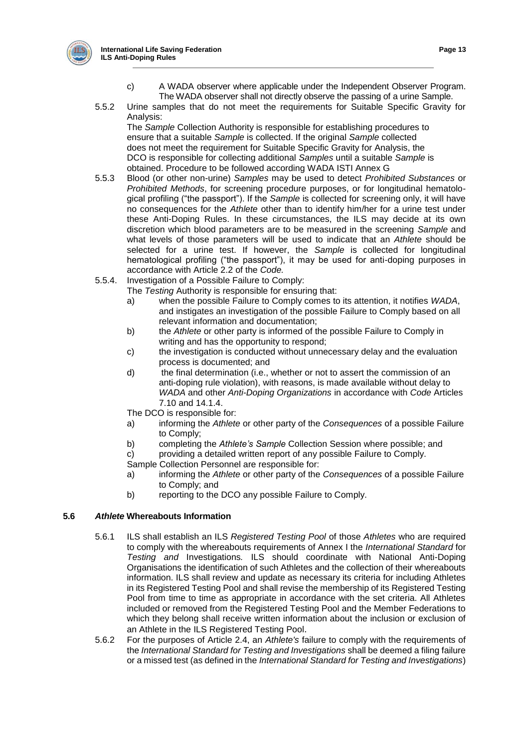c) A WADA observer where applicable under the Independent Observer Program. The WADA observer shall not directly observe the passing of a urine Sample.

5.5.2 Urine samples that do not meet the requirements for Suitable Specific Gravity for Analysis:
The *Sample* Collection Authority is responsible for establishing procedures to ensure that a suitable *Sample* is collected. If the original *Sample* collected does not meet the requirement for Suitable Specific Gravity for Analysis, the DCO is responsible for collecting additional *Samples* until a suitable *Sample* is obtained. Procedure to be followed according WADA ISTI Annex G

5.5.3 Blood (or other non-urine) *Samples* may be used to detect *Prohibited Substances* or *Prohibited Methods*, for screening procedure purposes, or for longitudinal hematological profiling ("the passport"). If the *Sample* is collected for screening only, it will have no consequences for the *Athlete* other than to identify him/her for a urine test under these Anti-Doping Rules. In these circumstances, the ILS may decide at its own discretion which blood parameters are to be measured in the screening *Sample* and what levels of those parameters will be used to indicate that an *Athlete* should be selected for a urine test. If however, the *Sample* is collected for longitudinal hematological profiling ("the passport"), it may be used for anti-doping purposes in accordance with Article 2.2 of the *Code.*

5.5.4. Investigation of a Possible Failure to Comply:
The *Testing* Authority is responsible for ensuring that:

a) when the possible Failure to Comply comes to its attention, it notifies *WADA*, and instigates an investigation of the possible Failure to Comply based on all relevant information and documentation;
b) the *Athlete* or other party is informed of the possible Failure to Comply in writing and has the opportunity to respond;
c) the investigation is conducted without unnecessary delay and the evaluation process is documented; and
d) the final determination (i.e., whether or not to assert the commission of an anti-doping rule violation), with reasons, is made available without delay to *WADA* and other *Anti-Doping Organizations* in accordance with *Code* Articles 7.10 and 14.1.4.

The DCO is responsible for:

a) informing the *Athlete* or other party of the *Consequences* of a possible Failure to Comply;
b) completing the *Athlete's Sample* Collection Session where possible; and
c) providing a detailed written report of any possible Failure to Comply.

Sample Collection Personnel are responsible for:

a) informing the *Athlete* or other party of the *Consequences* of a possible Failure to Comply; and
b) reporting to the DCO any possible Failure to Comply.

### 5.6 *Athlete* Whereabouts Information

5.6.1 ILS shall establish an ILS *Registered Testing Pool* of those *Athletes* who are required to comply with the whereabouts requirements of Annex I the *International Standard* for *Testing and* Investigations*.* ILS should coordinate with National Anti-Doping Organisations the identification of such Athletes and the collection of their whereabouts information. ILS shall review and update as necessary its criteria for including Athletes in its Registered Testing Pool and shall revise the membership of its Registered Testing Pool from time to time as appropriate in accordance with the set criteria. All Athletes included or removed from the Registered Testing Pool and the Member Federations to which they belong shall receive written information about the inclusion or exclusion of an Athlete in the ILS Registered Testing Pool.

5.6.2 For the purposes of Article 2.4, an *Athlete's* failure to comply with the requirements of the *International Standard for Testing and Investigations* shall be deemed a filing failure or a missed test (as defined in the *International Standard for Testing and Investigations*)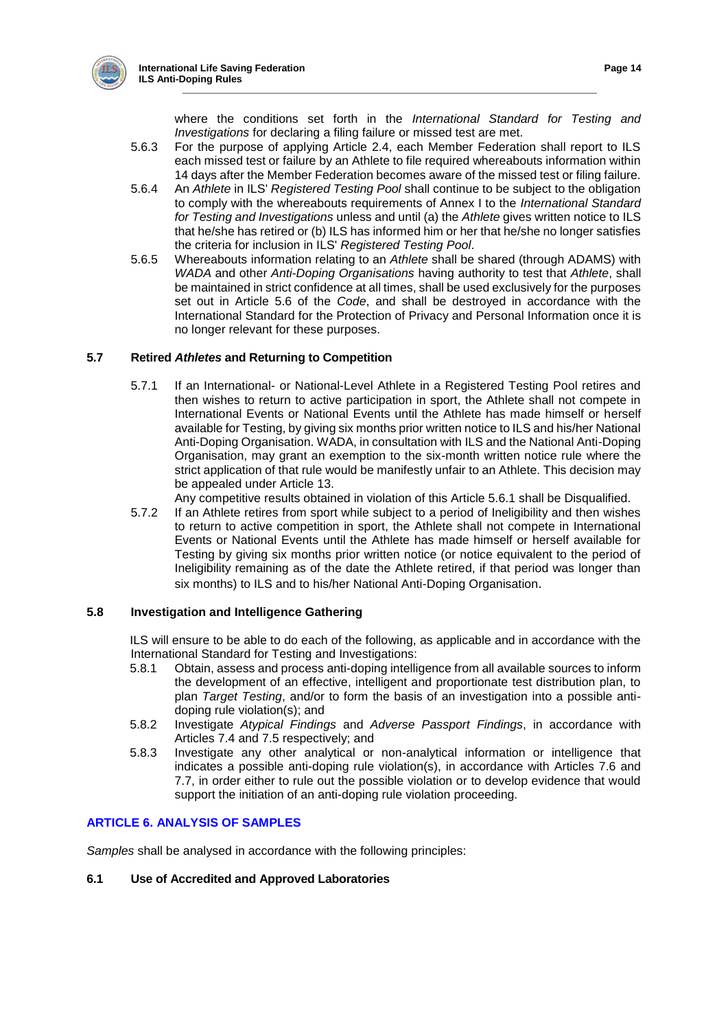where the conditions set forth in the *International Standard for Testing and Investigations* for declaring a filing failure or missed test are met.

5.6.3 For the purpose of applying Article 2.4, each Member Federation shall report to ILS each missed test or failure by an Athlete to file required whereabouts information within 14 days after the Member Federation becomes aware of the missed test or filing failure.

5.6.4 An *Athlete* in ILS' *Registered Testing Pool* shall continue to be subject to the obligation to comply with the whereabouts requirements of Annex I to the *International Standard for Testing and Investigations* unless and until (a) the *Athlete* gives written notice to ILS that he/she has retired or (b) ILS has informed him or her that he/she no longer satisfies the criteria for inclusion in ILS' *Registered Testing Pool*.

5.6.5 Whereabouts information relating to an *Athlete* shall be shared (through ADAMS) with *WADA* and other *Anti-Doping Organisations* having authority to test that *Athlete*, shall be maintained in strict confidence at all times, shall be used exclusively for the purposes set out in Article 5.6 of the *Code*, and shall be destroyed in accordance with the International Standard for the Protection of Privacy and Personal Information once it is no longer relevant for these purposes.

### 5.7 Retired *Athletes* and Returning to Competition

5.7.1 If an International- or National-Level Athlete in a Registered Testing Pool retires and then wishes to return to active participation in sport, the Athlete shall not compete in International Events or National Events until the Athlete has made himself or herself available for Testing, by giving six months prior written notice to ILS and his/her National Anti-Doping Organisation. WADA, in consultation with ILS and the National Anti-Doping Organisation, may grant an exemption to the six-month written notice rule where the strict application of that rule would be manifestly unfair to an Athlete. This decision may be appealed under Article 13.

Any competitive results obtained in violation of this Article 5.6.1 shall be Disqualified.

5.7.2 If an Athlete retires from sport while subject to a period of Ineligibility and then wishes to return to active competition in sport, the Athlete shall not compete in International Events or National Events until the Athlete has made himself or herself available for Testing by giving six months prior written notice (or notice equivalent to the period of Ineligibility remaining as of the date the Athlete retired, if that period was longer than six months) to ILS and to his/her National Anti-Doping Organisation.

### 5.8 Investigation and Intelligence Gathering

ILS will ensure to be able to do each of the following, as applicable and in accordance with the International Standard for Testing and Investigations:

5.8.1 Obtain, assess and process anti-doping intelligence from all available sources to inform the development of an effective, intelligent and proportionate test distribution plan, to plan *Target Testing*, and/or to form the basis of an investigation into a possible anti-doping rule violation(s); and

5.8.2 Investigate *Atypical Findings* and *Adverse Passport Findings*, in accordance with Articles 7.4 and 7.5 respectively; and

5.8.3 Investigate any other analytical or non-analytical information or intelligence that indicates a possible anti-doping rule violation(s), in accordance with Articles 7.6 and 7.7, in order either to rule out the possible violation or to develop evidence that would support the initiation of an anti-doping rule violation proceeding.

## ARTICLE 6. ANALYSIS OF SAMPLES

*Samples* shall be analysed in accordance with the following principles:

### 6.1 Use of Accredited and Approved Laboratories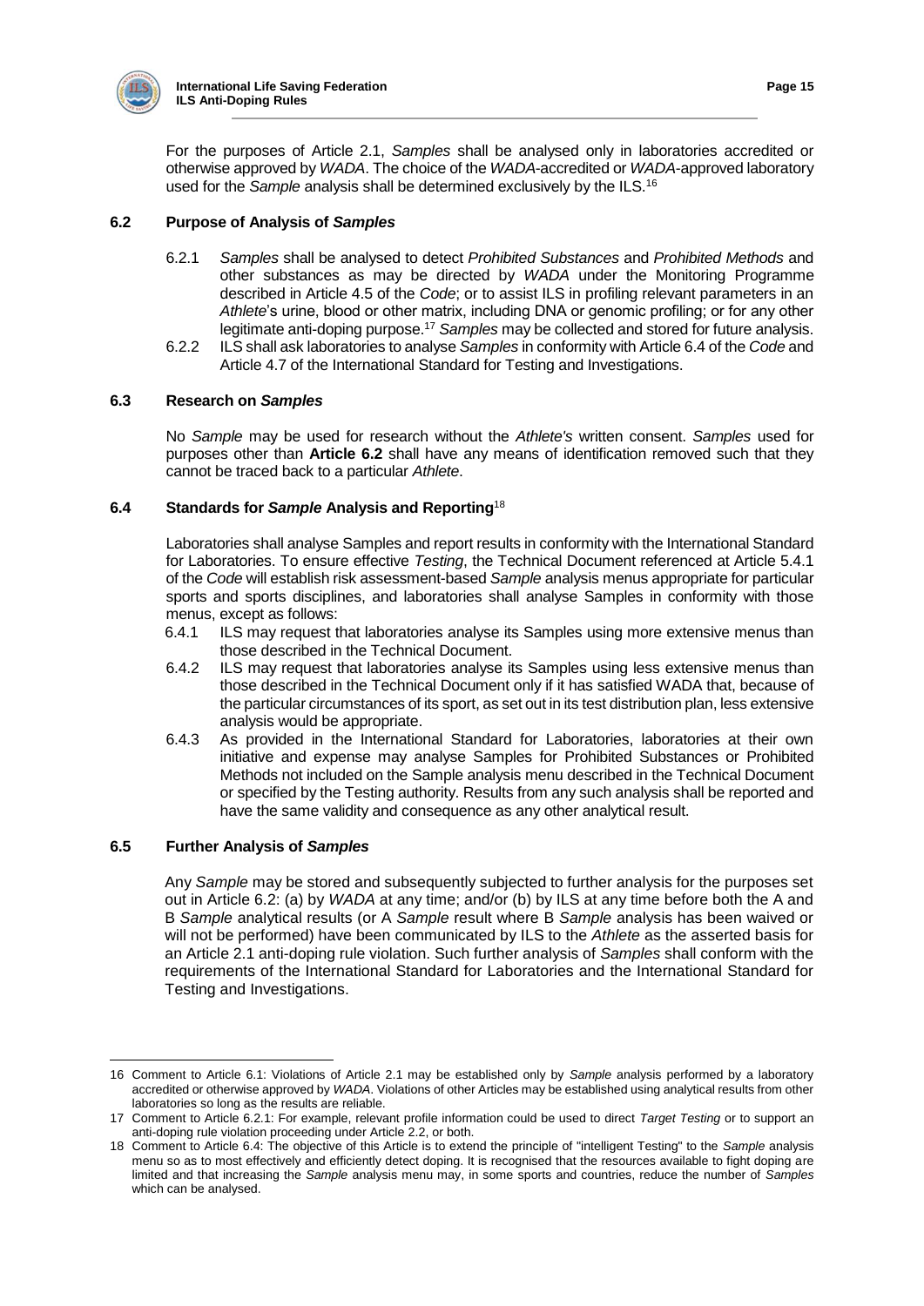For the purposes of Article 2.1, *Samples* shall be analysed only in laboratories accredited or otherwise approved by *WADA*. The choice of the *WADA*-accredited or *WADA*-approved laboratory used for the *Sample* analysis shall be determined exclusively by the ILS.[16]

### 6.2 Purpose of Analysis of *Samples*

6.2.1 *Samples* shall be analysed to detect *Prohibited Substances* and *Prohibited Methods* and other substances as may be directed by *WADA* under the Monitoring Programme described in Article 4.5 of the *Code*; or to assist ILS in profiling relevant parameters in an *Athlete*'s urine, blood or other matrix, including DNA or genomic profiling; or for any other legitimate anti-doping purpose.[17] *Samples* may be collected and stored for future analysis.

6.2.2 ILS shall ask laboratories to analyse *Samples* in conformity with Article 6.4 of the *Code* and Article 4.7 of the International Standard for Testing and Investigations.

### 6.3 Research on *Samples*

No *Sample* may be used for research without the *Athlete's* written consent. *Samples* used for purposes other than **Article 6.2** shall have any means of identification removed such that they cannot be traced back to a particular *Athlete*.

### 6.4 Standards for *Sample* Analysis and Reporting[18]

Laboratories shall analyse Samples and report results in conformity with the International Standard for Laboratories. To ensure effective *Testing*, the Technical Document referenced at Article 5.4.1 of the *Code* will establish risk assessment-based *Sample* analysis menus appropriate for particular sports and sports disciplines, and laboratories shall analyse Samples in conformity with those menus, except as follows:

6.4.1 ILS may request that laboratories analyse its Samples using more extensive menus than those described in the Technical Document.

6.4.2 ILS may request that laboratories analyse its Samples using less extensive menus than those described in the Technical Document only if it has satisfied WADA that, because of the particular circumstances of its sport, as set out in its test distribution plan, less extensive analysis would be appropriate.

6.4.3 As provided in the International Standard for Laboratories, laboratories at their own initiative and expense may analyse Samples for Prohibited Substances or Prohibited Methods not included on the Sample analysis menu described in the Technical Document or specified by the Testing authority. Results from any such analysis shall be reported and have the same validity and consequence as any other analytical result.

### 6.5 Further Analysis of *Samples*

Any *Sample* may be stored and subsequently subjected to further analysis for the purposes set out in Article 6.2: (a) by *WADA* at any time; and/or (b) by ILS at any time before both the A and B *Sample* analytical results (or A *Sample* result where B *Sample* analysis has been waived or will not be performed) have been communicated by ILS to the *Athlete* as the asserted basis for an Article 2.1 anti-doping rule violation. Such further analysis of *Samples* shall conform with the requirements of the International Standard for Laboratories and the International Standard for Testing and Investigations.

---

16 Comment to Article 6.1: Violations of Article 2.1 may be established only by *Sample* analysis performed by a laboratory accredited or otherwise approved by *WADA*. Violations of other Articles may be established using analytical results from other laboratories so long as the results are reliable.

17 Comment to Article 6.2.1: For example, relevant profile information could be used to direct *Target Testing* or to support an anti-doping rule violation proceeding under Article 2.2, or both.

18 Comment to Article 6.4: The objective of this Article is to extend the principle of "intelligent Testing" to the *Sample* analysis menu so as to most effectively and efficiently detect doping. It is recognised that the resources available to fight doping are limited and that increasing the *Sample* analysis menu may, in some sports and countries, reduce the number of *Samples* which can be analysed.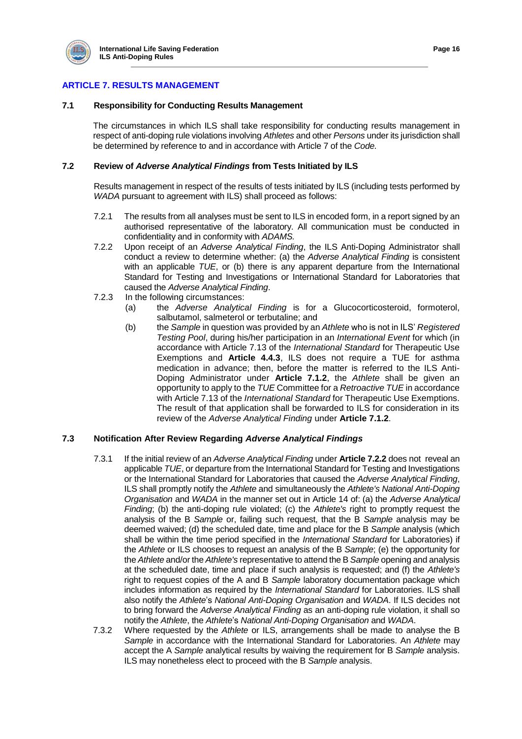## ARTICLE 7. RESULTS MANAGEMENT

### 7.1 Responsibility for Conducting Results Management

The circumstances in which ILS shall take responsibility for conducting results management in respect of anti-doping rule violations involving *Athletes* and other *Persons* under its jurisdiction shall be determined by reference to and in accordance with Article 7 of the *Code.*

### 7.2 Review of *Adverse Analytical Findings* from Tests Initiated by ILS

Results management in respect of the results of tests initiated by ILS (including tests performed by *WADA* pursuant to agreement with ILS) shall proceed as follows:

7.2.1 The results from all analyses must be sent to ILS in encoded form, in a report signed by an authorised representative of the laboratory. All communication must be conducted in confidentiality and in conformity with *ADAMS.*

7.2.2 Upon receipt of an *Adverse Analytical Finding*, the ILS Anti-Doping Administrator shall conduct a review to determine whether: (a) the *Adverse Analytical Finding* is consistent with an applicable *TUE*, or (b) there is any apparent departure from the International Standard for Testing and Investigations or International Standard for Laboratories that caused the *Adverse Analytical Finding*.

7.2.3 In the following circumstances:

(a) the *Adverse Analytical Finding* is for a Glucocorticosteroid, formoterol, salbutamol, salmeterol or terbutaline; and

(b) the *Sample* in question was provided by an *Athlete* who is not in ILS' *Registered Testing Pool*, during his/her participation in an *International Event* for which (in accordance with Article 7.13 of the *International Standard* for Therapeutic Use Exemptions and **Article 4.4.3**, ILS does not require a TUE for asthma medication in advance; then, before the matter is referred to the ILS Anti-Doping Administrator under **Article 7.1.2**, the *Athlete* shall be given an opportunity to apply to the *TUE* Committee for a *Retroactive TUE* in accordance with Article 7.13 of the *International Standard* for Therapeutic Use Exemptions. The result of that application shall be forwarded to ILS for consideration in its review of the *Adverse Analytical Finding* under **Article 7.1.2**.

### 7.3 Notification After Review Regarding *Adverse Analytical Findings*

7.3.1 If the initial review of an *Adverse Analytical Finding* under **Article 7.2.2** does not reveal an applicable *TUE*, or departure from the International Standard for Testing and Investigations or the International Standard for Laboratories that caused the *Adverse Analytical Finding*, ILS shall promptly notify the *Athlete* and simultaneously the *Athlete's National Anti-Doping Organisation* and *WADA* in the manner set out in Article 14 of: (a) the *Adverse Analytical Finding*; (b) the anti-doping rule violated; (c) the *Athlete's* right to promptly request the analysis of the B *Sample* or, failing such request, that the B *Sample* analysis may be deemed waived; (d) the scheduled date, time and place for the B *Sample* analysis (which shall be within the time period specified in the *International Standard* for Laboratories) if the *Athlete* or ILS chooses to request an analysis of the B *Sample*; (e) the opportunity for the *Athlete* and/or the *Athlete's* representative to attend the B *Sample* opening and analysis at the scheduled date, time and place if such analysis is requested; and (f) the *Athlete's* right to request copies of the A and B *Sample* laboratory documentation package which includes information as required by the *International Standard* for Laboratories. ILS shall also notify the *Athlete*'s *National Anti-Doping Organisation* and *WADA*. If ILS decides not to bring forward the *Adverse Analytical Finding* as an anti-doping rule violation, it shall so notify the *Athlete*, the *Athlete*'s *National Anti-Doping Organisation* and *WADA*.

7.3.2 Where requested by the *Athlete* or ILS, arrangements shall be made to analyse the B *Sample* in accordance with the International Standard for Laboratories. An *Athlete* may accept the A *Sample* analytical results by waiving the requirement for B *Sample* analysis. ILS may nonetheless elect to proceed with the B *Sample* analysis.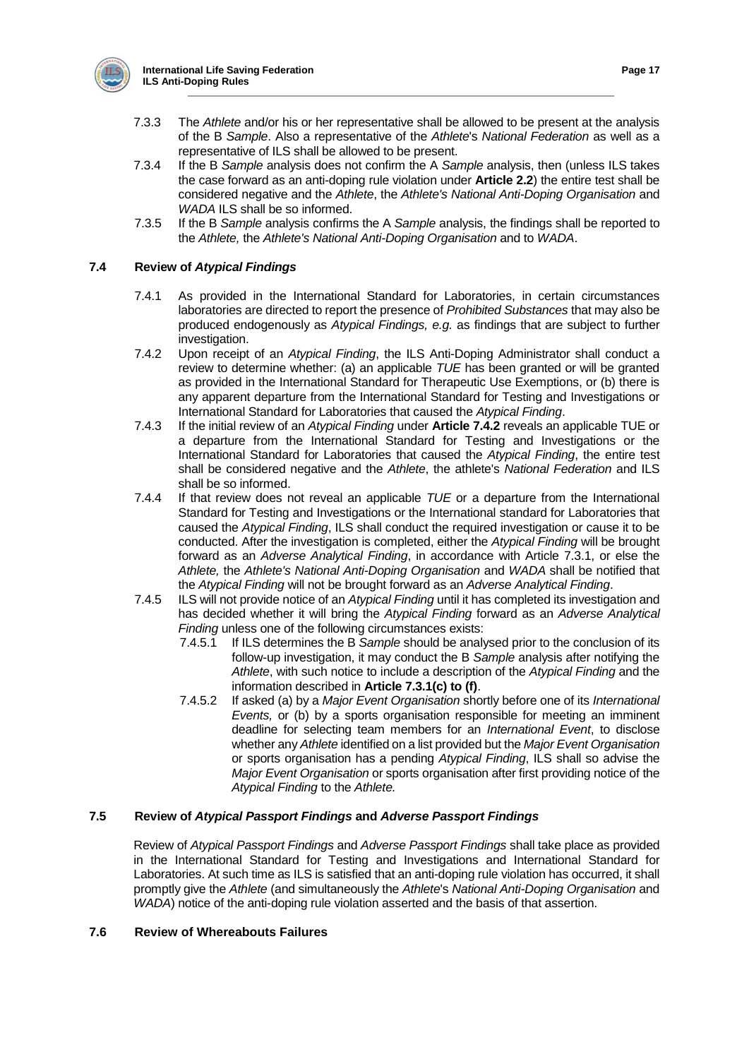7.3.3 The *Athlete* and/or his or her representative shall be allowed to be present at the analysis of the B *Sample*. Also a representative of the *Athlete*'s *National Federation* as well as a representative of ILS shall be allowed to be present.

7.3.4 If the B *Sample* analysis does not confirm the A *Sample* analysis, then (unless ILS takes the case forward as an anti-doping rule violation under **Article 2.2**) the entire test shall be considered negative and the *Athlete*, the *Athlete's National Anti-Doping Organisation* and *WADA* ILS shall be so informed.

7.3.5 If the B *Sample* analysis confirms the A *Sample* analysis, the findings shall be reported to the *Athlete,* the *Athlete's National Anti-Doping Organisation* and to *WADA*.

### 7.4 Review of *Atypical Findings*

7.4.1 As provided in the International Standard for Laboratories, in certain circumstances laboratories are directed to report the presence of *Prohibited Substances* that may also be produced endogenously as *Atypical Findings, e.g.* as findings that are subject to further investigation.

7.4.2 Upon receipt of an *Atypical Finding*, the ILS Anti-Doping Administrator shall conduct a review to determine whether: (a) an applicable *TUE* has been granted or will be granted as provided in the International Standard for Therapeutic Use Exemptions, or (b) there is any apparent departure from the International Standard for Testing and Investigations or International Standard for Laboratories that caused the *Atypical Finding*.

7.4.3 If the initial review of an *Atypical Finding* under **Article 7.4.2** reveals an applicable TUE or a departure from the International Standard for Testing and Investigations or the International Standard for Laboratories that caused the *Atypical Finding*, the entire test shall be considered negative and the *Athlete*, the athlete's *National Federation* and ILS shall be so informed.

7.4.4 If that review does not reveal an applicable *TUE* or a departure from the International Standard for Testing and Investigations or the International standard for Laboratories that caused the *Atypical Finding*, ILS shall conduct the required investigation or cause it to be conducted. After the investigation is completed, either the *Atypical Finding* will be brought forward as an *Adverse Analytical Finding*, in accordance with Article 7.3.1, or else the *Athlete,* the *Athlete's National Anti-Doping Organisation* and *WADA* shall be notified that the *Atypical Finding* will not be brought forward as an *Adverse Analytical Finding*.

7.4.5 ILS will not provide notice of an *Atypical Finding* until it has completed its investigation and has decided whether it will bring the *Atypical Finding* forward as an *Adverse Analytical Finding* unless one of the following circumstances exists:

7.4.5.1 If ILS determines the B *Sample* should be analysed prior to the conclusion of its follow-up investigation, it may conduct the B *Sample* analysis after notifying the *Athlete*, with such notice to include a description of the *Atypical Finding* and the information described in **Article 7.3.1(c) to (f)**.

7.4.5.2 If asked (a) by a *Major Event Organisation* shortly before one of its *International Events,* or (b) by a sports organisation responsible for meeting an imminent deadline for selecting team members for an *International Event*, to disclose whether any *Athlete* identified on a list provided but the *Major Event Organisation* or sports organisation has a pending *Atypical Finding*, ILS shall so advise the *Major Event Organisation* or sports organisation after first providing notice of the *Atypical Finding* to the *Athlete.*

### 7.5 Review of *Atypical Passport Findings* and *Adverse Passport Findings*

Review of *Atypical Passport Findings* and *Adverse Passport Findings* shall take place as provided in the International Standard for Testing and Investigations and International Standard for Laboratories. At such time as ILS is satisfied that an anti-doping rule violation has occurred, it shall promptly give the *Athlete* (and simultaneously the *Athlete*'s *National Anti-Doping Organisation* and *WADA*) notice of the anti-doping rule violation asserted and the basis of that assertion.

### 7.6 Review of Whereabouts Failures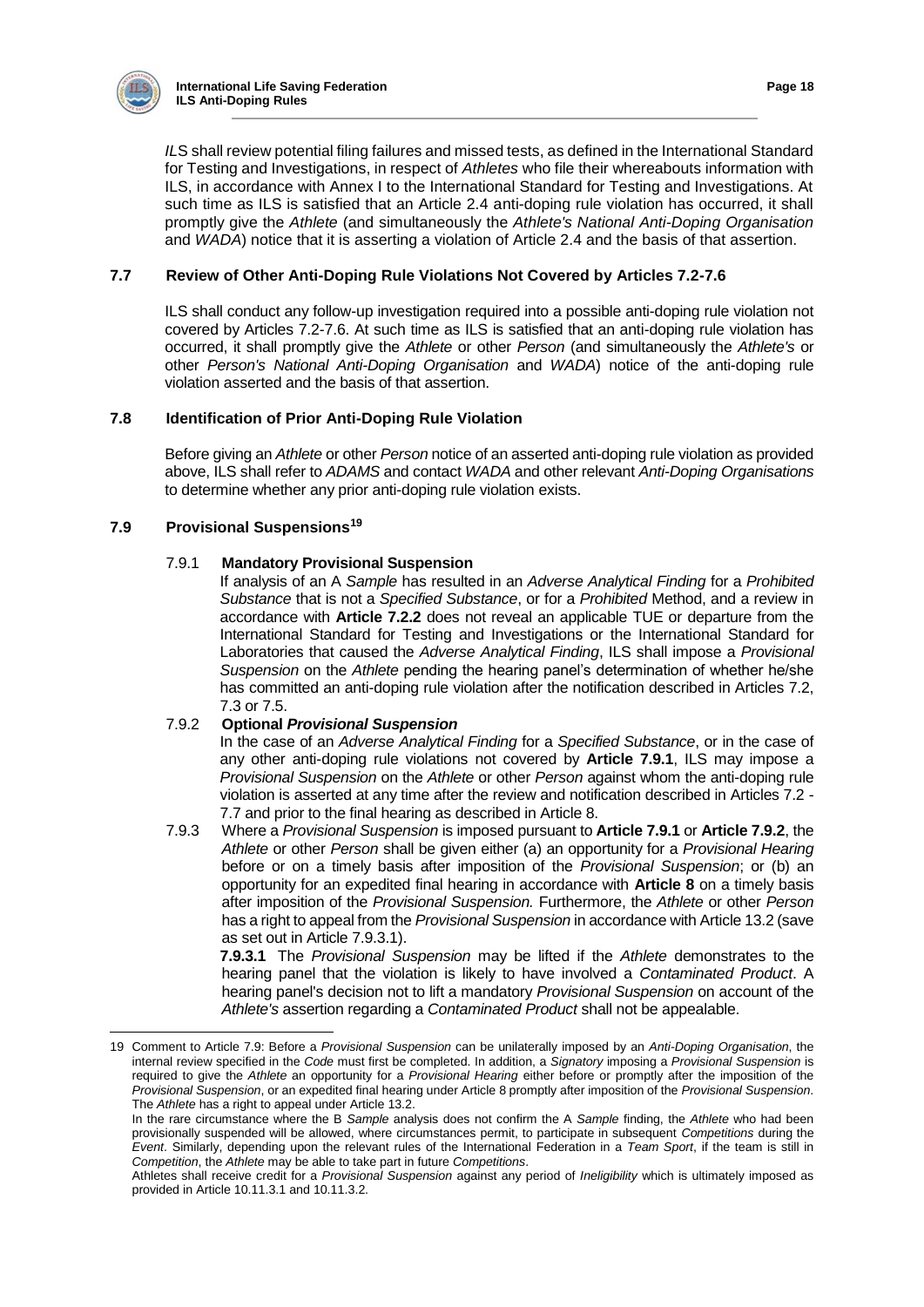*IL*S shall review potential filing failures and missed tests, as defined in the International Standard for Testing and Investigations, in respect of *Athletes* who file their whereabouts information with ILS, in accordance with Annex I to the International Standard for Testing and Investigations. At such time as ILS is satisfied that an Article 2.4 anti-doping rule violation has occurred, it shall promptly give the *Athlete* (and simultaneously the *Athlete's National Anti-Doping Organisation* and *WADA*) notice that it is asserting a violation of Article 2.4 and the basis of that assertion.

### 7.7 Review of Other Anti-Doping Rule Violations Not Covered by Articles 7.2-7.6

ILS shall conduct any follow-up investigation required into a possible anti-doping rule violation not covered by Articles 7.2-7.6. At such time as ILS is satisfied that an anti-doping rule violation has occurred, it shall promptly give the *Athlete* or other *Person* (and simultaneously the *Athlete's* or other *Person's National Anti-Doping Organisation* and *WADA*) notice of the anti-doping rule violation asserted and the basis of that assertion.

### 7.8 Identification of Prior Anti-Doping Rule Violation

Before giving an *Athlete* or other *Person* notice of an asserted anti-doping rule violation as provided above, ILS shall refer to *ADAMS* and contact *WADA* and other relevant *Anti-Doping Organisations* to determine whether any prior anti-doping rule violation exists.

### 7.9 Provisional Suspensions[19]

7.9.1 **Mandatory Provisional Suspension**

If analysis of an A *Sample* has resulted in an *Adverse Analytical Finding* for a *Prohibited Substance* that is not a *Specified Substance*, or for a *Prohibited* Method, and a review in accordance with **Article 7.2.2** does not reveal an applicable TUE or departure from the International Standard for Testing and Investigations or the International Standard for Laboratories that caused the *Adverse Analytical Finding*, ILS shall impose a *Provisional Suspension* on the *Athlete* pending the hearing panel's determination of whether he/she has committed an anti-doping rule violation after the notification described in Articles 7.2, 7.3 or 7.5.

7.9.2 **Optional *Provisional Suspension***

In the case of an *Adverse Analytical Finding* for a *Specified Substance*, or in the case of any other anti-doping rule violations not covered by **Article 7.9.1**, ILS may impose a *Provisional Suspension* on the *Athlete* or other *Person* against whom the anti-doping rule violation is asserted at any time after the review and notification described in Articles 7.2 - 7.7 and prior to the final hearing as described in Article 8.

7.9.3 Where a *Provisional Suspension* is imposed pursuant to **Article 7.9.1** or **Article 7.9.2**, the *Athlete* or other *Person* shall be given either (a) an opportunity for a *Provisional Hearing* before or on a timely basis after imposition of the *Provisional Suspension*; or (b) an opportunity for an expedited final hearing in accordance with **Article 8** on a timely basis after imposition of the *Provisional Suspension.* Furthermore, the *Athlete* or other *Person* has a right to appeal from the *Provisional Suspension* in accordance with Article 13.2 (save as set out in Article 7.9.3.1).

**7.9.3.1** The *Provisional Suspension* may be lifted if the *Athlete* demonstrates to the hearing panel that the violation is likely to have involved a *Contaminated Product*. A hearing panel's decision not to lift a mandatory *Provisional Suspension* on account of the *Athlete's* assertion regarding a *Contaminated Product* shall not be appealable.

---

19 Comment to Article 7.9: Before a *Provisional Suspension* can be unilaterally imposed by an *Anti-Doping Organisation*, the internal review specified in the *Code* must first be completed. In addition, a *Signatory* imposing a *Provisional Suspension* is required to give the *Athlete* an opportunity for a *Provisional Hearing* either before or promptly after the imposition of the *Provisional Suspension*, or an expedited final hearing under Article 8 promptly after imposition of the *Provisional Suspension*. The *Athlete* has a right to appeal under Article 13.2.

In the rare circumstance where the B *Sample* analysis does not confirm the A *Sample* finding, the *Athlete* who had been provisionally suspended will be allowed, where circumstances permit, to participate in subsequent *Competitions* during the *Event*. Similarly, depending upon the relevant rules of the International Federation in a *Team Sport*, if the team is still in *Competition*, the *Athlete* may be able to take part in future *Competitions*.

Athletes shall receive credit for a *Provisional Suspension* against any period of *Ineligibility* which is ultimately imposed as provided in Article 10.11.3.1 and 10.11.3.2.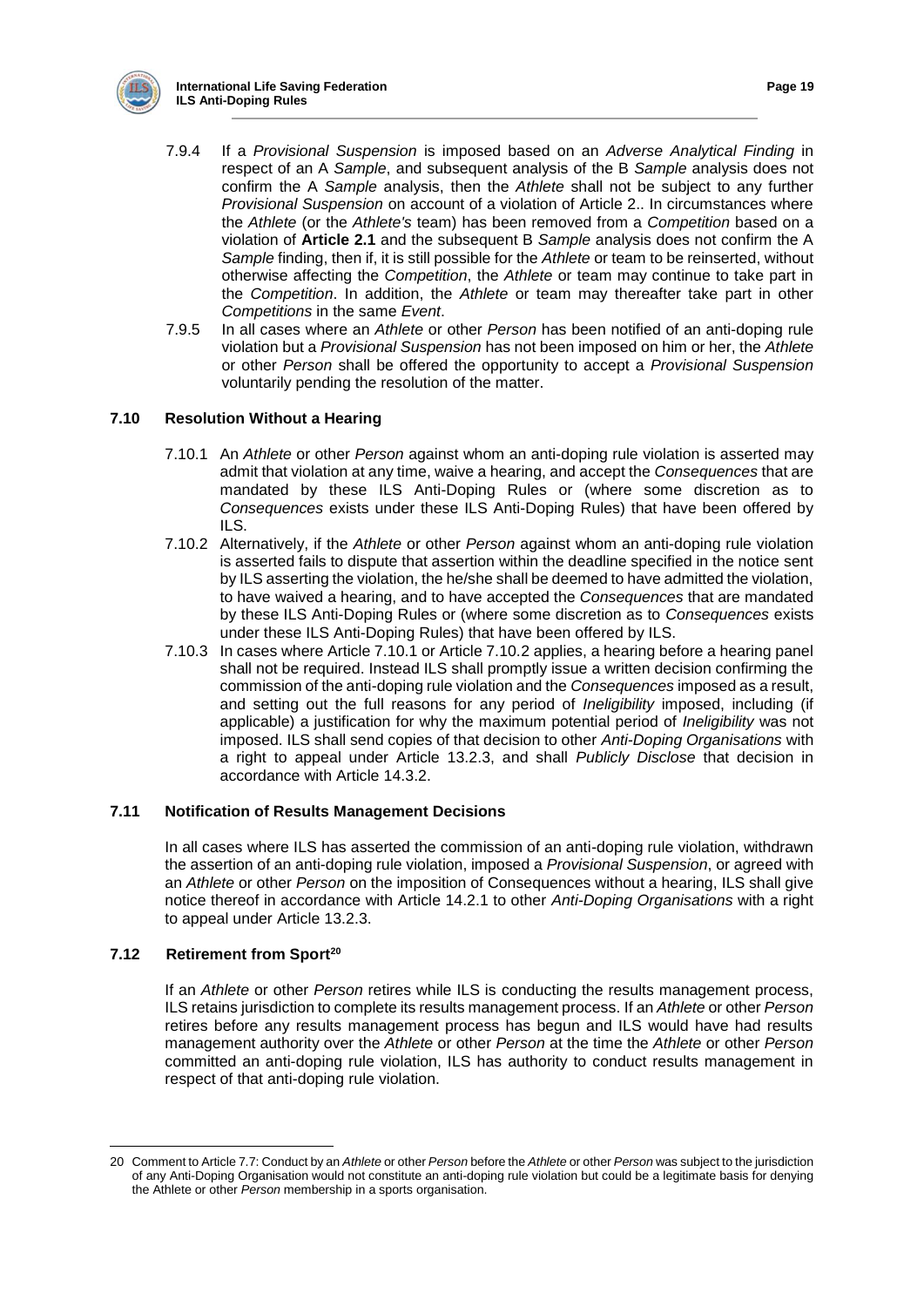7.9.4 If a *Provisional Suspension* is imposed based on an *Adverse Analytical Finding* in respect of an A *Sample*, and subsequent analysis of the B *Sample* analysis does not confirm the A *Sample* analysis, then the *Athlete* shall not be subject to any further *Provisional Suspension* on account of a violation of Article 2.. In circumstances where the *Athlete* (or the *Athlete's* team) has been removed from a *Competition* based on a violation of **Article 2.1** and the subsequent B *Sample* analysis does not confirm the A *Sample* finding, then if, it is still possible for the *Athlete* or team to be reinserted, without otherwise affecting the *Competition*, the *Athlete* or team may continue to take part in the *Competition*. In addition, the *Athlete* or team may thereafter take part in other *Competitions* in the same *Event*.

7.9.5 In all cases where an *Athlete* or other *Person* has been notified of an anti-doping rule violation but a *Provisional Suspension* has not been imposed on him or her, the *Athlete* or other *Person* shall be offered the opportunity to accept a *Provisional Suspension* voluntarily pending the resolution of the matter.

### 7.10 Resolution Without a Hearing

7.10.1 An *Athlete* or other *Person* against whom an anti-doping rule violation is asserted may admit that violation at any time, waive a hearing, and accept the *Consequences* that are mandated by these ILS Anti-Doping Rules or (where some discretion as to *Consequences* exists under these ILS Anti-Doping Rules) that have been offered by ILS.

7.10.2 Alternatively, if the *Athlete* or other *Person* against whom an anti-doping rule violation is asserted fails to dispute that assertion within the deadline specified in the notice sent by ILS asserting the violation, the he/she shall be deemed to have admitted the violation, to have waived a hearing, and to have accepted the *Consequences* that are mandated by these ILS Anti-Doping Rules or (where some discretion as to *Consequences* exists under these ILS Anti-Doping Rules) that have been offered by ILS.

7.10.3 In cases where Article 7.10.1 or Article 7.10.2 applies, a hearing before a hearing panel shall not be required. Instead ILS shall promptly issue a written decision confirming the commission of the anti-doping rule violation and the *Consequences* imposed as a result, and setting out the full reasons for any period of *Ineligibility* imposed, including (if applicable) a justification for why the maximum potential period of *Ineligibility* was not imposed. ILS shall send copies of that decision to other *Anti-Doping Organisations* with a right to appeal under Article 13.2.3, and shall *Publicly Disclose* that decision in accordance with Article 14.3.2.

### 7.11 Notification of Results Management Decisions

In all cases where ILS has asserted the commission of an anti-doping rule violation, withdrawn the assertion of an anti-doping rule violation, imposed a *Provisional Suspension*, or agreed with an *Athlete* or other *Person* on the imposition of Consequences without a hearing, ILS shall give notice thereof in accordance with Article 14.2.1 to other *Anti-Doping Organisations* with a right to appeal under Article 13.2.3.

### 7.12 Retirement from Sport[20]

If an *Athlete* or other *Person* retires while ILS is conducting the results management process, ILS retains jurisdiction to complete its results management process. If an *Athlete* or other *Person* retires before any results management process has begun and ILS would have had results management authority over the *Athlete* or other *Person* at the time the *Athlete* or other *Person* committed an anti-doping rule violation, ILS has authority to conduct results management in respect of that anti-doping rule violation.

---

20 Comment to Article 7.7: Conduct by an *Athlete* or other *Person* before the *Athlete* or other *Person* was subject to the jurisdiction of any Anti-Doping Organisation would not constitute an anti-doping rule violation but could be a legitimate basis for denying the Athlete or other *Person* membership in a sports organisation.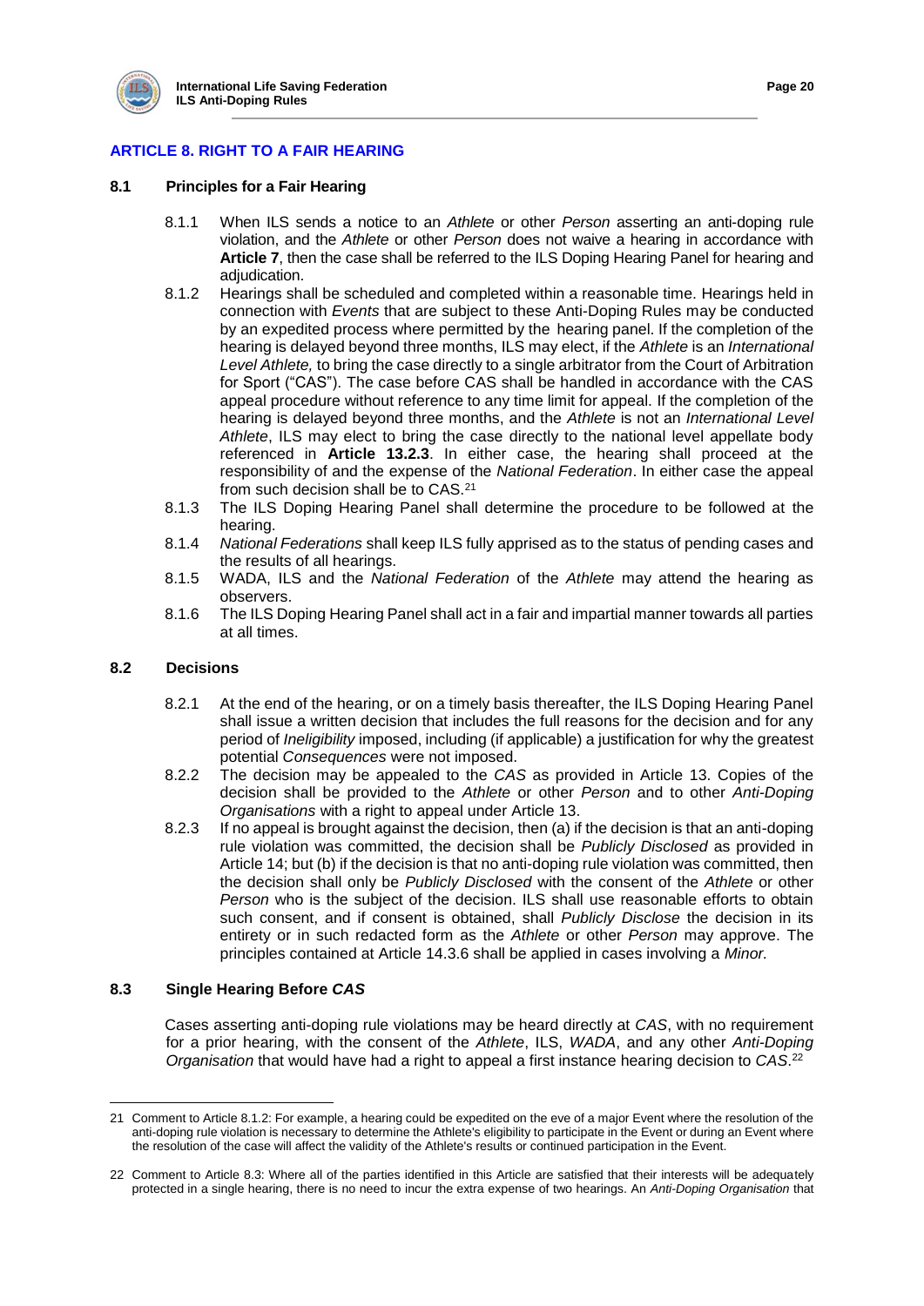## ARTICLE 8. RIGHT TO A FAIR HEARING

### 8.1 Principles for a Fair Hearing

8.1.1 When ILS sends a notice to an *Athlete* or other *Person* asserting an anti-doping rule violation, and the *Athlete* or other *Person* does not waive a hearing in accordance with **Article 7**, then the case shall be referred to the ILS Doping Hearing Panel for hearing and adjudication.

8.1.2 Hearings shall be scheduled and completed within a reasonable time. Hearings held in connection with *Events* that are subject to these Anti-Doping Rules may be conducted by an expedited process where permitted by the hearing panel. If the completion of the hearing is delayed beyond three months, ILS may elect, if the *Athlete* is an *International Level Athlete,* to bring the case directly to a single arbitrator from the Court of Arbitration for Sport ("CAS"). The case before CAS shall be handled in accordance with the CAS appeal procedure without reference to any time limit for appeal. If the completion of the hearing is delayed beyond three months, and the *Athlete* is not an *International Level Athlete*, ILS may elect to bring the case directly to the national level appellate body referenced in **Article 13.2.3**. In either case, the hearing shall proceed at the responsibility of and the expense of the *National Federation*. In either case the appeal from such decision shall be to CAS.[21]

8.1.3 The ILS Doping Hearing Panel shall determine the procedure to be followed at the hearing.

8.1.4 *National Federations* shall keep ILS fully apprised as to the status of pending cases and the results of all hearings.

8.1.5 WADA, ILS and the *National Federation* of the *Athlete* may attend the hearing as observers.

8.1.6 The ILS Doping Hearing Panel shall act in a fair and impartial manner towards all parties at all times.

### 8.2 Decisions

8.2.1 At the end of the hearing, or on a timely basis thereafter, the ILS Doping Hearing Panel shall issue a written decision that includes the full reasons for the decision and for any period of *Ineligibility* imposed, including (if applicable) a justification for why the greatest potential *Consequences* were not imposed.

8.2.2 The decision may be appealed to the *CAS* as provided in Article 13. Copies of the decision shall be provided to the *Athlete* or other *Person* and to other *Anti-Doping Organisations* with a right to appeal under Article 13.

8.2.3 If no appeal is brought against the decision, then (a) if the decision is that an anti-doping rule violation was committed, the decision shall be *Publicly Disclosed* as provided in Article 14; but (b) if the decision is that no anti-doping rule violation was committed, then the decision shall only be *Publicly Disclosed* with the consent of the *Athlete* or other *Person* who is the subject of the decision. ILS shall use reasonable efforts to obtain such consent, and if consent is obtained, shall *Publicly Disclose* the decision in its entirety or in such redacted form as the *Athlete* or other *Person* may approve. The principles contained at Article 14.3.6 shall be applied in cases involving a *Minor.*

### 8.3 Single Hearing Before *CAS*

Cases asserting anti-doping rule violations may be heard directly at *CAS*, with no requirement for a prior hearing, with the consent of the *Athlete*, ILS, *WADA*, and any other *Anti-Doping Organisation* that would have had a right to appeal a first instance hearing decision to *CAS*.[22]

---

[21] Comment to Article 8.1.2: For example, a hearing could be expedited on the eve of a major Event where the resolution of the anti-doping rule violation is necessary to determine the Athlete's eligibility to participate in the Event or during an Event where the resolution of the case will affect the validity of the Athlete's results or continued participation in the Event.

[22] Comment to Article 8.3: Where all of the parties identified in this Article are satisfied that their interests will be adequately protected in a single hearing, there is no need to incur the extra expense of two hearings. An *Anti-Doping Organisation* that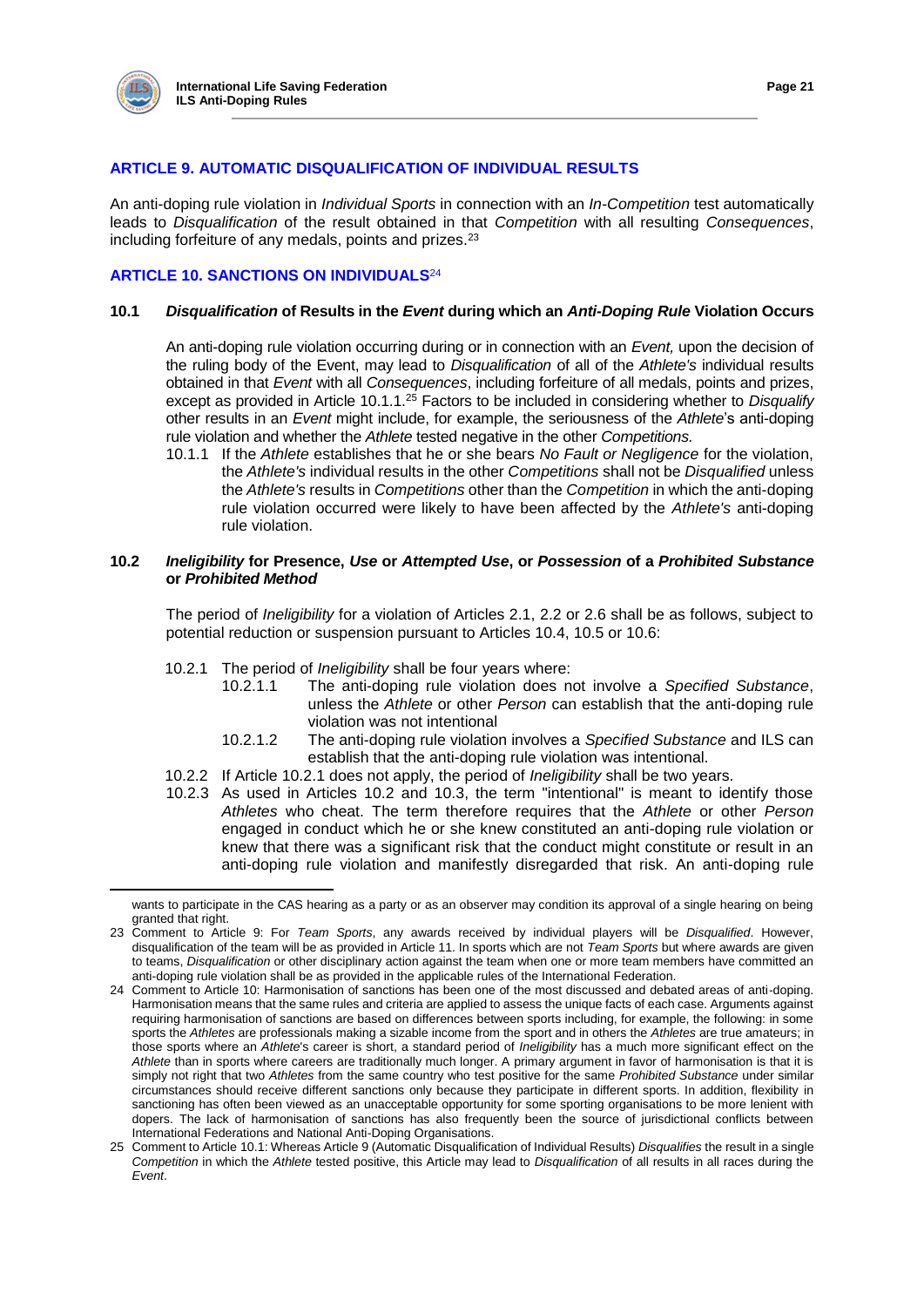## ARTICLE 9. AUTOMATIC DISQUALIFICATION OF INDIVIDUAL RESULTS

An anti-doping rule violation in *Individual Sports* in connection with an *In-Competition* test automatically leads to *Disqualification* of the result obtained in that *Competition* with all resulting *Consequences*, including forfeiture of any medals, points and prizes.[23]

## ARTICLE 10. SANCTIONS ON INDIVIDUALS[24]

### 10.1 *Disqualification* of Results in the *Event* during which an *Anti-Doping Rule* Violation Occurs

An anti-doping rule violation occurring during or in connection with an *Event,* upon the decision of the ruling body of the Event, may lead to *Disqualification* of all of the *Athlete's* individual results obtained in that *Event* with all *Consequences*, including forfeiture of all medals, points and prizes, except as provided in Article 10.1.1.[25] Factors to be included in considering whether to *Disqualify* other results in an *Event* might include, for example, the seriousness of the *Athlete*'s anti-doping rule violation and whether the *Athlete* tested negative in the other *Competitions.*

10.1.1 If the *Athlete* establishes that he or she bears *No Fault or Negligence* for the violation, the *Athlete's* individual results in the other *Competitions* shall not be *Disqualified* unless the *Athlete's* results in *Competitions* other than the *Competition* in which the anti-doping rule violation occurred were likely to have been affected by the *Athlete's* anti-doping rule violation.

### 10.2 *Ineligibility* for Presence, *Use* or *Attempted Use*, or *Possession* of a *Prohibited Substance* or *Prohibited Method*

The period of *Ineligibility* for a violation of Articles 2.1, 2.2 or 2.6 shall be as follows, subject to potential reduction or suspension pursuant to Articles 10.4, 10.5 or 10.6:

10.2.1 The period of *Ineligibility* shall be four years where:

10.2.1.1 The anti-doping rule violation does not involve a *Specified Substance*, unless the *Athlete* or other *Person* can establish that the anti-doping rule violation was not intentional

10.2.1.2 The anti-doping rule violation involves a *Specified Substance* and ILS can establish that the anti-doping rule violation was intentional.

10.2.2 If Article 10.2.1 does not apply, the period of *Ineligibility* shall be two years.

10.2.3 As used in Articles 10.2 and 10.3, the term "intentional" is meant to identify those *Athletes* who cheat. The term therefore requires that the *Athlete* or other *Person* engaged in conduct which he or she knew constituted an anti-doping rule violation or knew that there was a significant risk that the conduct might constitute or result in an anti-doping rule violation and manifestly disregarded that risk. An anti-doping rule

---

wants to participate in the CAS hearing as a party or as an observer may condition its approval of a single hearing on being granted that right.

23 Comment to Article 9: For *Team Sports*, any awards received by individual players will be *Disqualified*. However, disqualification of the team will be as provided in Article 11. In sports which are not *Team Sports* but where awards are given to teams, *Disqualification* or other disciplinary action against the team when one or more team members have committed an anti-doping rule violation shall be as provided in the applicable rules of the International Federation.

24 Comment to Article 10: Harmonisation of sanctions has been one of the most discussed and debated areas of anti-doping. Harmonisation means that the same rules and criteria are applied to assess the unique facts of each case. Arguments against requiring harmonisation of sanctions are based on differences between sports including, for example, the following: in some sports the *Athletes* are professionals making a sizable income from the sport and in others the *Athletes* are true amateurs; in those sports where an *Athlete*'s career is short, a standard period of *Ineligibility* has a much more significant effect on the *Athlete* than in sports where careers are traditionally much longer. A primary argument in favor of harmonisation is that it is simply not right that two *Athletes* from the same country who test positive for the same *Prohibited Substance* under similar circumstances should receive different sanctions only because they participate in different sports. In addition, flexibility in sanctioning has often been viewed as an unacceptable opportunity for some sporting organisations to be more lenient with dopers. The lack of harmonisation of sanctions has also frequently been the source of jurisdictional conflicts between International Federations and National Anti-Doping Organisations.

25 Comment to Article 10.1: Whereas Article 9 (Automatic Disqualification of Individual Results) *Disqualifies* the result in a single *Competition* in which the *Athlete* tested positive, this Article may lead to *Disqualification* of all results in all races during the *Event*.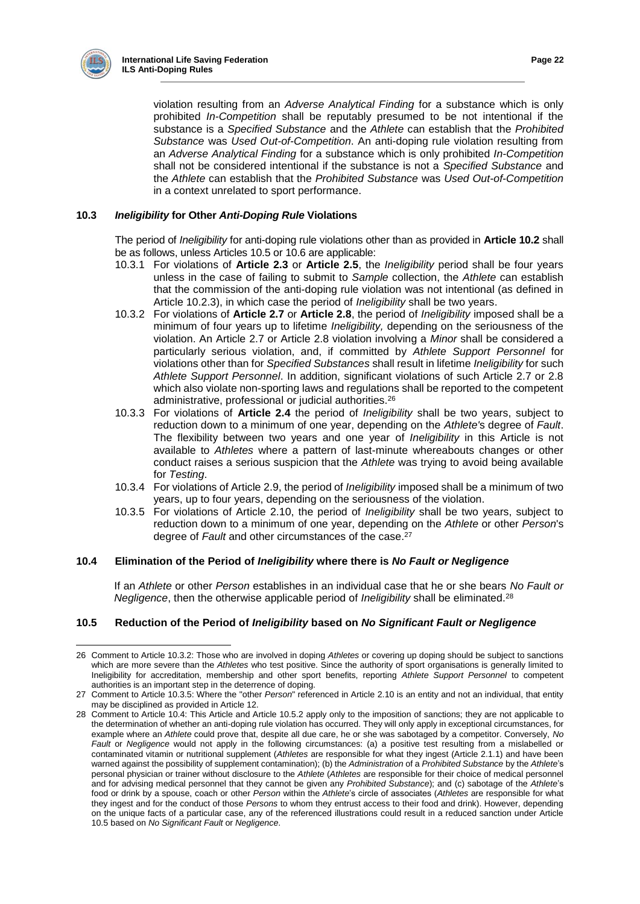violation resulting from an *Adverse Analytical Finding* for a substance which is only prohibited *In-Competition* shall be reputably presumed to be not intentional if the substance is a *Specified Substance* and the *Athlete* can establish that the *Prohibited Substance* was *Used Out-of-Competition*. An anti-doping rule violation resulting from an *Adverse Analytical Finding* for a substance which is only prohibited *In-Competition* shall not be considered intentional if the substance is not a *Specified Substance* and the *Athlete* can establish that the *Prohibited Substance* was *Used Out-of-Competition* in a context unrelated to sport performance.

### 10.3 *Ineligibility* for Other *Anti-Doping Rule* Violations

The period of *Ineligibility* for anti-doping rule violations other than as provided in **Article 10.2** shall be as follows, unless Articles 10.5 or 10.6 are applicable:

10.3.1 For violations of **Article 2.3** or **Article 2.5**, the *Ineligibility* period shall be four years unless in the case of failing to submit to *Sample* collection, the *Athlete* can establish that the commission of the anti-doping rule violation was not intentional (as defined in Article 10.2.3), in which case the period of *Ineligibility* shall be two years.

10.3.2 For violations of **Article 2.7** or **Article 2.8**, the period of *Ineligibility* imposed shall be a minimum of four years up to lifetime *Ineligibility,* depending on the seriousness of the violation. An Article 2.7 or Article 2.8 violation involving a *Minor* shall be considered a particularly serious violation, and, if committed by *Athlete Support Personnel* for violations other than for *Specified Substances* shall result in lifetime *Ineligibility* for such *Athlete Support Personnel*. In addition, significant violations of such Article 2.7 or 2.8 which also violate non-sporting laws and regulations shall be reported to the competent administrative, professional or judicial authorities.[26]

10.3.3 For violations of **Article 2.4** the period of *Ineligibility* shall be two years, subject to reduction down to a minimum of one year, depending on the *Athlete's* degree of *Fault*. The flexibility between two years and one year of *Ineligibility* in this Article is not available to *Athletes* where a pattern of last-minute whereabouts changes or other conduct raises a serious suspicion that the *Athlete* was trying to avoid being available for *Testing*.

10.3.4 For violations of Article 2.9, the period of *Ineligibility* imposed shall be a minimum of two years, up to four years, depending on the seriousness of the violation.

10.3.5 For violations of Article 2.10, the period of *Ineligibility* shall be two years, subject to reduction down to a minimum of one year, depending on the *Athlete* or other *Person*'s degree of *Fault* and other circumstances of the case.[27]

### 10.4 Elimination of the Period of *Ineligibility* where there is *No Fault or Negligence*

If an *Athlete* or other *Person* establishes in an individual case that he or she bears *No Fault or Negligence*, then the otherwise applicable period of *Ineligibility* shall be eliminated.[28]

### 10.5 Reduction of the Period of *Ineligibility* based on *No Significant Fault or Negligence*

---

26 Comment to Article 10.3.2: Those who are involved in doping *Athletes* or covering up doping should be subject to sanctions which are more severe than the *Athletes* who test positive. Since the authority of sport organisations is generally limited to Ineligibility for accreditation, membership and other sport benefits, reporting *Athlete Support Personnel* to competent authorities is an important step in the deterrence of doping.

27 Comment to Article 10.3.5: Where the "other *Person*" referenced in Article 2.10 is an entity and not an individual, that entity may be disciplined as provided in Article 12.

28 Comment to Article 10.4: This Article and Article 10.5.2 apply only to the imposition of sanctions; they are not applicable to the determination of whether an anti-doping rule violation has occurred. They will only apply in exceptional circumstances, for example where an *Athlete* could prove that, despite all due care, he or she was sabotaged by a competitor. Conversely, *No Fault* or *Negligence* would not apply in the following circumstances: (a) a positive test resulting from a mislabelled or contaminated vitamin or nutritional supplement (*Athletes* are responsible for what they ingest (Article 2.1.1) and have been warned against the possibility of supplement contamination); (b) the *Administration* of a *Prohibited Substance* by the *Athlete*'s personal physician or trainer without disclosure to the *Athlete* (*Athletes* are responsible for their choice of medical personnel and for advising medical personnel that they cannot be given any *Prohibited Substance*); and (c) sabotage of the *Athlete*'s food or drink by a spouse, coach or other *Person* within the *Athlete*'s circle of associates (*Athletes* are responsible for what they ingest and for the conduct of those *Persons* to whom they entrust access to their food and drink). However, depending on the unique facts of a particular case, any of the referenced illustrations could result in a reduced sanction under Article 10.5 based on *No Significant Fault* or *Negligence*.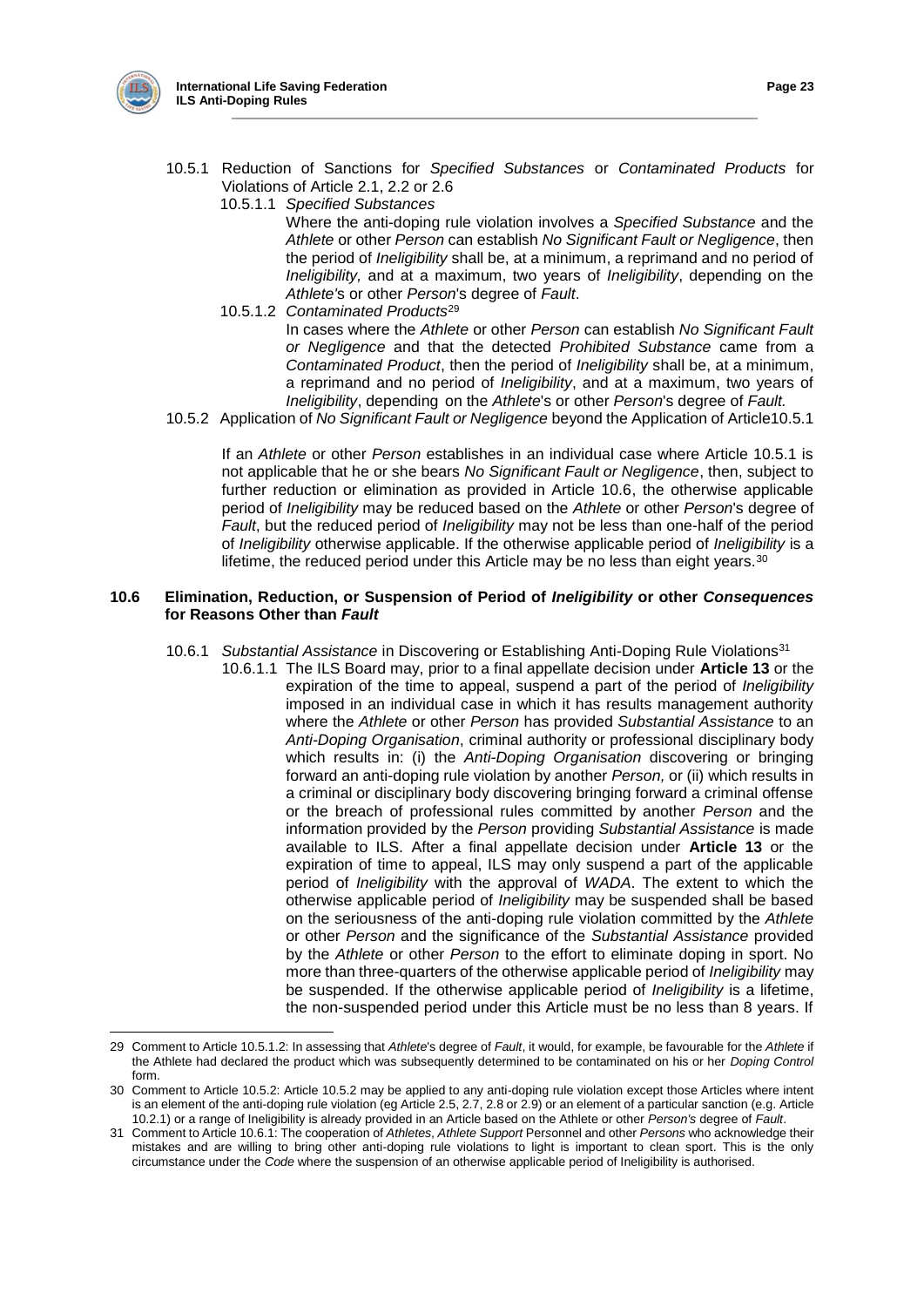10.5.1 Reduction of Sanctions for *Specified Substances* or *Contaminated Products* for Violations of Article 2.1, 2.2 or 2.6

10.5.1.1 *Specified Substances*

Where the anti-doping rule violation involves a *Specified Substance* and the *Athlete* or other *Person* can establish *No Significant Fault or Negligence*, then the period of *Ineligibility* shall be, at a minimum, a reprimand and no period of *Ineligibility,* and at a maximum, two years of *Ineligibility*, depending on the *Athlete'*s or other *Person*'s degree of *Fault*.

10.5.1.2 *Contaminated Products*[29]

In cases where the *Athlete* or other *Person* can establish *No Significant Fault or Negligence* and that the detected *Prohibited Substance* came from a *Contaminated Product*, then the period of *Ineligibility* shall be, at a minimum, a reprimand and no period of *Ineligibility*, and at a maximum, two years of *Ineligibility*, depending on the *Athlete*'s or other *Person*'s degree of *Fault.*

10.5.2 Application of *No Significant Fault or Negligence* beyond the Application of Article10.5.1

If an *Athlete* or other *Person* establishes in an individual case where Article 10.5.1 is not applicable that he or she bears *No Significant Fault or Negligence*, then, subject to further reduction or elimination as provided in Article 10.6, the otherwise applicable period of *Ineligibility* may be reduced based on the *Athlete* or other *Person*'s degree of *Fault*, but the reduced period of *Ineligibility* may not be less than one-half of the period of *Ineligibility* otherwise applicable. If the otherwise applicable period of *Ineligibility* is a lifetime, the reduced period under this Article may be no less than eight years.[30]

### 10.6 Elimination, Reduction, or Suspension of Period of *Ineligibility* or other *Consequences* for Reasons Other than *Fault*

10.6.1 *Substantial Assistance* in Discovering or Establishing Anti-Doping Rule Violations[31]

10.6.1.1 The ILS Board may, prior to a final appellate decision under **Article 13** or the expiration of the time to appeal, suspend a part of the period of *Ineligibility* imposed in an individual case in which it has results management authority where the *Athlete* or other *Person* has provided *Substantial Assistance* to an *Anti-Doping Organisation*, criminal authority or professional disciplinary body which results in: (i) the *Anti-Doping Organisation* discovering or bringing forward an anti-doping rule violation by another *Person,* or (ii) which results in a criminal or disciplinary body discovering bringing forward a criminal offense or the breach of professional rules committed by another *Person* and the information provided by the *Person* providing *Substantial Assistance* is made available to ILS. After a final appellate decision under **Article 13** or the expiration of time to appeal, ILS may only suspend a part of the applicable period of *Ineligibility* with the approval of *WADA*. The extent to which the otherwise applicable period of *Ineligibility* may be suspended shall be based on the seriousness of the anti-doping rule violation committed by the *Athlete* or other *Person* and the significance of the *Substantial Assistance* provided by the *Athlete* or other *Person* to the effort to eliminate doping in sport. No more than three-quarters of the otherwise applicable period of *Ineligibility* may be suspended. If the otherwise applicable period of *Ineligibility* is a lifetime, the non-suspended period under this Article must be no less than 8 years. If

---

29 Comment to Article 10.5.1.2: In assessing that *Athlete*'s degree of *Fault*, it would, for example, be favourable for the *Athlete* if the Athlete had declared the product which was subsequently determined to be contaminated on his or her *Doping Control* form.

30 Comment to Article 10.5.2: Article 10.5.2 may be applied to any anti-doping rule violation except those Articles where intent is an element of the anti-doping rule violation (eg Article 2.5, 2.7, 2.8 or 2.9) or an element of a particular sanction (e.g. Article 10.2.1) or a range of Ineligibility is already provided in an Article based on the Athlete or other *Person's* degree of *Fault*.

31 Comment to Article 10.6.1: The cooperation of *Athletes*, *Athlete Support* Personnel and other *Persons* who acknowledge their mistakes and are willing to bring other anti-doping rule violations to light is important to clean sport. This is the only circumstance under the *Code* where the suspension of an otherwise applicable period of Ineligibility is authorised.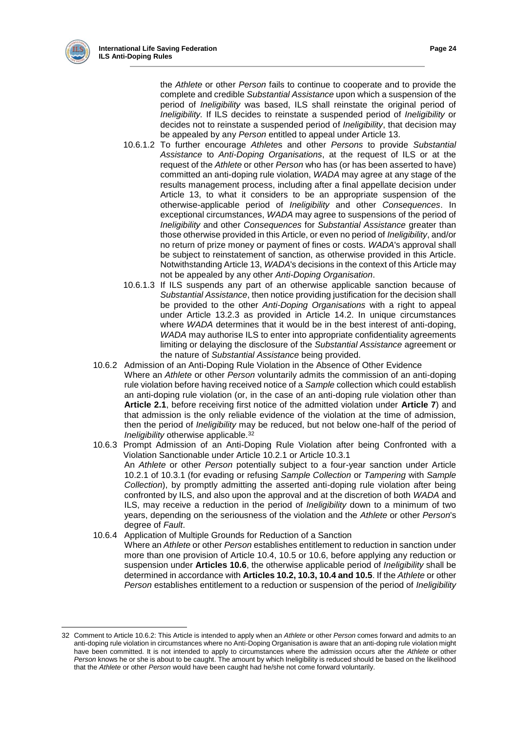the *Athlete* or other *Person* fails to continue to cooperate and to provide the complete and credible *Substantial Assistance* upon which a suspension of the period of *Ineligibility* was based, ILS shall reinstate the original period of *Ineligibility.* If ILS decides to reinstate a suspended period of *Ineligibility* or decides not to reinstate a suspended period of *Ineligibility*, that decision may be appealed by any *Person* entitled to appeal under Article 13.

10.6.1.2 To further encourage *Athlete*s and other *Persons* to provide *Substantial Assistance* to *Anti-Doping Organisations*, at the request of ILS or at the request of the *Athlete* or other *Person* who has (or has been asserted to have) committed an anti-doping rule violation, *WADA* may agree at any stage of the results management process, including after a final appellate decision under Article 13, to what it considers to be an appropriate suspension of the otherwise-applicable period of *Ineligibility* and other *Consequences*. In exceptional circumstances, *WADA* may agree to suspensions of the period of *Ineligibility* and other *Consequences* for *Substantial Assistance* greater than those otherwise provided in this Article, or even no period of *Ineligibility*, and/or no return of prize money or payment of fines or costs. *WADA*'s approval shall be subject to reinstatement of sanction, as otherwise provided in this Article. Notwithstanding Article 13, *WADA*'s decisions in the context of this Article may not be appealed by any other *Anti-Doping Organisation*.

10.6.1.3 If ILS suspends any part of an otherwise applicable sanction because of *Substantial Assistance*, then notice providing justification for the decision shall be provided to the other *Anti-Doping Organisations* with a right to appeal under Article 13.2.3 as provided in Article 14.2. In unique circumstances where *WADA* determines that it would be in the best interest of anti-doping, *WADA* may authorise ILS to enter into appropriate confidentiality agreements limiting or delaying the disclosure of the *Substantial Assistance* agreement or the nature of *Substantial Assistance* being provided.

10.6.2 Admission of an Anti-Doping Rule Violation in the Absence of Other Evidence

Where an *Athlete* or other *Person* voluntarily admits the commission of an anti-doping rule violation before having received notice of a *Sample* collection which could establish an anti-doping rule violation (or, in the case of an anti-doping rule violation other than **Article 2.1**, before receiving first notice of the admitted violation under **Article 7**) and that admission is the only reliable evidence of the violation at the time of admission, then the period of *Ineligibility* may be reduced, but not below one-half of the period of *Ineligibility* otherwise applicable.[32]

10.6.3 Prompt Admission of an Anti-Doping Rule Violation after being Confronted with a Violation Sanctionable under Article 10.2.1 or Article 10.3.1

An *Athlete* or other *Person* potentially subject to a four-year sanction under Article 10.2.1 of 10.3.1 (for evading or refusing *Sample Collection* or *Tampering* with *Sample Collection*), by promptly admitting the asserted anti-doping rule violation after being confronted by ILS, and also upon the approval and at the discretion of both *WADA* and ILS, may receive a reduction in the period of *Ineligibility* down to a minimum of two years, depending on the seriousness of the violation and the *Athlete* or other *Person*'s degree of *Fault*.

10.6.4 Application of Multiple Grounds for Reduction of a Sanction

Where an *Athlete* or other *Person* establishes entitlement to reduction in sanction under more than one provision of Article 10.4, 10.5 or 10.6, before applying any reduction or suspension under **Articles 10.6**, the otherwise applicable period of *Ineligibility* shall be determined in accordance with **Articles 10.2, 10.3, 10.4 and 10.5**. If the *Athlete* or other *Person* establishes entitlement to a reduction or suspension of the period of *Ineligibility*

---

32 Comment to Article 10.6.2: This Article is intended to apply when an *Athlete* or other *Person* comes forward and admits to an anti-doping rule violation in circumstances where no Anti-Doping Organisation is aware that an anti-doping rule violation might have been committed. It is not intended to apply to circumstances where the admission occurs after the *Athlete* or other *Person* knows he or she is about to be caught. The amount by which Ineligibility is reduced should be based on the likelihood that the *Athlete* or other *Person* would have been caught had he/she not come forward voluntarily.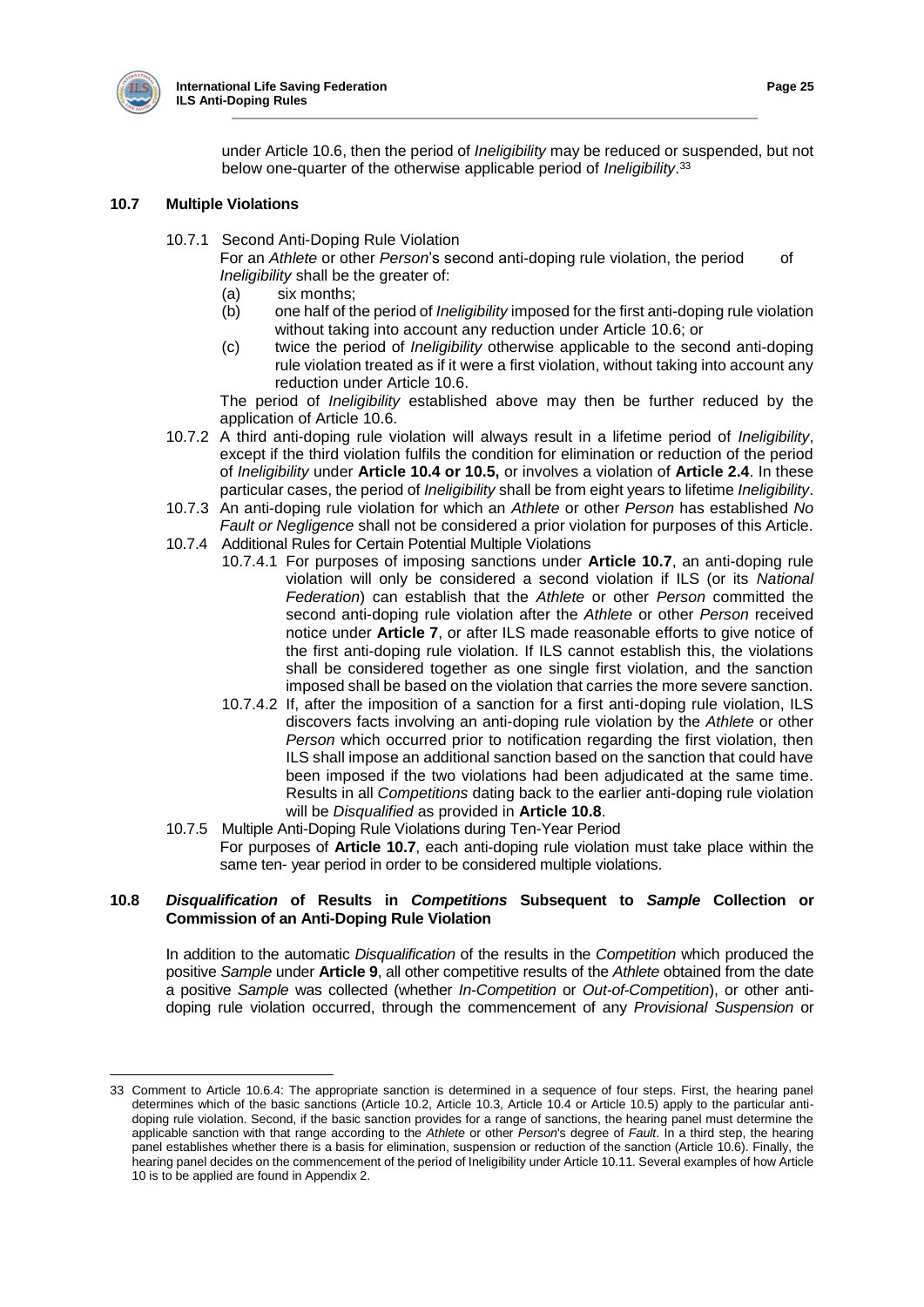under Article 10.6, then the period of *Ineligibility* may be reduced or suspended, but not below one-quarter of the otherwise applicable period of *Ineligibility*.[33]

### 10.7 Multiple Violations

10.7.1 Second Anti-Doping Rule Violation

For an *Athlete* or other *Person*'s second anti-doping rule violation, the period of *Ineligibility* shall be the greater of:

(a) six months;

(b) one half of the period of *Ineligibility* imposed for the first anti-doping rule violation without taking into account any reduction under Article 10.6; or

(c) twice the period of *Ineligibility* otherwise applicable to the second anti-doping rule violation treated as if it were a first violation, without taking into account any reduction under Article 10.6.

The period of *Ineligibility* established above may then be further reduced by the application of Article 10.6.

10.7.2 A third anti-doping rule violation will always result in a lifetime period of *Ineligibility*, except if the third violation fulfils the condition for elimination or reduction of the period of *Ineligibility* under **Article 10.4 or 10.5,** or involves a violation of **Article 2.4**. In these particular cases, the period of *Ineligibility* shall be from eight years to lifetime *Ineligibility*.

10.7.3 An anti-doping rule violation for which an *Athlete* or other *Person* has established *No Fault or Negligence* shall not be considered a prior violation for purposes of this Article.

10.7.4 Additional Rules for Certain Potential Multiple Violations

10.7.4.1 For purposes of imposing sanctions under **Article 10.7**, an anti-doping rule violation will only be considered a second violation if ILS (or its *National Federation*) can establish that the *Athlete* or other *Person* committed the second anti-doping rule violation after the *Athlete* or other *Person* received notice under **Article 7**, or after ILS made reasonable efforts to give notice of the first anti-doping rule violation. If ILS cannot establish this, the violations shall be considered together as one single first violation, and the sanction imposed shall be based on the violation that carries the more severe sanction.

10.7.4.2 If, after the imposition of a sanction for a first anti-doping rule violation, ILS discovers facts involving an anti-doping rule violation by the *Athlete* or other *Person* which occurred prior to notification regarding the first violation, then ILS shall impose an additional sanction based on the sanction that could have been imposed if the two violations had been adjudicated at the same time. Results in all *Competitions* dating back to the earlier anti-doping rule violation will be *Disqualified* as provided in **Article 10.8**.

10.7.5 Multiple Anti-Doping Rule Violations during Ten-Year Period

For purposes of **Article 10.7**, each anti-doping rule violation must take place within the same ten- year period in order to be considered multiple violations.

### 10.8 *Disqualification* of Results in *Competitions* Subsequent to *Sample* Collection or Commission of an Anti-Doping Rule Violation

In addition to the automatic *Disqualification* of the results in the *Competition* which produced the positive *Sample* under **Article 9**, all other competitive results of the *Athlete* obtained from the date a positive *Sample* was collected (whether *In-Competition* or *Out-of-Competition*), or other anti-doping rule violation occurred, through the commencement of any *Provisional Suspension* or

---

[33] Comment to Article 10.6.4: The appropriate sanction is determined in a sequence of four steps. First, the hearing panel determines which of the basic sanctions (Article 10.2, Article 10.3, Article 10.4 or Article 10.5) apply to the particular anti-doping rule violation. Second, if the basic sanction provides for a range of sanctions, the hearing panel must determine the applicable sanction with that range according to the *Athlete* or other *Person*'s degree of *Fault*. In a third step, the hearing panel establishes whether there is a basis for elimination, suspension or reduction of the sanction (Article 10.6). Finally, the hearing panel decides on the commencement of the period of Ineligibility under Article 10.11. Several examples of how Article 10 is to be applied are found in Appendix 2.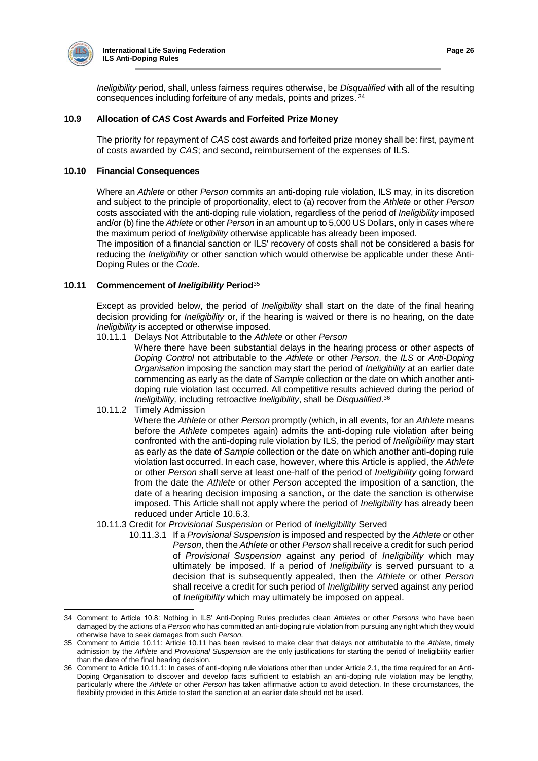*Ineligibility* period, shall, unless fairness requires otherwise, be *Disqualified* with all of the resulting consequences including forfeiture of any medals, points and prizes. [34]

### 10.9 Allocation of *CAS* Cost Awards and Forfeited Prize Money

The priority for repayment of *CAS* cost awards and forfeited prize money shall be: first, payment of costs awarded by *CAS*; and second, reimbursement of the expenses of ILS.

### 10.10 Financial Consequences

Where an *Athlete* or other *Person* commits an anti-doping rule violation, ILS may, in its discretion and subject to the principle of proportionality, elect to (a) recover from the *Athlete* or other *Person* costs associated with the anti-doping rule violation, regardless of the period of *Ineligibility* imposed and/or (b) fine the *Athlete* or other *Person* in an amount up to 5,000 US Dollars, only in cases where the maximum period of *Ineligibility* otherwise applicable has already been imposed.

The imposition of a financial sanction or ILS' recovery of costs shall not be considered a basis for reducing the *Ineligibility* or other sanction which would otherwise be applicable under these Anti-Doping Rules or the *Code*.

### 10.11 Commencement of *Ineligibility* Period[35]

Except as provided below, the period of *Ineligibility* shall start on the date of the final hearing decision providing for *Ineligibility* or, if the hearing is waived or there is no hearing, on the date *Ineligibility* is accepted or otherwise imposed.

10.11.1 Delays Not Attributable to the *Athlete* or other *Person*

Where there have been substantial delays in the hearing process or other aspects of *Doping Control* not attributable to the *Athlete* or other *Person*, the *ILS* or *Anti-Doping Organisation* imposing the sanction may start the period of *Ineligibility* at an earlier date commencing as early as the date of *Sample* collection or the date on which another anti-doping rule violation last occurred. All competitive results achieved during the period of *Ineligibility,* including retroactive *Ineligibility*, shall be *Disqualified*.[36]

10.11.2 Timely Admission

Where the *Athlete* or other *Person* promptly (which, in all events, for an *Athlete* means before the *Athlete* competes again) admits the anti-doping rule violation after being confronted with the anti-doping rule violation by ILS, the period of *Ineligibility* may start as early as the date of *Sample* collection or the date on which another anti-doping rule violation last occurred. In each case, however, where this Article is applied, the *Athlete* or other *Person* shall serve at least one-half of the period of *Ineligibility* going forward from the date the *Athlete* or other *Person* accepted the imposition of a sanction, the date of a hearing decision imposing a sanction, or the date the sanction is otherwise imposed. This Article shall not apply where the period of *Ineligibility* has already been reduced under Article 10.6.3.

10.11.3 Credit for *Provisional Suspension* or Period of *Ineligibility* Served

10.11.3.1 If a *Provisional Suspension* is imposed and respected by the *Athlete* or other *Person*, then the *Athlete* or other *Person* shall receive a credit for such period of *Provisional Suspension* against any period of *Ineligibility* which may ultimately be imposed. If a period of *Ineligibility* is served pursuant to a decision that is subsequently appealed, then the *Athlete* or other *Person* shall receive a credit for such period of *Ineligibility* served against any period of *Ineligibility* which may ultimately be imposed on appeal.

---

34 Comment to Article 10.8: Nothing in ILS' Anti-Doping Rules precludes clean *Athletes* or other *Persons* who have been damaged by the actions of a *Person* who has committed an anti-doping rule violation from pursuing any right which they would otherwise have to seek damages from such *Person*.

35 Comment to Article 10.11: Article 10.11 has been revised to make clear that delays not attributable to the *Athlete*, timely admission by the *Athlete* and *Provisional Suspension* are the only justifications for starting the period of Ineligibility earlier than the date of the final hearing decision.

36 Comment to Article 10.11.1: In cases of anti-doping rule violations other than under Article 2.1, the time required for an Anti-Doping Organisation to discover and develop facts sufficient to establish an anti-doping rule violation may be lengthy, particularly where the *Athlete* or other *Person* has taken affirmative action to avoid detection. In these circumstances, the flexibility provided in this Article to start the sanction at an earlier date should not be used.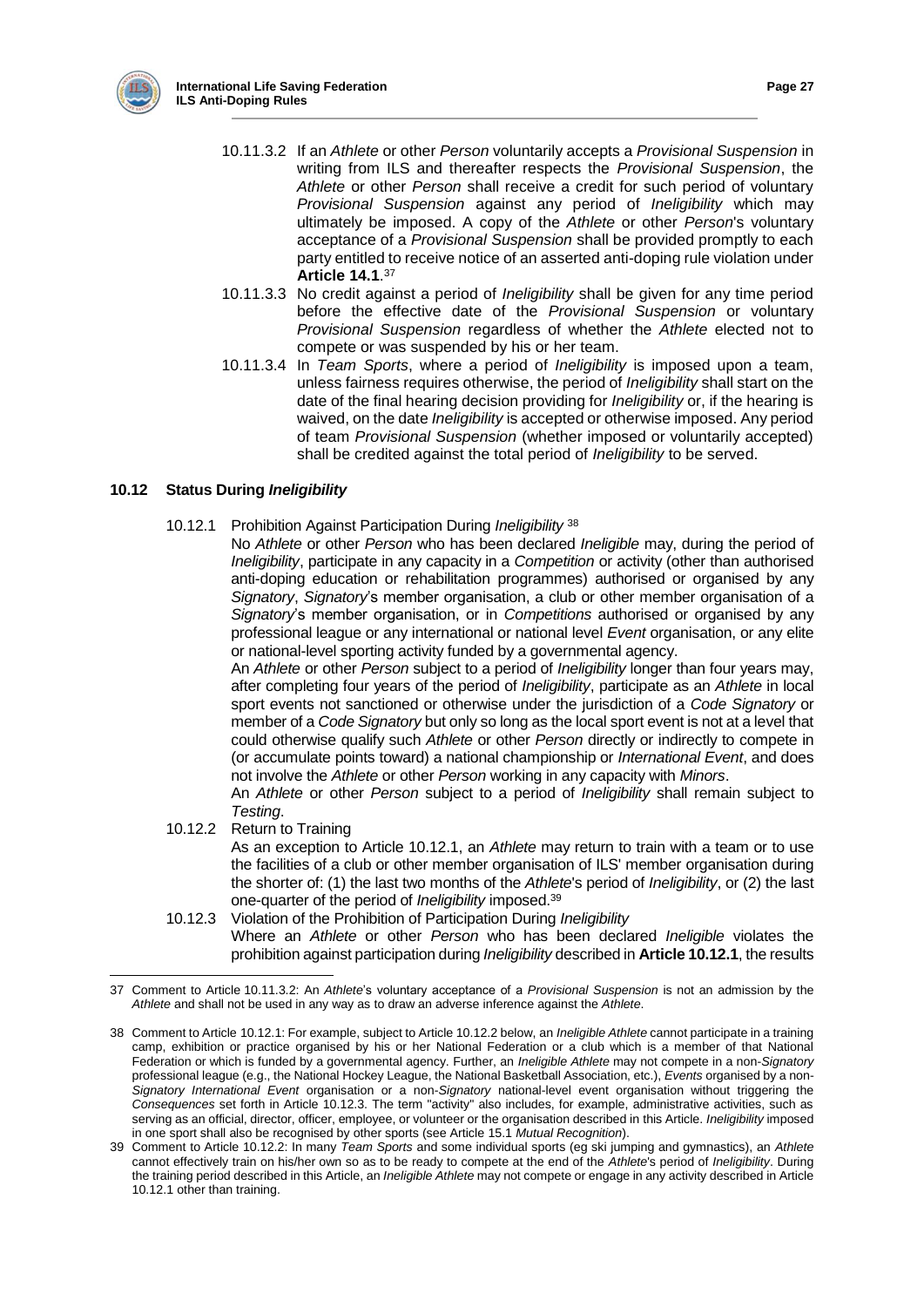10.11.3.2 If an *Athlete* or other *Person* voluntarily accepts a *Provisional Suspension* in writing from ILS and thereafter respects the *Provisional Suspension*, the *Athlete* or other *Person* shall receive a credit for such period of voluntary *Provisional Suspension* against any period of *Ineligibility* which may ultimately be imposed. A copy of the *Athlete* or other *Person*'s voluntary acceptance of a *Provisional Suspension* shall be provided promptly to each party entitled to receive notice of an asserted anti-doping rule violation under **Article 14.1**.[37]

10.11.3.3 No credit against a period of *Ineligibility* shall be given for any time period before the effective date of the *Provisional Suspension* or voluntary *Provisional Suspension* regardless of whether the *Athlete* elected not to compete or was suspended by his or her team.

10.11.3.4 In *Team Sports*, where a period of *Ineligibility* is imposed upon a team, unless fairness requires otherwise, the period of *Ineligibility* shall start on the date of the final hearing decision providing for *Ineligibility* or, if the hearing is waived, on the date *Ineligibility* is accepted or otherwise imposed. Any period of team *Provisional Suspension* (whether imposed or voluntarily accepted) shall be credited against the total period of *Ineligibility* to be served.

### 10.12 Status During *Ineligibility*

10.12.1 Prohibition Against Participation During *Ineligibility* [38]

No *Athlete* or other *Person* who has been declared *Ineligible* may, during the period of *Ineligibility*, participate in any capacity in a *Competition* or activity (other than authorised anti-doping education or rehabilitation programmes) authorised or organised by any *Signatory*, *Signatory*'s member organisation, a club or other member organisation of a *Signatory*'s member organisation, or in *Competitions* authorised or organised by any professional league or any international or national level *Event* organisation, or any elite or national-level sporting activity funded by a governmental agency.

An *Athlete* or other *Person* subject to a period of *Ineligibility* longer than four years may, after completing four years of the period of *Ineligibility*, participate as an *Athlete* in local sport events not sanctioned or otherwise under the jurisdiction of a *Code Signatory* or member of a *Code Signatory* but only so long as the local sport event is not at a level that could otherwise qualify such *Athlete* or other *Person* directly or indirectly to compete in (or accumulate points toward) a national championship or *International Event*, and does not involve the *Athlete* or other *Person* working in any capacity with *Minors*.

An *Athlete* or other *Person* subject to a period of *Ineligibility* shall remain subject to *Testing*.

10.12.2 Return to Training

As an exception to Article 10.12.1, an *Athlete* may return to train with a team or to use the facilities of a club or other member organisation of ILS' member organisation during the shorter of: (1) the last two months of the *Athlete*'s period of *Ineligibility*, or (2) the last one-quarter of the period of *Ineligibility* imposed.[39]

10.12.3 Violation of the Prohibition of Participation During *Ineligibility*

Where an *Athlete* or other *Person* who has been declared *Ineligible* violates the prohibition against participation during *Ineligibility* described in **Article 10.12.1**, the results

---

37 Comment to Article 10.11.3.2: An *Athlete*'s voluntary acceptance of a *Provisional Suspension* is not an admission by the *Athlete* and shall not be used in any way as to draw an adverse inference against the *Athlete*.

38 Comment to Article 10.12.1: For example, subject to Article 10.12.2 below, an *Ineligible Athlete* cannot participate in a training camp, exhibition or practice organised by his or her National Federation or a club which is a member of that National Federation or which is funded by a governmental agency. Further, an *Ineligible Athlete* may not compete in a non-*Signatory* professional league (e.g., the National Hockey League, the National Basketball Association, etc.), *Events* organised by a non-*Signatory International Event* organisation or a non-*Signatory* national-level event organisation without triggering the *Consequences* set forth in Article 10.12.3. The term "activity" also includes, for example, administrative activities, such as serving as an official, director, officer, employee, or volunteer or the organisation described in this Article. *Ineligibility* imposed in one sport shall also be recognised by other sports (see Article 15.1 *Mutual Recognition*).

39 Comment to Article 10.12.2: In many *Team Sports* and some individual sports (eg ski jumping and gymnastics), an *Athlete* cannot effectively train on his/her own so as to be ready to compete at the end of the *Athlete*'s period of *Ineligibility*. During the training period described in this Article, an *Ineligible Athlete* may not compete or engage in any activity described in Article 10.12.1 other than training.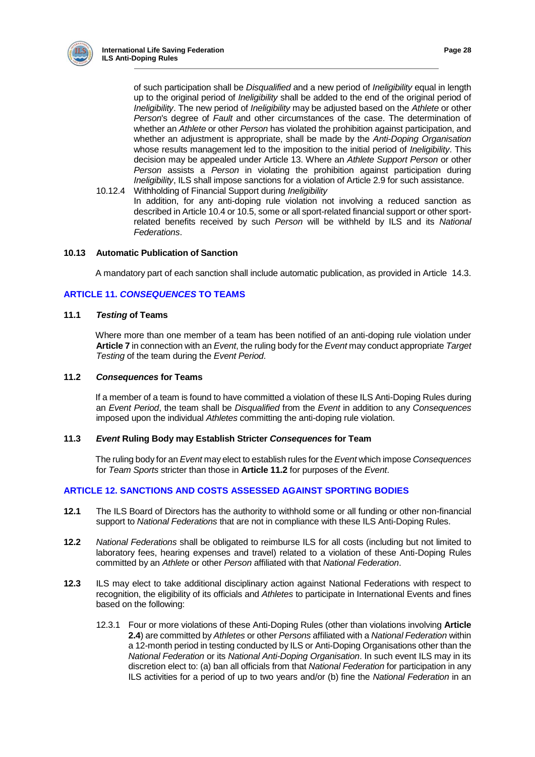of such participation shall be *Disqualified* and a new period of *Ineligibility* equal in length up to the original period of *Ineligibility* shall be added to the end of the original period of *Ineligibility*. The new period of *Ineligibility* may be adjusted based on the *Athlete* or other *Person*'s degree of *Fault* and other circumstances of the case. The determination of whether an *Athlete* or other *Person* has violated the prohibition against participation, and whether an adjustment is appropriate, shall be made by the *Anti-Doping Organisation* whose results management led to the imposition to the initial period of *Ineligibility*. This decision may be appealed under Article 13. Where an *Athlete Support Person* or other *Person* assists a *Person* in violating the prohibition against participation during *Ineligibility*, ILS shall impose sanctions for a violation of Article 2.9 for such assistance.

10.12.4 Withholding of Financial Support during *Ineligibility*
In addition, for any anti-doping rule violation not involving a reduced sanction as described in Article 10.4 or 10.5, some or all sport-related financial support or other sport-related benefits received by such *Person* will be withheld by ILS and its *National Federations*.

**10.13 Automatic Publication of Sanction**

A mandatory part of each sanction shall include automatic publication, as provided in Article 14.3.

## ARTICLE 11. *CONSEQUENCES* TO TEAMS

**11.1 *Testing* of Teams**

Where more than one member of a team has been notified of an anti-doping rule violation under **Article 7** in connection with an *Event*, the ruling body for the *Event* may conduct appropriate *Target Testing* of the team during the *Event Period*.

**11.2 *Consequences* for Teams**

If a member of a team is found to have committed a violation of these ILS Anti-Doping Rules during an *Event Period*, the team shall be *Disqualified* from the *Event* in addition to any *Consequences* imposed upon the individual *Athletes* committing the anti-doping rule violation.

**11.3 *Event* Ruling Body may Establish Stricter *Consequences* for Team**

The ruling body for an *Event* may elect to establish rules for the *Event* which impose *Consequences* for *Team Sports* stricter than those in **Article 11.2** for purposes of the *Event*.

## ARTICLE 12. SANCTIONS AND COSTS ASSESSED AGAINST SPORTING BODIES

**12.1** The ILS Board of Directors has the authority to withhold some or all funding or other non-financial support to *National Federations* that are not in compliance with these ILS Anti-Doping Rules.

**12.2** *National Federations* shall be obligated to reimburse ILS for all costs (including but not limited to laboratory fees, hearing expenses and travel) related to a violation of these Anti-Doping Rules committed by an *Athlete* or other *Person* affiliated with that *National Federation*.

**12.3** ILS may elect to take additional disciplinary action against National Federations with respect to recognition, the eligibility of its officials and *Athletes* to participate in International Events and fines based on the following:

12.3.1 Four or more violations of these Anti-Doping Rules (other than violations involving **Article 2.4**) are committed by *Athletes* or other *Persons* affiliated with a *National Federation* within a 12-month period in testing conducted by ILS or Anti-Doping Organisations other than the *National Federation* or its *National Anti-Doping Organisation*. In such event ILS may in its discretion elect to: (a) ban all officials from that *National Federation* for participation in any ILS activities for a period of up to two years and/or (b) fine the *National Federation* in an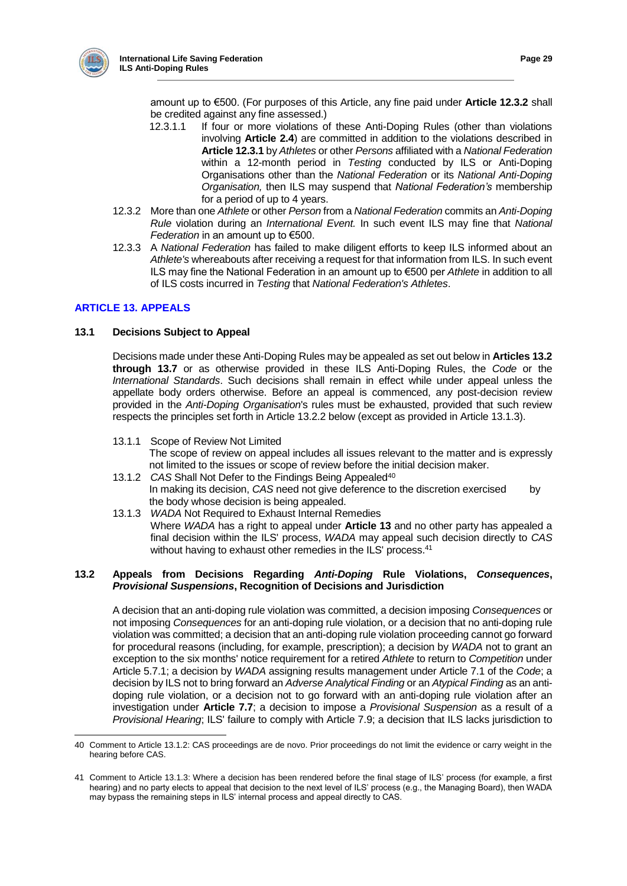amount up to €500. (For purposes of this Article, any fine paid under **Article 12.3.2** shall be credited against any fine assessed.)

12.3.1.1 If four or more violations of these Anti-Doping Rules (other than violations involving **Article 2.4**) are committed in addition to the violations described in **Article 12.3.1** by *Athletes* or other *Persons* affiliated with a *National Federation* within a 12-month period in *Testing* conducted by ILS or Anti-Doping Organisations other than the *National Federation* or its *National Anti-Doping Organisation,* then ILS may suspend that *National Federation's* membership for a period of up to 4 years.

12.3.2 More than one *Athlete* or other *Person* from a *National Federation* commits an *Anti-Doping Rule* violation during an *International Event.* In such event ILS may fine that *National Federation* in an amount up to €500.

12.3.3 A *National Federation* has failed to make diligent efforts to keep ILS informed about an *Athlete's* whereabouts after receiving a request for that information from ILS. In such event ILS may fine the National Federation in an amount up to €500 per *Athlete* in addition to all of ILS costs incurred in *Testing* that *National Federation's Athletes*.

## ARTICLE 13. APPEALS

### 13.1 Decisions Subject to Appeal

Decisions made under these Anti-Doping Rules may be appealed as set out below in **Articles 13.2 through 13.7** or as otherwise provided in these ILS Anti-Doping Rules, the *Code* or the *International Standards*. Such decisions shall remain in effect while under appeal unless the appellate body orders otherwise. Before an appeal is commenced, any post-decision review provided in the *Anti-Doping Organisation*'s rules must be exhausted, provided that such review respects the principles set forth in Article 13.2.2 below (except as provided in Article 13.1.3).

13.1.1 Scope of Review Not Limited
The scope of review on appeal includes all issues relevant to the matter and is expressly not limited to the issues or scope of review before the initial decision maker.

13.1.2 *CAS* Shall Not Defer to the Findings Being Appealed[40]
In making its decision, *CAS* need not give deference to the discretion exercised by the body whose decision is being appealed.

13.1.3 *WADA* Not Required to Exhaust Internal Remedies
Where *WADA* has a right to appeal under **Article 13** and no other party has appealed a final decision within the ILS' process, *WADA* may appeal such decision directly to *CAS* without having to exhaust other remedies in the ILS' process.[41]

### 13.2 Appeals from Decisions Regarding *Anti-Doping* Rule Violations, *Consequences*, *Provisional Suspensions*, Recognition of Decisions and Jurisdiction

A decision that an anti-doping rule violation was committed, a decision imposing *Consequences* or not imposing *Consequences* for an anti-doping rule violation, or a decision that no anti-doping rule violation was committed; a decision that an anti-doping rule violation proceeding cannot go forward for procedural reasons (including, for example, prescription); a decision by *WADA* not to grant an exception to the six months' notice requirement for a retired *Athlete* to return to *Competition* under Article 5.7.1; a decision by *WADA* assigning results management under Article 7.1 of the *Code*; a decision by ILS not to bring forward an *Adverse Analytical Finding* or an *Atypical Finding* as an anti-doping rule violation, or a decision not to go forward with an anti-doping rule violation after an investigation under **Article 7.7**; a decision to impose a *Provisional Suspension* as a result of a *Provisional Hearing*; ILS' failure to comply with Article 7.9; a decision that ILS lacks jurisdiction to

---

40 Comment to Article 13.1.2: CAS proceedings are de novo. Prior proceedings do not limit the evidence or carry weight in the hearing before CAS.

41 Comment to Article 13.1.3: Where a decision has been rendered before the final stage of ILS' process (for example, a first hearing) and no party elects to appeal that decision to the next level of ILS' process (e.g., the Managing Board), then WADA may bypass the remaining steps in ILS' internal process and appeal directly to CAS.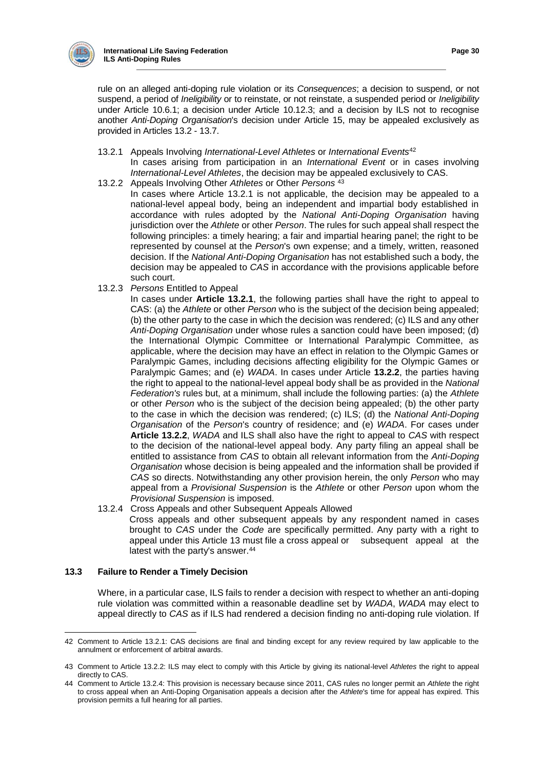rule on an alleged anti-doping rule violation or its *Consequences*; a decision to suspend, or not suspend, a period of *Ineligibility* or to reinstate, or not reinstate, a suspended period or *Ineligibility* under Article 10.6.1; a decision under Article 10.12.3; and a decision by ILS not to recognise another *Anti-Doping Organisation*'s decision under Article 15, may be appealed exclusively as provided in Articles 13.2 - 13.7.

13.2.1 Appeals Involving *International-Level Athletes* or *International Events*[42]

In cases arising from participation in an *International Event* or in cases involving *International-Level Athletes*, the decision may be appealed exclusively to CAS.

13.2.2 Appeals Involving Other *Athletes* or Other *Persons* [43]

In cases where Article 13.2.1 is not applicable, the decision may be appealed to a national-level appeal body, being an independent and impartial body established in accordance with rules adopted by the *National Anti-Doping Organisation* having jurisdiction over the *Athlete* or other *Person*. The rules for such appeal shall respect the following principles: a timely hearing; a fair and impartial hearing panel; the right to be represented by counsel at the *Person*'s own expense; and a timely, written, reasoned decision. If the *National Anti-Doping Organisation* has not established such a body, the decision may be appealed to *CAS* in accordance with the provisions applicable before such court.

13.2.3 *Persons* Entitled to Appeal

In cases under **Article 13.2.1**, the following parties shall have the right to appeal to CAS: (a) the *Athlete* or other *Person* who is the subject of the decision being appealed; (b) the other party to the case in which the decision was rendered; (c) ILS and any other *Anti-Doping Organisation* under whose rules a sanction could have been imposed; (d) the International Olympic Committee or International Paralympic Committee, as applicable, where the decision may have an effect in relation to the Olympic Games or Paralympic Games, including decisions affecting eligibility for the Olympic Games or Paralympic Games; and (e) *WADA*. In cases under Article **13.2.2**, the parties having the right to appeal to the national-level appeal body shall be as provided in the *National Federation's* rules but, at a minimum, shall include the following parties: (a) the *Athlete* or other *Person* who is the subject of the decision being appealed; (b) the other party to the case in which the decision was rendered; (c) ILS; (d) the *National Anti-Doping Organisation* of the *Person*'s country of residence; and (e) *WADA*. For cases under **Article 13.2.2**, *WADA* and ILS shall also have the right to appeal to *CAS* with respect to the decision of the national-level appeal body. Any party filing an appeal shall be entitled to assistance from *CAS* to obtain all relevant information from the *Anti-Doping Organisation* whose decision is being appealed and the information shall be provided if *CAS* so directs. Notwithstanding any other provision herein, the only *Person* who may appeal from a *Provisional Suspension* is the *Athlete* or other *Person* upon whom the *Provisional Suspension* is imposed.

13.2.4 Cross Appeals and other Subsequent Appeals Allowed

Cross appeals and other subsequent appeals by any respondent named in cases brought to *CAS* under the *Code* are specifically permitted. Any party with a right to appeal under this Article 13 must file a cross appeal or subsequent appeal at the latest with the party's answer.[44]

### 13.3 Failure to Render a Timely Decision

Where, in a particular case, ILS fails to render a decision with respect to whether an anti-doping rule violation was committed within a reasonable deadline set by *WADA*, *WADA* may elect to appeal directly to *CAS* as if ILS had rendered a decision finding no anti-doping rule violation. If

---

42 Comment to Article 13.2.1: CAS decisions are final and binding except for any review required by law applicable to the annulment or enforcement of arbitral awards.

43 Comment to Article 13.2.2: ILS may elect to comply with this Article by giving its national-level *Athletes* the right to appeal directly to CAS.

44 Comment to Article 13.2.4: This provision is necessary because since 2011, CAS rules no longer permit an *Athlete* the right to cross appeal when an Anti-Doping Organisation appeals a decision after the *Athlete*'s time for appeal has expired. This provision permits a full hearing for all parties.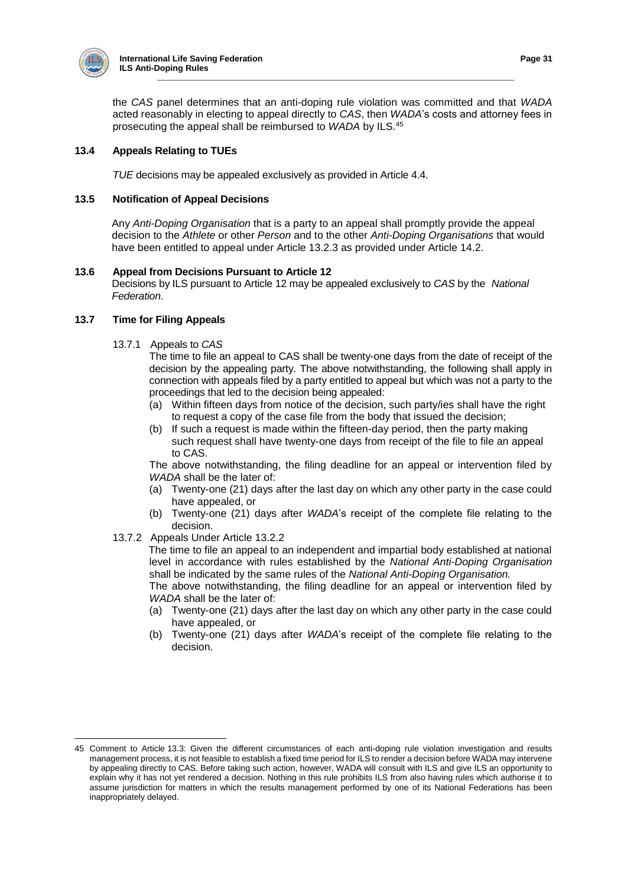the *CAS* panel determines that an anti-doping rule violation was committed and that *WADA* acted reasonably in electing to appeal directly to *CAS*, then *WADA*'s costs and attorney fees in prosecuting the appeal shall be reimbursed to *WADA* by ILS.[45]

### 13.4 Appeals Relating to TUEs

*TUE* decisions may be appealed exclusively as provided in Article 4.4.

### 13.5 Notification of Appeal Decisions

Any *Anti-Doping Organisation* that is a party to an appeal shall promptly provide the appeal decision to the *Athlete* or other *Person* and to the other *Anti-Doping Organisations* that would have been entitled to appeal under Article 13.2.3 as provided under Article 14.2.

### 13.6 Appeal from Decisions Pursuant to Article 12

Decisions by ILS pursuant to Article 12 may be appealed exclusively to *CAS* by the *National Federation*.

### 13.7 Time for Filing Appeals

13.7.1 Appeals to *CAS*

The time to file an appeal to CAS shall be twenty-one days from the date of receipt of the decision by the appealing party. The above notwithstanding, the following shall apply in connection with appeals filed by a party entitled to appeal but which was not a party to the proceedings that led to the decision being appealed:

(a) Within fifteen days from notice of the decision, such party/ies shall have the right to request a copy of the case file from the body that issued the decision;

(b) If such a request is made within the fifteen-day period, then the party making such request shall have twenty-one days from receipt of the file to file an appeal to CAS.

The above notwithstanding, the filing deadline for an appeal or intervention filed by *WADA* shall be the later of:

(a) Twenty-one (21) days after the last day on which any other party in the case could have appealed, or

(b) Twenty-one (21) days after *WADA*'s receipt of the complete file relating to the decision.

13.7.2 Appeals Under Article 13.2.2

The time to file an appeal to an independent and impartial body established at national level in accordance with rules established by the *National Anti-Doping Organisation* shall be indicated by the same rules of the *National Anti-Doping Organisation.*

The above notwithstanding, the filing deadline for an appeal or intervention filed by *WADA* shall be the later of:

(a) Twenty-one (21) days after the last day on which any other party in the case could have appealed, or

(b) Twenty-one (21) days after *WADA*'s receipt of the complete file relating to the decision.

---

45 Comment to Article 13.3: Given the different circumstances of each anti-doping rule violation investigation and results management process, it is not feasible to establish a fixed time period for ILS to render a decision before WADA may intervene by appealing directly to CAS. Before taking such action, however, WADA will consult with ILS and give ILS an opportunity to explain why it has not yet rendered a decision. Nothing in this rule prohibits ILS from also having rules which authorise it to assume jurisdiction for matters in which the results management performed by one of its National Federations has been inappropriately delayed.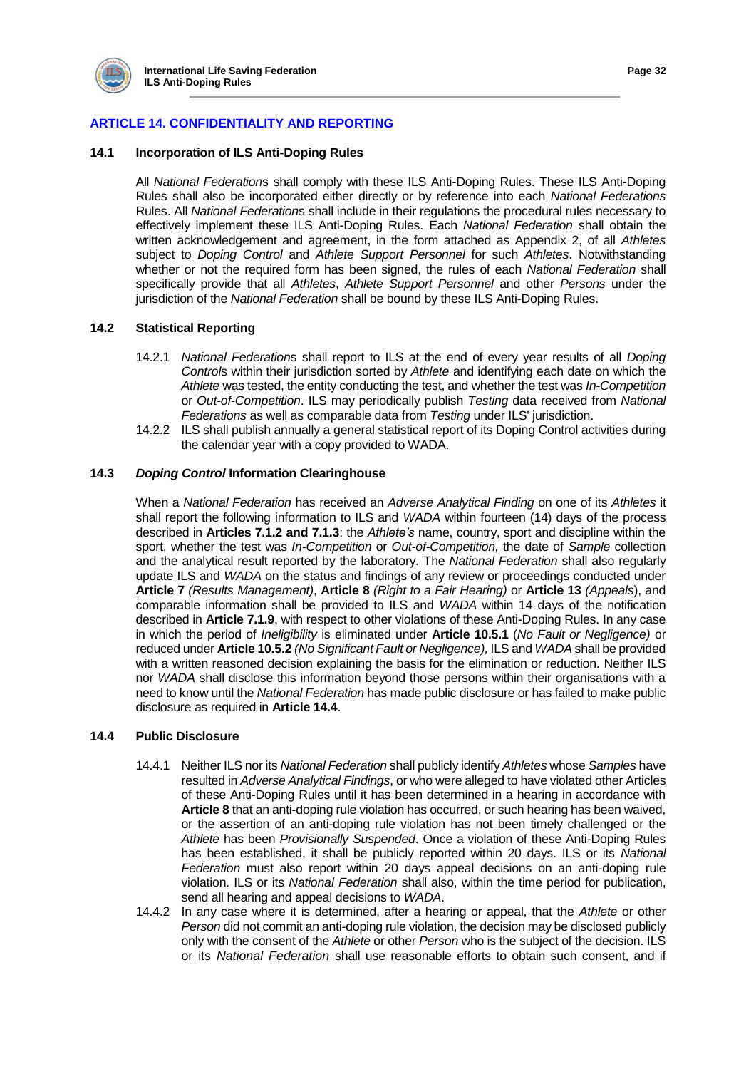## ARTICLE 14. CONFIDENTIALITY AND REPORTING

### 14.1 Incorporation of ILS Anti-Doping Rules

All *National Federation*s shall comply with these ILS Anti-Doping Rules. These ILS Anti-Doping Rules shall also be incorporated either directly or by reference into each *National Federations* Rules. All *National Federation*s shall include in their regulations the procedural rules necessary to effectively implement these ILS Anti-Doping Rules. Each *National Federation* shall obtain the written acknowledgement and agreement, in the form attached as Appendix 2, of all *Athletes* subject to *Doping Control* and *Athlete Support Personnel* for such *Athletes*. Notwithstanding whether or not the required form has been signed, the rules of each *National Federation* shall specifically provide that all *Athletes*, *Athlete Support Personnel* and other *Persons* under the jurisdiction of the *National Federation* shall be bound by these ILS Anti-Doping Rules.

### 14.2 Statistical Reporting

14.2.1 *National Federation*s shall report to ILS at the end of every year results of all *Doping Control*s within their jurisdiction sorted by *Athlete* and identifying each date on which the *Athlete* was tested, the entity conducting the test, and whether the test was *In-Competition* or *Out-of-Competition*. ILS may periodically publish *Testing* data received from *National Federations* as well as comparable data from *Testing* under ILS' jurisdiction.

14.2.2 ILS shall publish annually a general statistical report of its Doping Control activities during the calendar year with a copy provided to WADA.

### 14.3 *Doping Control* Information Clearinghouse

When a *National Federation* has received an *Adverse Analytical Finding* on one of its *Athletes* it shall report the following information to ILS and *WADA* within fourteen (14) days of the process described in **Articles 7.1.2 and 7.1.3**: the *Athlete's* name, country, sport and discipline within the sport, whether the test was *In-Competition* or *Out-of-Competition,* the date of *Sample* collection and the analytical result reported by the laboratory. The *National Federation* shall also regularly update ILS and *WADA* on the status and findings of any review or proceedings conducted under **Article 7** *(Results Management)*, **Article 8** *(Right to a Fair Hearing)* or **Article 13** *(Appeals*), and comparable information shall be provided to ILS and *WADA* within 14 days of the notification described in **Article 7.1.9**, with respect to other violations of these Anti-Doping Rules. In any case in which the period of *Ineligibility* is eliminated under **Article 10.5.1** (*No Fault or Negligence)* or reduced under **Article 10.5.2** *(No Significant Fault or Negligence),* ILS and *WADA* shall be provided with a written reasoned decision explaining the basis for the elimination or reduction. Neither ILS nor *WADA* shall disclose this information beyond those persons within their organisations with a need to know until the *National Federation* has made public disclosure or has failed to make public disclosure as required in **Article 14.4**.

### 14.4 Public Disclosure

14.4.1 Neither ILS nor its *National Federation* shall publicly identify *Athletes* whose *Samples* have resulted in *Adverse Analytical Findings*, or who were alleged to have violated other Articles of these Anti-Doping Rules until it has been determined in a hearing in accordance with **Article 8** that an anti-doping rule violation has occurred, or such hearing has been waived, or the assertion of an anti-doping rule violation has not been timely challenged or the *Athlete* has been *Provisionally Suspended*. Once a violation of these Anti-Doping Rules has been established, it shall be publicly reported within 20 days. ILS or its *National Federation* must also report within 20 days appeal decisions on an anti-doping rule violation. ILS or its *National Federation* shall also, within the time period for publication, send all hearing and appeal decisions to *WADA*.

14.4.2 In any case where it is determined, after a hearing or appeal, that the *Athlete* or other *Person* did not commit an anti-doping rule violation, the decision may be disclosed publicly only with the consent of the *Athlete* or other *Person* who is the subject of the decision. ILS or its *National Federation* shall use reasonable efforts to obtain such consent, and if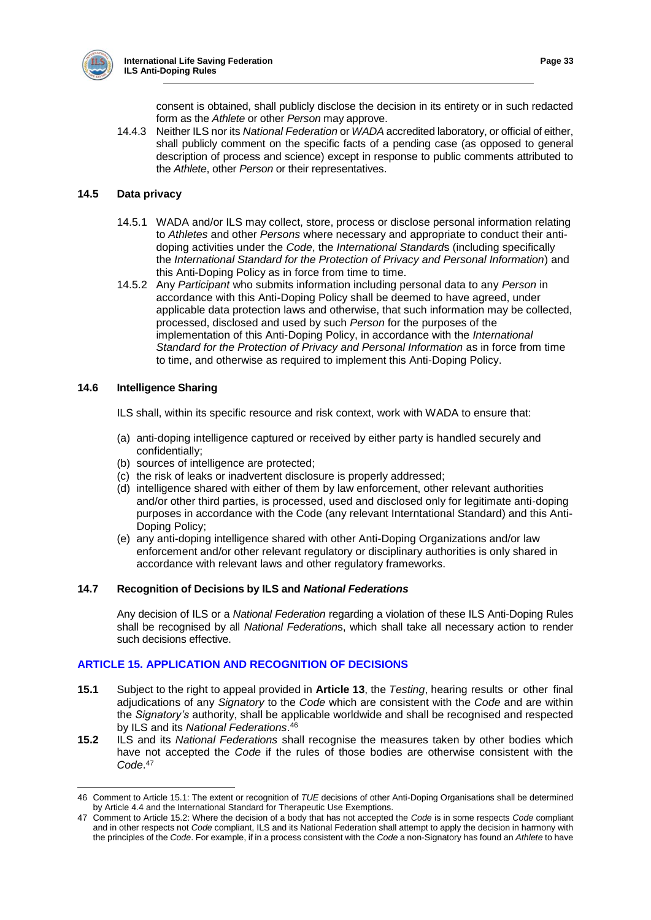consent is obtained, shall publicly disclose the decision in its entirety or in such redacted form as the *Athlete* or other *Person* may approve.

14.4.3 Neither ILS nor its *National Federation* or *WADA* accredited laboratory, or official of either, shall publicly comment on the specific facts of a pending case (as opposed to general description of process and science) except in response to public comments attributed to the *Athlete*, other *Person* or their representatives.

### 14.5 Data privacy

14.5.1 WADA and/or ILS may collect, store, process or disclose personal information relating to *Athletes* and other *Persons* where necessary and appropriate to conduct their anti-doping activities under the *Code*, the *International Standards* (including specifically the *International Standard for the Protection of Privacy and Personal Information*) and this Anti-Doping Policy as in force from time to time.

14.5.2 Any *Participant* who submits information including personal data to any *Person* in accordance with this Anti-Doping Policy shall be deemed to have agreed, under applicable data protection laws and otherwise, that such information may be collected, processed, disclosed and used by such *Person* for the purposes of the implementation of this Anti-Doping Policy, in accordance with the *International Standard for the Protection of Privacy and Personal Information* as in force from time to time, and otherwise as required to implement this Anti-Doping Policy.

### 14.6 Intelligence Sharing

ILS shall, within its specific resource and risk context, work with WADA to ensure that:

(a) anti-doping intelligence captured or received by either party is handled securely and confidentially;
(b) sources of intelligence are protected;
(c) the risk of leaks or inadvertent disclosure is properly addressed;
(d) intelligence shared with either of them by law enforcement, other relevant authorities and/or other third parties, is processed, used and disclosed only for legitimate anti-doping purposes in accordance with the Code (any relevant Interntational Standard) and this Anti-Doping Policy;
(e) any anti-doping intelligence shared with other Anti-Doping Organizations and/or law enforcement and/or other relevant regulatory or disciplinary authorities is only shared in accordance with relevant laws and other regulatory frameworks.

### 14.7 Recognition of Decisions by ILS and *National Federations*

Any decision of ILS or a *National Federation* regarding a violation of these ILS Anti-Doping Rules shall be recognised by all *National Federations*, which shall take all necessary action to render such decisions effective.

## ARTICLE 15. APPLICATION AND RECOGNITION OF DECISIONS

**15.1** Subject to the right to appeal provided in **Article 13**, the *Testing*, hearing results or other final adjudications of any *Signatory* to the *Code* which are consistent with the *Code* and are within the *Signatory's* authority, shall be applicable worldwide and shall be recognised and respected by ILS and its *National Federations*.[46]

**15.2** ILS and its *National Federations* shall recognise the measures taken by other bodies which have not accepted the *Code* if the rules of those bodies are otherwise consistent with the *Code*.[47]

---

46 Comment to Article 15.1: The extent or recognition of *TUE* decisions of other Anti-Doping Organisations shall be determined by Article 4.4 and the International Standard for Therapeutic Use Exemptions.

47 Comment to Article 15.2: Where the decision of a body that has not accepted the *Code* is in some respects *Code* compliant and in other respects not *Code* compliant, ILS and its National Federation shall attempt to apply the decision in harmony with the principles of the *Code*. For example, if in a process consistent with the *Code* a non-Signatory has found an *Athlete* to have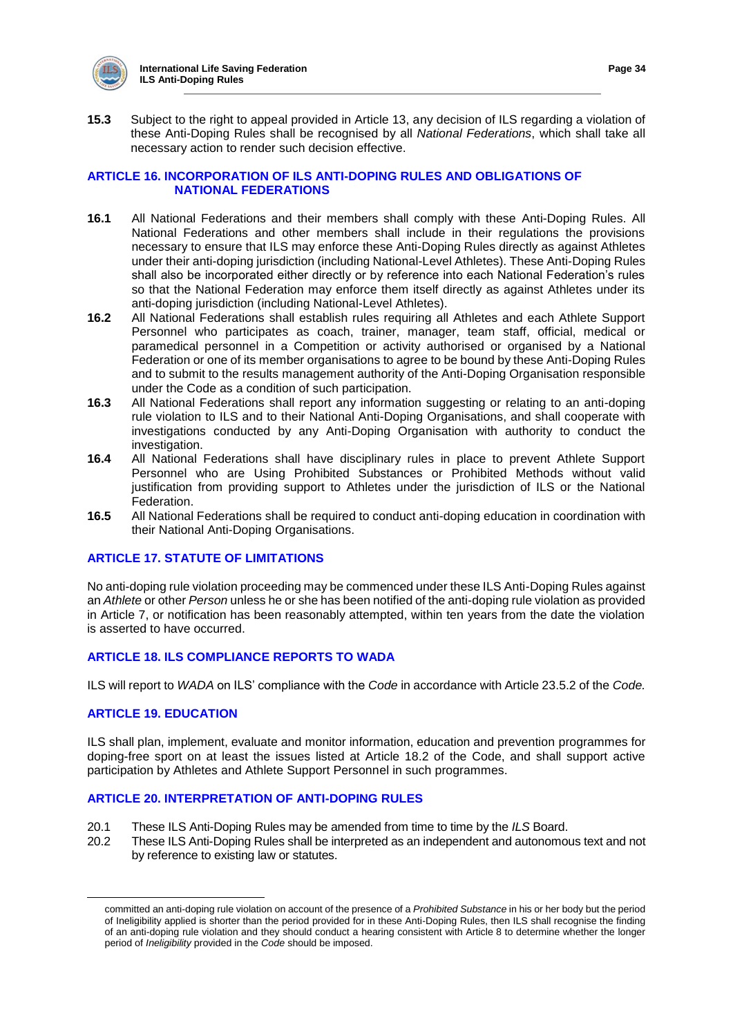**15.3** Subject to the right to appeal provided in Article 13, any decision of ILS regarding a violation of these Anti-Doping Rules shall be recognised by all *National Federations*, which shall take all necessary action to render such decision effective.

## ARTICLE 16. INCORPORATION OF ILS ANTI-DOPING RULES AND OBLIGATIONS OF NATIONAL FEDERATIONS

**16.1** All National Federations and their members shall comply with these Anti-Doping Rules. All National Federations and other members shall include in their regulations the provisions necessary to ensure that ILS may enforce these Anti-Doping Rules directly as against Athletes under their anti-doping jurisdiction (including National-Level Athletes). These Anti-Doping Rules shall also be incorporated either directly or by reference into each National Federation's rules so that the National Federation may enforce them itself directly as against Athletes under its anti-doping jurisdiction (including National-Level Athletes).

**16.2** All National Federations shall establish rules requiring all Athletes and each Athlete Support Personnel who participates as coach, trainer, manager, team staff, official, medical or paramedical personnel in a Competition or activity authorised or organised by a National Federation or one of its member organisations to agree to be bound by these Anti-Doping Rules and to submit to the results management authority of the Anti-Doping Organisation responsible under the Code as a condition of such participation.

**16.3** All National Federations shall report any information suggesting or relating to an anti-doping rule violation to ILS and to their National Anti-Doping Organisations, and shall cooperate with investigations conducted by any Anti-Doping Organisation with authority to conduct the investigation.

**16.4** All National Federations shall have disciplinary rules in place to prevent Athlete Support Personnel who are Using Prohibited Substances or Prohibited Methods without valid justification from providing support to Athletes under the jurisdiction of ILS or the National Federation.

**16.5** All National Federations shall be required to conduct anti-doping education in coordination with their National Anti-Doping Organisations.

## ARTICLE 17. STATUTE OF LIMITATIONS

No anti-doping rule violation proceeding may be commenced under these ILS Anti-Doping Rules against an *Athlete* or other *Person* unless he or she has been notified of the anti-doping rule violation as provided in Article 7, or notification has been reasonably attempted, within ten years from the date the violation is asserted to have occurred.

## ARTICLE 18. ILS COMPLIANCE REPORTS TO WADA

ILS will report to *WADA* on ILS' compliance with the *Code* in accordance with Article 23.5.2 of the *Code.*

## ARTICLE 19. EDUCATION

ILS shall plan, implement, evaluate and monitor information, education and prevention programmes for doping-free sport on at least the issues listed at Article 18.2 of the Code, and shall support active participation by Athletes and Athlete Support Personnel in such programmes.

## ARTICLE 20. INTERPRETATION OF ANTI-DOPING RULES

20.1 These ILS Anti-Doping Rules may be amended from time to time by the *ILS* Board.

20.2 These ILS Anti-Doping Rules shall be interpreted as an independent and autonomous text and not by reference to existing law or statutes.

---

committed an anti-doping rule violation on account of the presence of a *Prohibited Substance* in his or her body but the period of Ineligibility applied is shorter than the period provided for in these Anti-Doping Rules, then ILS shall recognise the finding of an anti-doping rule violation and they should conduct a hearing consistent with Article 8 to determine whether the longer period of *Ineligibility* provided in the *Code* should be imposed.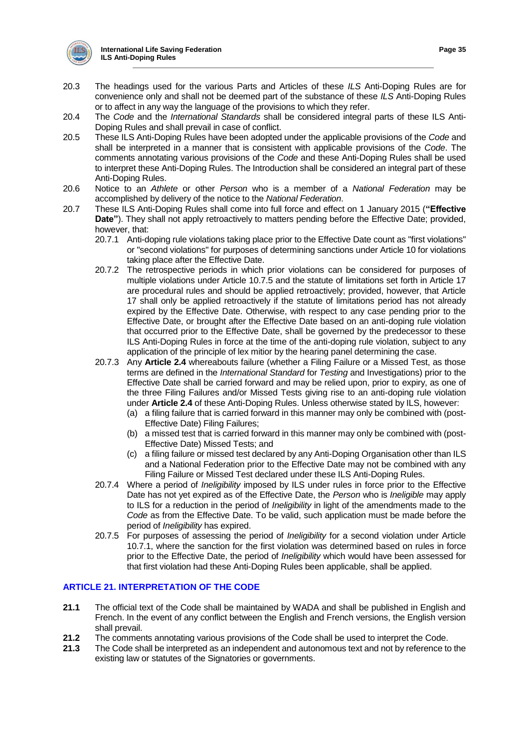20.3 The headings used for the various Parts and Articles of these *ILS* Anti-Doping Rules are for convenience only and shall not be deemed part of the substance of these *ILS* Anti-Doping Rules or to affect in any way the language of the provisions to which they refer.

20.4 The *Code* and the *International Standards* shall be considered integral parts of these ILS Anti-Doping Rules and shall prevail in case of conflict.

20.5 These ILS Anti-Doping Rules have been adopted under the applicable provisions of the *Code* and shall be interpreted in a manner that is consistent with applicable provisions of the *Code*. The comments annotating various provisions of the *Code* and these Anti-Doping Rules shall be used to interpret these Anti-Doping Rules. The Introduction shall be considered an integral part of these Anti-Doping Rules.

20.6 Notice to an *Athlete* or other *Person* who is a member of a *National Federation* may be accomplished by delivery of the notice to the *National Federation*.

20.7 These ILS Anti-Doping Rules shall come into full force and effect on 1 January 2015 (**"Effective Date"**). They shall not apply retroactively to matters pending before the Effective Date; provided, however, that:

20.7.1 Anti-doping rule violations taking place prior to the Effective Date count as "first violations" or "second violations" for purposes of determining sanctions under Article 10 for violations taking place after the Effective Date.

20.7.2 The retrospective periods in which prior violations can be considered for purposes of multiple violations under Article 10.7.5 and the statute of limitations set forth in Article 17 are procedural rules and should be applied retroactively; provided, however, that Article 17 shall only be applied retroactively if the statute of limitations period has not already expired by the Effective Date. Otherwise, with respect to any case pending prior to the Effective Date, or brought after the Effective Date based on an anti-doping rule violation that occurred prior to the Effective Date, shall be governed by the predecessor to these ILS Anti-Doping Rules in force at the time of the anti-doping rule violation, subject to any application of the principle of lex mitior by the hearing panel determining the case.

20.7.3 Any **Article 2.4** whereabouts failure (whether a Filing Failure or a Missed Test, as those terms are defined in the *International Standard* for *Testing* and Investigations) prior to the Effective Date shall be carried forward and may be relied upon, prior to expiry, as one of the three Filing Failures and/or Missed Tests giving rise to an anti-doping rule violation under **Article 2.4** of these Anti-Doping Rules. Unless otherwise stated by ILS, however:

(a) a filing failure that is carried forward in this manner may only be combined with (post-Effective Date) Filing Failures;

(b) a missed test that is carried forward in this manner may only be combined with (post-Effective Date) Missed Tests; and

(c) a filing failure or missed test declared by any Anti-Doping Organisation other than ILS and a National Federation prior to the Effective Date may not be combined with any Filing Failure or Missed Test declared under these ILS Anti-Doping Rules.

20.7.4 Where a period of *Ineligibility* imposed by ILS under rules in force prior to the Effective Date has not yet expired as of the Effective Date, the *Person* who is *Ineligible* may apply to ILS for a reduction in the period of *Ineligibility* in light of the amendments made to the *Code* as from the Effective Date. To be valid, such application must be made before the period of *Ineligibility* has expired.

20.7.5 For purposes of assessing the period of *Ineligibility* for a second violation under Article 10.7.1, where the sanction for the first violation was determined based on rules in force prior to the Effective Date, the period of *Ineligibility* which would have been assessed for that first violation had these Anti-Doping Rules been applicable, shall be applied.

## ARTICLE 21. INTERPRETATION OF THE CODE

**21.1** The official text of the Code shall be maintained by WADA and shall be published in English and French. In the event of any conflict between the English and French versions, the English version shall prevail.

**21.2** The comments annotating various provisions of the Code shall be used to interpret the Code.

**21.3** The Code shall be interpreted as an independent and autonomous text and not by reference to the existing law or statutes of the Signatories or governments.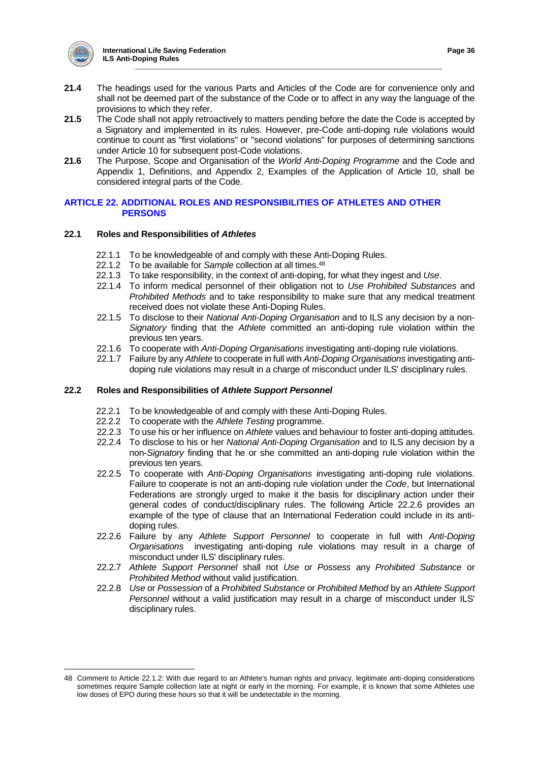**21.4** The headings used for the various Parts and Articles of the Code are for convenience only and shall not be deemed part of the substance of the Code or to affect in any way the language of the provisions to which they refer.

**21.5** The Code shall not apply retroactively to matters pending before the date the Code is accepted by a Signatory and implemented in its rules. However, pre-Code anti-doping rule violations would continue to count as "first violations" or "second violations" for purposes of determining sanctions under Article 10 for subsequent post-Code violations.

**21.6** The Purpose, Scope and Organisation of the *World Anti-Doping Programme* and the Code and Appendix 1, Definitions, and Appendix 2, Examples of the Application of Article 10, shall be considered integral parts of the Code.

## ARTICLE 22. ADDITIONAL ROLES AND RESPONSIBILITIES OF ATHLETES AND OTHER PERSONS

### 22.1 Roles and Responsibilities of *Athletes*

22.1.1 To be knowledgeable of and comply with these Anti-Doping Rules.

22.1.2 To be available for *Sample* collection at all times.[48]

22.1.3 To take responsibility, in the context of anti-doping, for what they ingest and *Use*.

22.1.4 To inform medical personnel of their obligation not to *Use Prohibited Substances* and *Prohibited Methods* and to take responsibility to make sure that any medical treatment received does not violate these Anti-Doping Rules.

22.1.5 To disclose to their *National Anti-Doping Organisation* and to ILS any decision by a non-*Signatory* finding that the *Athlete* committed an anti-doping rule violation within the previous ten years.

22.1.6 To cooperate with *Anti-Doping Organisations* investigating anti-doping rule violations.

22.1.7 Failure by any *Athlete* to cooperate in full with *Anti-Doping Organisations* investigating anti-doping rule violations may result in a charge of misconduct under ILS' disciplinary rules.

### 22.2 Roles and Responsibilities of *Athlete Support Personnel*

22.2.1 To be knowledgeable of and comply with these Anti-Doping Rules.

22.2.2 To cooperate with the *Athlete Testing* programme.

22.2.3 To use his or her influence on *Athlete* values and behaviour to foster anti-doping attitudes.

22.2.4 To disclose to his or her *National Anti-Doping Organisation* and to ILS any decision by a non-*Signatory* finding that he or she committed an anti-doping rule violation within the previous ten years.

22.2.5 To cooperate with *Anti-Doping Organisations* investigating anti-doping rule violations. Failure to cooperate is not an anti-doping rule violation under the *Code*, but International Federations are strongly urged to make it the basis for disciplinary action under their general codes of conduct/disciplinary rules. The following Article 22.2.6 provides an example of the type of clause that an International Federation could include in its anti-doping rules.

22.2.6 Failure by any *Athlete Support Personnel* to cooperate in full with *Anti-Doping Organisations* investigating anti-doping rule violations may result in a charge of misconduct under ILS' disciplinary rules.

22.2.7 *Athlete Support Personnel* shall not *Use* or *Possess* any *Prohibited Substance* or *Prohibited Method* without valid justification.

22.2.8 *Use* or *Possession* of a *Prohibited Substance* or *Prohibited Method* by an *Athlete Support Personnel* without a valid justification may result in a charge of misconduct under ILS' disciplinary rules.

---

48 Comment to Article 22.1.2: With due regard to an Athlete's human rights and privacy, legitimate anti-doping considerations sometimes require Sample collection late at night or early in the morning. For example, it is known that some Athletes use low doses of EPO during these hours so that it will be undetectable in the morning.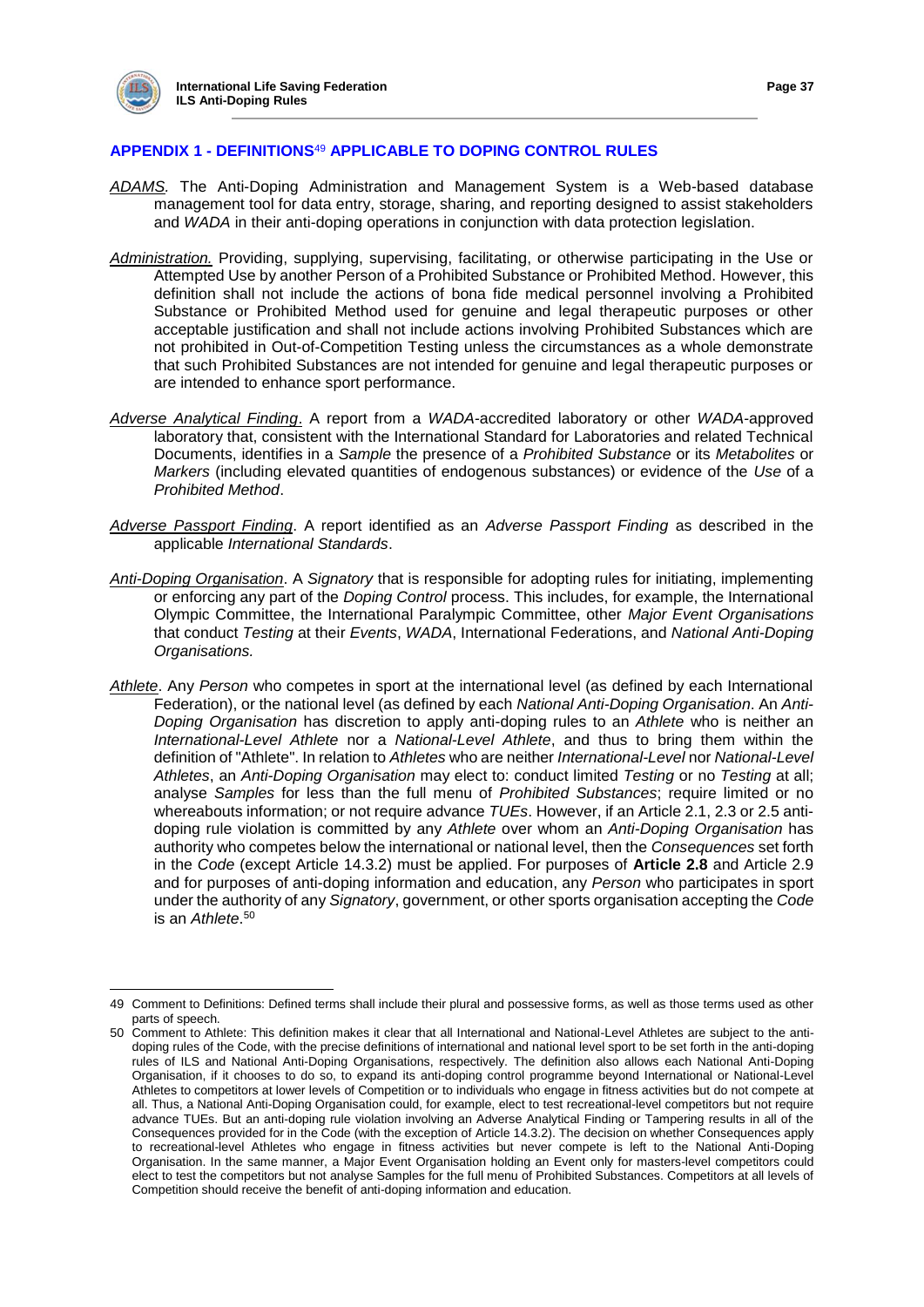## APPENDIX 1 - DEFINITIONS[49] APPLICABLE TO DOPING CONTROL RULES

*ADAMS.* The Anti-Doping Administration and Management System is a Web-based database management tool for data entry, storage, sharing, and reporting designed to assist stakeholders and *WADA* in their anti-doping operations in conjunction with data protection legislation.

*Administration.* Providing, supplying, supervising, facilitating, or otherwise participating in the Use or Attempted Use by another Person of a Prohibited Substance or Prohibited Method. However, this definition shall not include the actions of bona fide medical personnel involving a Prohibited Substance or Prohibited Method used for genuine and legal therapeutic purposes or other acceptable justification and shall not include actions involving Prohibited Substances which are not prohibited in Out-of-Competition Testing unless the circumstances as a whole demonstrate that such Prohibited Substances are not intended for genuine and legal therapeutic purposes or are intended to enhance sport performance.

*Adverse Analytical Finding*. A report from a *WADA*-accredited laboratory or other *WADA*-approved laboratory that, consistent with the International Standard for Laboratories and related Technical Documents, identifies in a *Sample* the presence of a *Prohibited Substance* or its *Metabolites* or *Markers* (including elevated quantities of endogenous substances) or evidence of the *Use* of a *Prohibited Method*.

*Adverse Passport Finding*. A report identified as an *Adverse Passport Finding* as described in the applicable *International Standards*.

*Anti-Doping Organisation*. A *Signatory* that is responsible for adopting rules for initiating, implementing or enforcing any part of the *Doping Control* process. This includes, for example, the International Olympic Committee, the International Paralympic Committee, other *Major Event Organisations* that conduct *Testing* at their *Events*, *WADA*, International Federations, and *National Anti-Doping Organisations.*

*Athlete*. Any *Person* who competes in sport at the international level (as defined by each International Federation), or the national level (as defined by each *National Anti-Doping Organisation*. An *Anti-Doping Organisation* has discretion to apply anti-doping rules to an *Athlete* who is neither an *International-Level Athlete* nor a *National-Level Athlete*, and thus to bring them within the definition of "Athlete". In relation to *Athletes* who are neither *International-Level* nor *National-Level Athletes*, an *Anti-Doping Organisation* may elect to: conduct limited *Testing* or no *Testing* at all; analyse *Samples* for less than the full menu of *Prohibited Substances*; require limited or no whereabouts information; or not require advance *TUEs*. However, if an Article 2.1, 2.3 or 2.5 anti-doping rule violation is committed by any *Athlete* over whom an *Anti-Doping Organisation* has authority who competes below the international or national level, then the *Consequences* set forth in the *Code* (except Article 14.3.2) must be applied. For purposes of **Article 2.8** and Article 2.9 and for purposes of anti-doping information and education, any *Person* who participates in sport under the authority of any *Signatory*, government, or other sports organisation accepting the *Code* is an *Athlete*.[50]

---

49 Comment to Definitions: Defined terms shall include their plural and possessive forms, as well as those terms used as other parts of speech.

50 Comment to Athlete: This definition makes it clear that all International and National-Level Athletes are subject to the anti-doping rules of the Code, with the precise definitions of international and national level sport to be set forth in the anti-doping rules of ILS and National Anti-Doping Organisations, respectively. The definition also allows each National Anti-Doping Organisation, if it chooses to do so, to expand its anti-doping control programme beyond International or National-Level Athletes to competitors at lower levels of Competition or to individuals who engage in fitness activities but do not compete at all. Thus, a National Anti-Doping Organisation could, for example, elect to test recreational-level competitors but not require advance TUEs. But an anti-doping rule violation involving an Adverse Analytical Finding or Tampering results in all of the Consequences provided for in the Code (with the exception of Article 14.3.2). The decision on whether Consequences apply to recreational-level Athletes who engage in fitness activities but never compete is left to the National Anti-Doping Organisation. In the same manner, a Major Event Organisation holding an Event only for masters-level competitors could elect to test the competitors but not analyse Samples for the full menu of Prohibited Substances. Competitors at all levels of Competition should receive the benefit of anti-doping information and education.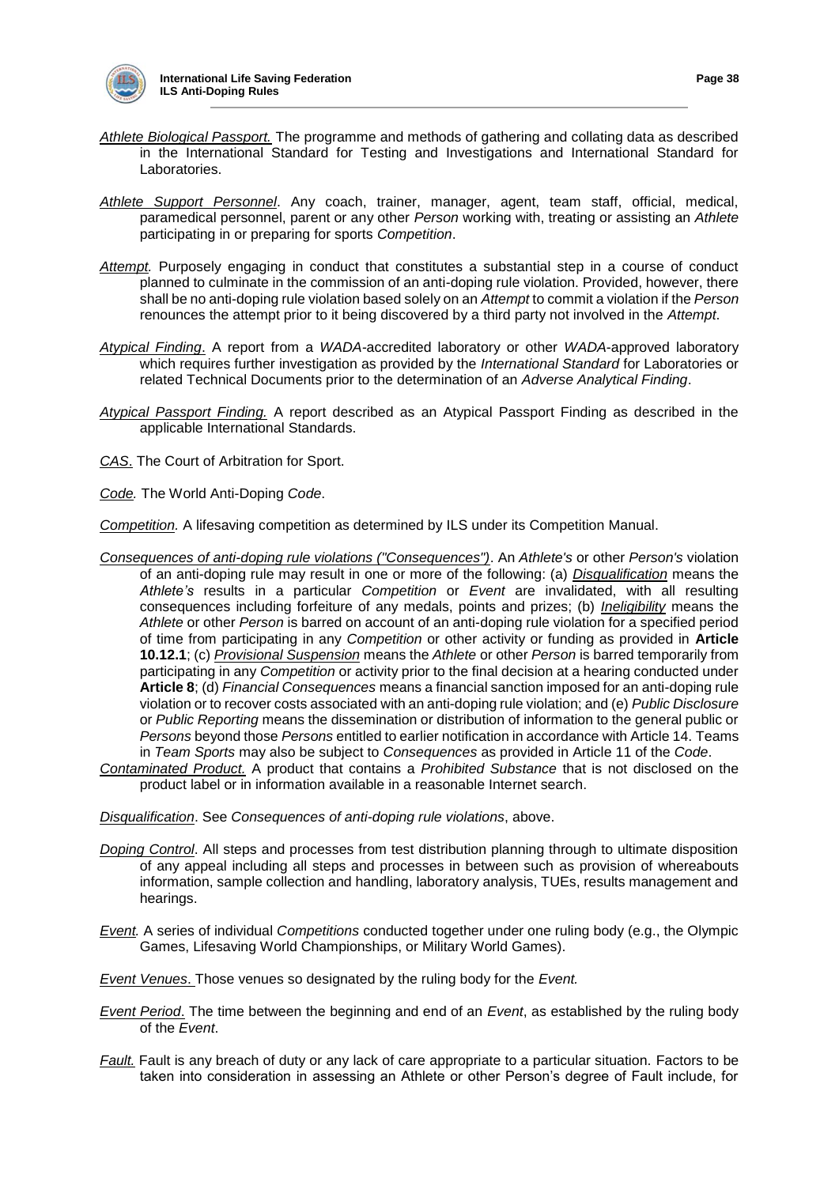*Athlete Biological Passport.* The programme and methods of gathering and collating data as described in the International Standard for Testing and Investigations and International Standard for Laboratories.

*Athlete Support Personnel*. Any coach, trainer, manager, agent, team staff, official, medical, paramedical personnel, parent or any other *Person* working with, treating or assisting an *Athlete* participating in or preparing for sports *Competition*.

*Attempt.* Purposely engaging in conduct that constitutes a substantial step in a course of conduct planned to culminate in the commission of an anti-doping rule violation. Provided, however, there shall be no anti-doping rule violation based solely on an *Attempt* to commit a violation if the *Person* renounces the attempt prior to it being discovered by a third party not involved in the *Attempt*.

*Atypical Finding*. A report from a *WADA*-accredited laboratory or other *WADA*-approved laboratory which requires further investigation as provided by the *International Standard* for Laboratories or related Technical Documents prior to the determination of an *Adverse Analytical Finding*.

*Atypical Passport Finding.* A report described as an Atypical Passport Finding as described in the applicable International Standards.

*CAS*. The Court of Arbitration for Sport.

*Code.* The World Anti-Doping *Code*.

*Competition.* A lifesaving competition as determined by ILS under its Competition Manual.

*Consequences of anti-doping rule violations ("Consequences")*. An *Athlete's* or other *Person's* violation of an anti-doping rule may result in one or more of the following: (a) ***Disqualification*** means the *Athlete's* results in a particular *Competition* or *Event* are invalidated, with all resulting consequences including forfeiture of any medals, points and prizes; (b) ***Ineligibility*** means the *Athlete* or other *Person* is barred on account of an anti-doping rule violation for a specified period of time from participating in any *Competition* or other activity or funding as provided in **Article 10.12.1**; (c) *Provisional Suspension* means the *Athlete* or other *Person* is barred temporarily from participating in any *Competition* or activity prior to the final decision at a hearing conducted under **Article 8**; (d) *Financial Consequences* means a financial sanction imposed for an anti-doping rule violation or to recover costs associated with an anti-doping rule violation; and (e) *Public Disclosure* or *Public Reporting* means the dissemination or distribution of information to the general public or *Persons* beyond those *Persons* entitled to earlier notification in accordance with Article 14. Teams in *Team Sports* may also be subject to *Consequences* as provided in Article 11 of the *Code*.

*Contaminated Product.* A product that contains a *Prohibited Substance* that is not disclosed on the product label or in information available in a reasonable Internet search.

*Disqualification*. See *Consequences of anti-doping rule violations*, above.

*Doping Control*. All steps and processes from test distribution planning through to ultimate disposition of any appeal including all steps and processes in between such as provision of whereabouts information, sample collection and handling, laboratory analysis, TUEs, results management and hearings.

*Event.* A series of individual *Competitions* conducted together under one ruling body (e.g., the Olympic Games, Lifesaving World Championships, or Military World Games).

*Event Venues*. Those venues so designated by the ruling body for the *Event.*

*Event Period*. The time between the beginning and end of an *Event*, as established by the ruling body of the *Event*.

*Fault.* Fault is any breach of duty or any lack of care appropriate to a particular situation. Factors to be taken into consideration in assessing an Athlete or other Person's degree of Fault include, for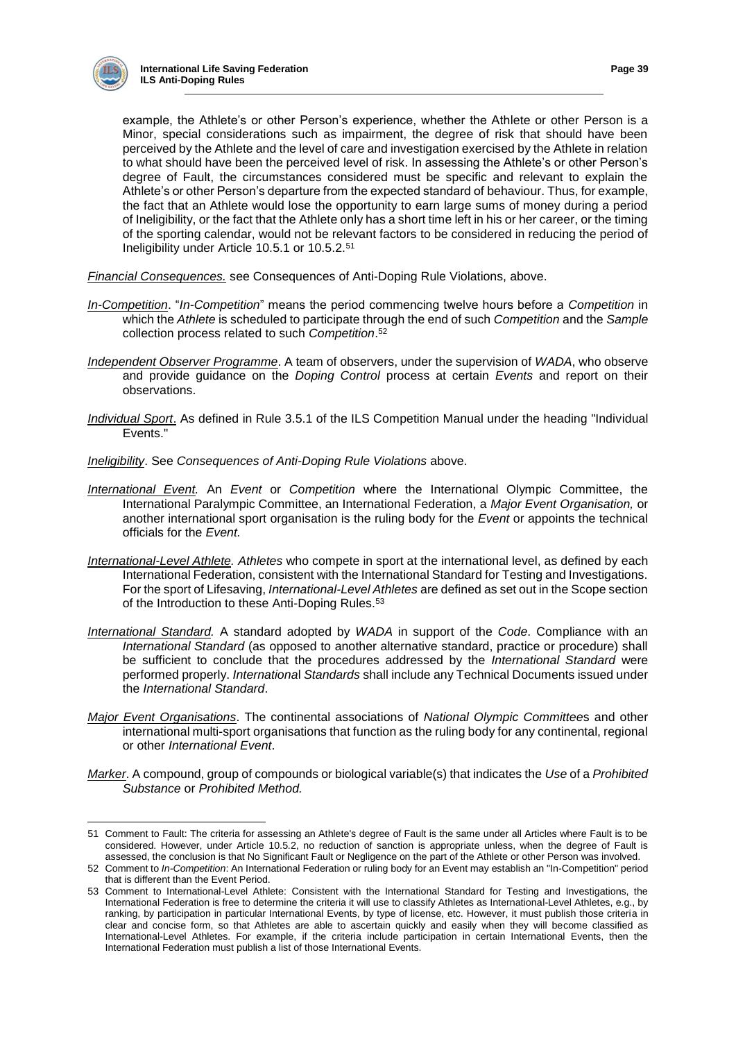example, the Athlete's or other Person's experience, whether the Athlete or other Person is a Minor, special considerations such as impairment, the degree of risk that should have been perceived by the Athlete and the level of care and investigation exercised by the Athlete in relation to what should have been the perceived level of risk. In assessing the Athlete's or other Person's degree of Fault, the circumstances considered must be specific and relevant to explain the Athlete's or other Person's departure from the expected standard of behaviour. Thus, for example, the fact that an Athlete would lose the opportunity to earn large sums of money during a period of Ineligibility, or the fact that the Athlete only has a short time left in his or her career, or the timing of the sporting calendar, would not be relevant factors to be considered in reducing the period of Ineligibility under Article 10.5.1 or 10.5.2.[51]

*Financial Consequences.* see Consequences of Anti-Doping Rule Violations, above.

*In-Competition*. "*In-Competition*" means the period commencing twelve hours before a *Competition* in which the *Athlete* is scheduled to participate through the end of such *Competition* and the *Sample* collection process related to such *Competition*.[52]

*Independent Observer Programme*. A team of observers, under the supervision of *WADA*, who observe and provide guidance on the *Doping Control* process at certain *Events* and report on their observations.

*Individual Sport*. As defined in Rule 3.5.1 of the ILS Competition Manual under the heading "Individual Events."

*Ineligibility*. See *Consequences of Anti-Doping Rule Violations* above.

*International Event.* An *Event* or *Competition* where the International Olympic Committee, the International Paralympic Committee, an International Federation, a *Major Event Organisation,* or another international sport organisation is the ruling body for the *Event* or appoints the technical officials for the *Event.*

*International-Level Athlete. Athletes* who compete in sport at the international level, as defined by each International Federation, consistent with the International Standard for Testing and Investigations. For the sport of Lifesaving, *International-Level Athletes* are defined as set out in the Scope section of the Introduction to these Anti-Doping Rules.[53]

*International Standard.* A standard adopted by *WADA* in support of the *Code*. Compliance with an *International Standard* (as opposed to another alternative standard, practice or procedure) shall be sufficient to conclude that the procedures addressed by the *International Standard* were performed properly. *International Standards* shall include any Technical Documents issued under the *International Standard*.

*Major Event Organisations*. The continental associations of *National Olympic Committee*s and other international multi-sport organisations that function as the ruling body for any continental, regional or other *International Event*.

*Marker*. A compound, group of compounds or biological variable(s) that indicates the *Use* of a *Prohibited Substance* or *Prohibited Method.*

---

51 Comment to Fault: The criteria for assessing an Athlete's degree of Fault is the same under all Articles where Fault is to be considered. However, under Article 10.5.2, no reduction of sanction is appropriate unless, when the degree of Fault is assessed, the conclusion is that No Significant Fault or Negligence on the part of the Athlete or other Person was involved.

52 Comment to *In-Competition*: An International Federation or ruling body for an Event may establish an "In-Competition" period that is different than the Event Period.

53 Comment to International-Level Athlete: Consistent with the International Standard for Testing and Investigations, the International Federation is free to determine the criteria it will use to classify Athletes as International-Level Athletes, e.g., by ranking, by participation in particular International Events, by type of license, etc. However, it must publish those criteria in clear and concise form, so that Athletes are able to ascertain quickly and easily when they will become classified as International-Level Athletes. For example, if the criteria include participation in certain International Events, then the International Federation must publish a list of those International Events.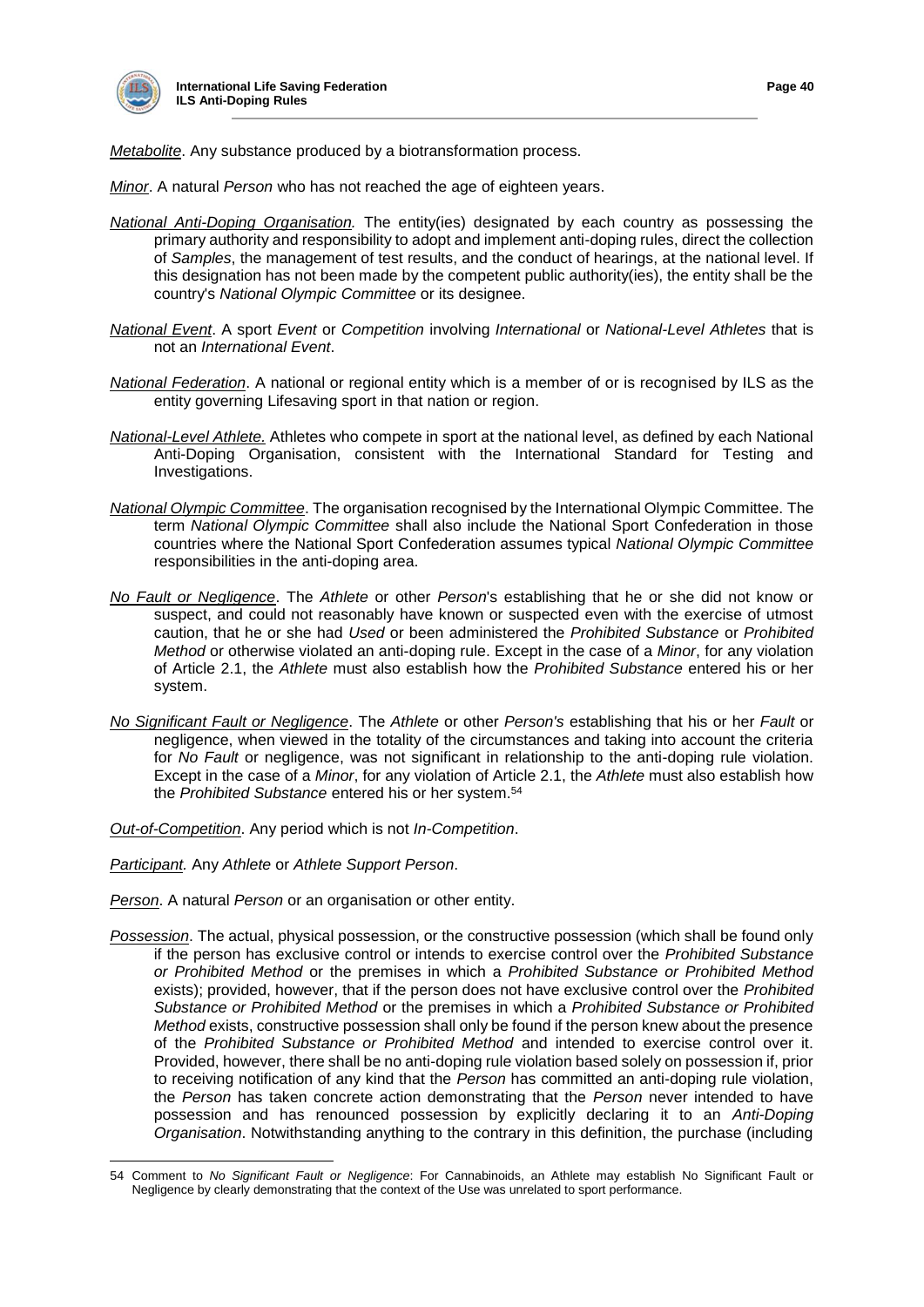*Metabolite*. Any substance produced by a biotransformation process.

*Minor*. A natural *Person* who has not reached the age of eighteen years.

*National Anti-Doping Organisation.* The entity(ies) designated by each country as possessing the primary authority and responsibility to adopt and implement anti-doping rules, direct the collection of *Samples*, the management of test results, and the conduct of hearings, at the national level. If this designation has not been made by the competent public authority(ies), the entity shall be the country's *National Olympic Committee* or its designee.

*National Event*. A sport *Event* or *Competition* involving *International* or *National-Level Athletes* that is not an *International Event*.

*National Federation*. A national or regional entity which is a member of or is recognised by ILS as the entity governing Lifesaving sport in that nation or region.

*National-Level Athlete.* Athletes who compete in sport at the national level, as defined by each National Anti-Doping Organisation, consistent with the International Standard for Testing and Investigations.

*National Olympic Committee*. The organisation recognised by the International Olympic Committee. The term *National Olympic Committee* shall also include the National Sport Confederation in those countries where the National Sport Confederation assumes typical *National Olympic Committee* responsibilities in the anti-doping area.

*No Fault or Negligence*. The *Athlete* or other *Person*'s establishing that he or she did not know or suspect, and could not reasonably have known or suspected even with the exercise of utmost caution, that he or she had *Used* or been administered the *Prohibited Substance* or *Prohibited Method* or otherwise violated an anti-doping rule. Except in the case of a *Minor*, for any violation of Article 2.1, the *Athlete* must also establish how the *Prohibited Substance* entered his or her system.

*No Significant Fault or Negligence*. The *Athlete* or other *Person's* establishing that his or her *Fault* or negligence, when viewed in the totality of the circumstances and taking into account the criteria for *No Fault* or negligence, was not significant in relationship to the anti-doping rule violation. Except in the case of a *Minor*, for any violation of Article 2.1, the *Athlete* must also establish how the *Prohibited Substance* entered his or her system.[54]

*Out-of-Competition*. Any period which is not *In-Competition*.

*Participant.* Any *Athlete* or *Athlete Support Person*.

*Person*. A natural *Person* or an organisation or other entity.

*Possession*. The actual, physical possession, or the constructive possession (which shall be found only if the person has exclusive control or intends to exercise control over the *Prohibited Substance or Prohibited Method* or the premises in which a *Prohibited Substance or Prohibited Method* exists); provided, however, that if the person does not have exclusive control over the *Prohibited Substance or Prohibited Method* or the premises in which a *Prohibited Substance or Prohibited Method* exists, constructive possession shall only be found if the person knew about the presence of the *Prohibited Substance or Prohibited Method* and intended to exercise control over it. Provided, however, there shall be no anti-doping rule violation based solely on possession if, prior to receiving notification of any kind that the *Person* has committed an anti-doping rule violation, the *Person* has taken concrete action demonstrating that the *Person* never intended to have possession and has renounced possession by explicitly declaring it to an *Anti-Doping Organisation*. Notwithstanding anything to the contrary in this definition, the purchase (including

---

54 Comment to *No Significant Fault or Negligence*: For Cannabinoids, an Athlete may establish No Significant Fault or Negligence by clearly demonstrating that the context of the Use was unrelated to sport performance.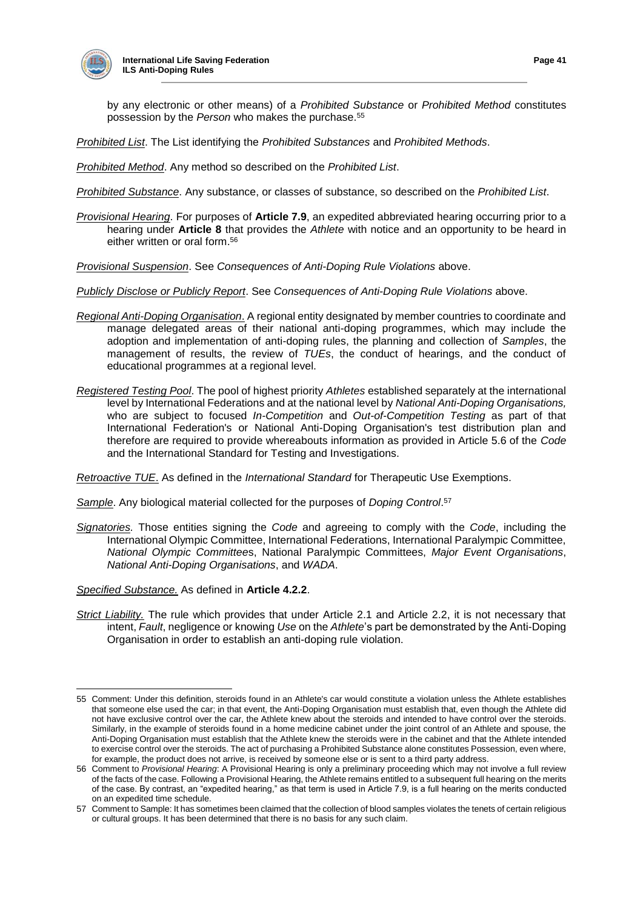by any electronic or other means) of a *Prohibited Substance* or *Prohibited Method* constitutes possession by the *Person* who makes the purchase.[55]

*Prohibited List*. The List identifying the *Prohibited Substances* and *Prohibited Methods*.

*Prohibited Method*. Any method so described on the *Prohibited List*.

*Prohibited Substance*. Any substance, or classes of substance, so described on the *Prohibited List*.

*Provisional Hearing*. For purposes of **Article 7.9**, an expedited abbreviated hearing occurring prior to a hearing under **Article 8** that provides the *Athlete* with notice and an opportunity to be heard in either written or oral form.[56]

*Provisional Suspension*. See *Consequences of Anti-Doping Rule Violations* above.

*Publicly Disclose or Publicly Report*. See *Consequences of Anti-Doping Rule Violations* above.

*Regional Anti-Doping Organisation*. A regional entity designated by member countries to coordinate and manage delegated areas of their national anti-doping programmes, which may include the adoption and implementation of anti-doping rules, the planning and collection of *Samples*, the management of results, the review of *TUEs*, the conduct of hearings, and the conduct of educational programmes at a regional level.

*Registered Testing Pool*. The pool of highest priority *Athletes* established separately at the international level by International Federations and at the national level by *National Anti-Doping Organisations,* who are subject to focused *In-Competition* and *Out-of-Competition Testing* as part of that International Federation's or National Anti-Doping Organisation's test distribution plan and therefore are required to provide whereabouts information as provided in Article 5.6 of the *Code* and the International Standard for Testing and Investigations.

*Retroactive TUE*. As defined in the *International Standard* for Therapeutic Use Exemptions.

*Sample*. Any biological material collected for the purposes of *Doping Control*.[57]

*Signatories.* Those entities signing the *Code* and agreeing to comply with the *Code*, including the International Olympic Committee, International Federations, International Paralympic Committee, *National Olympic Committee*s, National Paralympic Committees, *Major Event Organisations*, *National Anti-Doping Organisations*, and *WADA*.

*Specified Substance.* As defined in **Article 4.2.2**.

*Strict Liability.* The rule which provides that under Article 2.1 and Article 2.2, it is not necessary that intent, *Fault*, negligence or knowing *Use* on the *Athlete*'s part be demonstrated by the Anti-Doping Organisation in order to establish an anti-doping rule violation.

---

55 Comment: Under this definition, steroids found in an Athlete's car would constitute a violation unless the Athlete establishes that someone else used the car; in that event, the Anti-Doping Organisation must establish that, even though the Athlete did not have exclusive control over the car, the Athlete knew about the steroids and intended to have control over the steroids. Similarly, in the example of steroids found in a home medicine cabinet under the joint control of an Athlete and spouse, the Anti-Doping Organisation must establish that the Athlete knew the steroids were in the cabinet and that the Athlete intended to exercise control over the steroids. The act of purchasing a Prohibited Substance alone constitutes Possession, even where, for example, the product does not arrive, is received by someone else or is sent to a third party address.

56 Comment to *Provisional Hearing*: A Provisional Hearing is only a preliminary proceeding which may not involve a full review of the facts of the case. Following a Provisional Hearing, the Athlete remains entitled to a subsequent full hearing on the merits of the case. By contrast, an "expedited hearing," as that term is used in Article 7.9, is a full hearing on the merits conducted on an expedited time schedule.

57 Comment to Sample: It has sometimes been claimed that the collection of blood samples violates the tenets of certain religious or cultural groups. It has been determined that there is no basis for any such claim.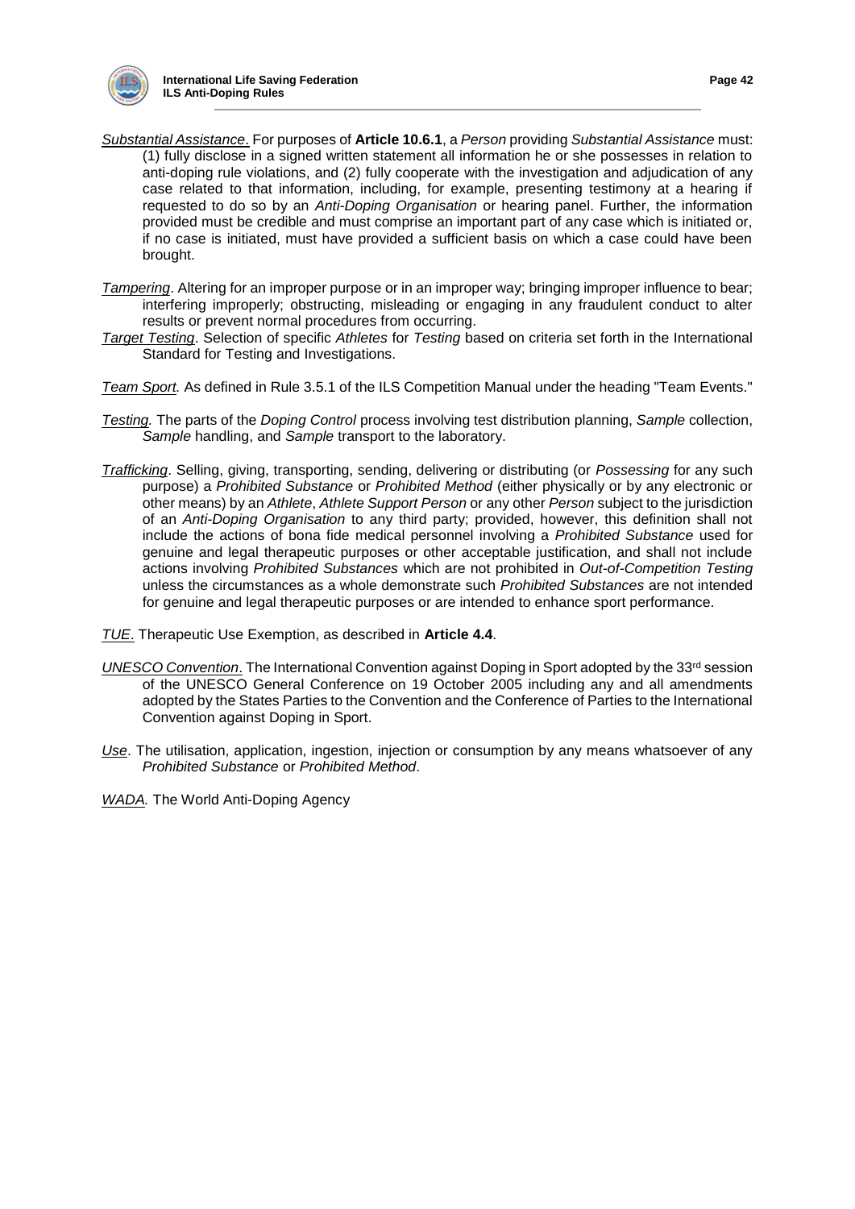*Substantial Assistance*. For purposes of **Article 10.6.1**, a *Person* providing *Substantial Assistance* must: (1) fully disclose in a signed written statement all information he or she possesses in relation to anti-doping rule violations, and (2) fully cooperate with the investigation and adjudication of any case related to that information, including, for example, presenting testimony at a hearing if requested to do so by an *Anti-Doping Organisation* or hearing panel. Further, the information provided must be credible and must comprise an important part of any case which is initiated or, if no case is initiated, must have provided a sufficient basis on which a case could have been brought.

*Tampering*. Altering for an improper purpose or in an improper way; bringing improper influence to bear; interfering improperly; obstructing, misleading or engaging in any fraudulent conduct to alter results or prevent normal procedures from occurring.

*Target Testing*. Selection of specific *Athletes* for *Testing* based on criteria set forth in the International Standard for Testing and Investigations.

*Team Sport.* As defined in Rule 3.5.1 of the ILS Competition Manual under the heading "Team Events."

*Testing.* The parts of the *Doping Control* process involving test distribution planning, *Sample* collection, *Sample* handling, and *Sample* transport to the laboratory.

*Trafficking*. Selling, giving, transporting, sending, delivering or distributing (or *Possessing* for any such purpose) a *Prohibited Substance* or *Prohibited Method* (either physically or by any electronic or other means) by an *Athlete*, *Athlete Support Person* or any other *Person* subject to the jurisdiction of an *Anti-Doping Organisation* to any third party; provided, however, this definition shall not include the actions of bona fide medical personnel involving a *Prohibited Substance* used for genuine and legal therapeutic purposes or other acceptable justification, and shall not include actions involving *Prohibited Substances* which are not prohibited in *Out-of-Competition Testing* unless the circumstances as a whole demonstrate such *Prohibited Substances* are not intended for genuine and legal therapeutic purposes or are intended to enhance sport performance.

*TUE*. Therapeutic Use Exemption, as described in **Article 4.4**.

*UNESCO Convention*. The International Convention against Doping in Sport adopted by the 33rd session of the UNESCO General Conference on 19 October 2005 including any and all amendments adopted by the States Parties to the Convention and the Conference of Parties to the International Convention against Doping in Sport.

*Use*. The utilisation, application, ingestion, injection or consumption by any means whatsoever of any *Prohibited Substance* or *Prohibited Method*.

*WADA.* The World Anti-Doping Agency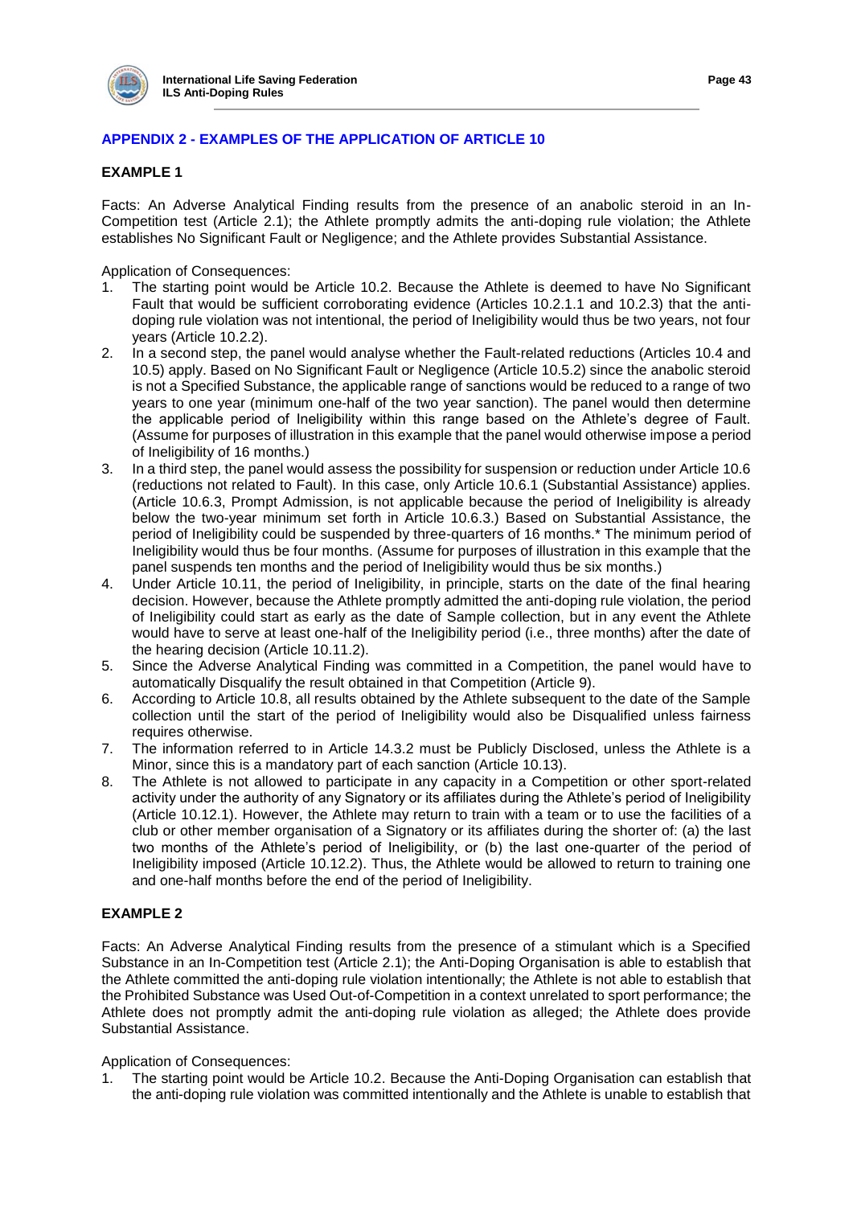## APPENDIX 2 - EXAMPLES OF THE APPLICATION OF ARTICLE 10

**EXAMPLE 1**

Facts: An Adverse Analytical Finding results from the presence of an anabolic steroid in an In-Competition test (Article 2.1); the Athlete promptly admits the anti-doping rule violation; the Athlete establishes No Significant Fault or Negligence; and the Athlete provides Substantial Assistance.

Application of Consequences:

1. The starting point would be Article 10.2. Because the Athlete is deemed to have No Significant Fault that would be sufficient corroborating evidence (Articles 10.2.1.1 and 10.2.3) that the anti-doping rule violation was not intentional, the period of Ineligibility would thus be two years, not four years (Article 10.2.2).
2. In a second step, the panel would analyse whether the Fault-related reductions (Articles 10.4 and 10.5) apply. Based on No Significant Fault or Negligence (Article 10.5.2) since the anabolic steroid is not a Specified Substance, the applicable range of sanctions would be reduced to a range of two years to one year (minimum one-half of the two year sanction). The panel would then determine the applicable period of Ineligibility within this range based on the Athlete's degree of Fault. (Assume for purposes of illustration in this example that the panel would otherwise impose a period of Ineligibility of 16 months.)
3. In a third step, the panel would assess the possibility for suspension or reduction under Article 10.6 (reductions not related to Fault). In this case, only Article 10.6.1 (Substantial Assistance) applies. (Article 10.6.3, Prompt Admission, is not applicable because the period of Ineligibility is already below the two-year minimum set forth in Article 10.6.3.) Based on Substantial Assistance, the period of Ineligibility could be suspended by three-quarters of 16 months.* The minimum period of Ineligibility would thus be four months. (Assume for purposes of illustration in this example that the panel suspends ten months and the period of Ineligibility would thus be six months.)
4. Under Article 10.11, the period of Ineligibility, in principle, starts on the date of the final hearing decision. However, because the Athlete promptly admitted the anti-doping rule violation, the period of Ineligibility could start as early as the date of Sample collection, but in any event the Athlete would have to serve at least one-half of the Ineligibility period (i.e., three months) after the date of the hearing decision (Article 10.11.2).
5. Since the Adverse Analytical Finding was committed in a Competition, the panel would have to automatically Disqualify the result obtained in that Competition (Article 9).
6. According to Article 10.8, all results obtained by the Athlete subsequent to the date of the Sample collection until the start of the period of Ineligibility would also be Disqualified unless fairness requires otherwise.
7. The information referred to in Article 14.3.2 must be Publicly Disclosed, unless the Athlete is a Minor, since this is a mandatory part of each sanction (Article 10.13).
8. The Athlete is not allowed to participate in any capacity in a Competition or other sport-related activity under the authority of any Signatory or its affiliates during the Athlete's period of Ineligibility (Article 10.12.1). However, the Athlete may return to train with a team or to use the facilities of a club or other member organisation of a Signatory or its affiliates during the shorter of: (a) the last two months of the Athlete's period of Ineligibility, or (b) the last one-quarter of the period of Ineligibility imposed (Article 10.12.2). Thus, the Athlete would be allowed to return to training one and one-half months before the end of the period of Ineligibility.

**EXAMPLE 2**

Facts: An Adverse Analytical Finding results from the presence of a stimulant which is a Specified Substance in an In-Competition test (Article 2.1); the Anti-Doping Organisation is able to establish that the Athlete committed the anti-doping rule violation intentionally; the Athlete is not able to establish that the Prohibited Substance was Used Out-of-Competition in a context unrelated to sport performance; the Athlete does not promptly admit the anti-doping rule violation as alleged; the Athlete does provide Substantial Assistance.

Application of Consequences:

1. The starting point would be Article 10.2. Because the Anti-Doping Organisation can establish that the anti-doping rule violation was committed intentionally and the Athlete is unable to establish that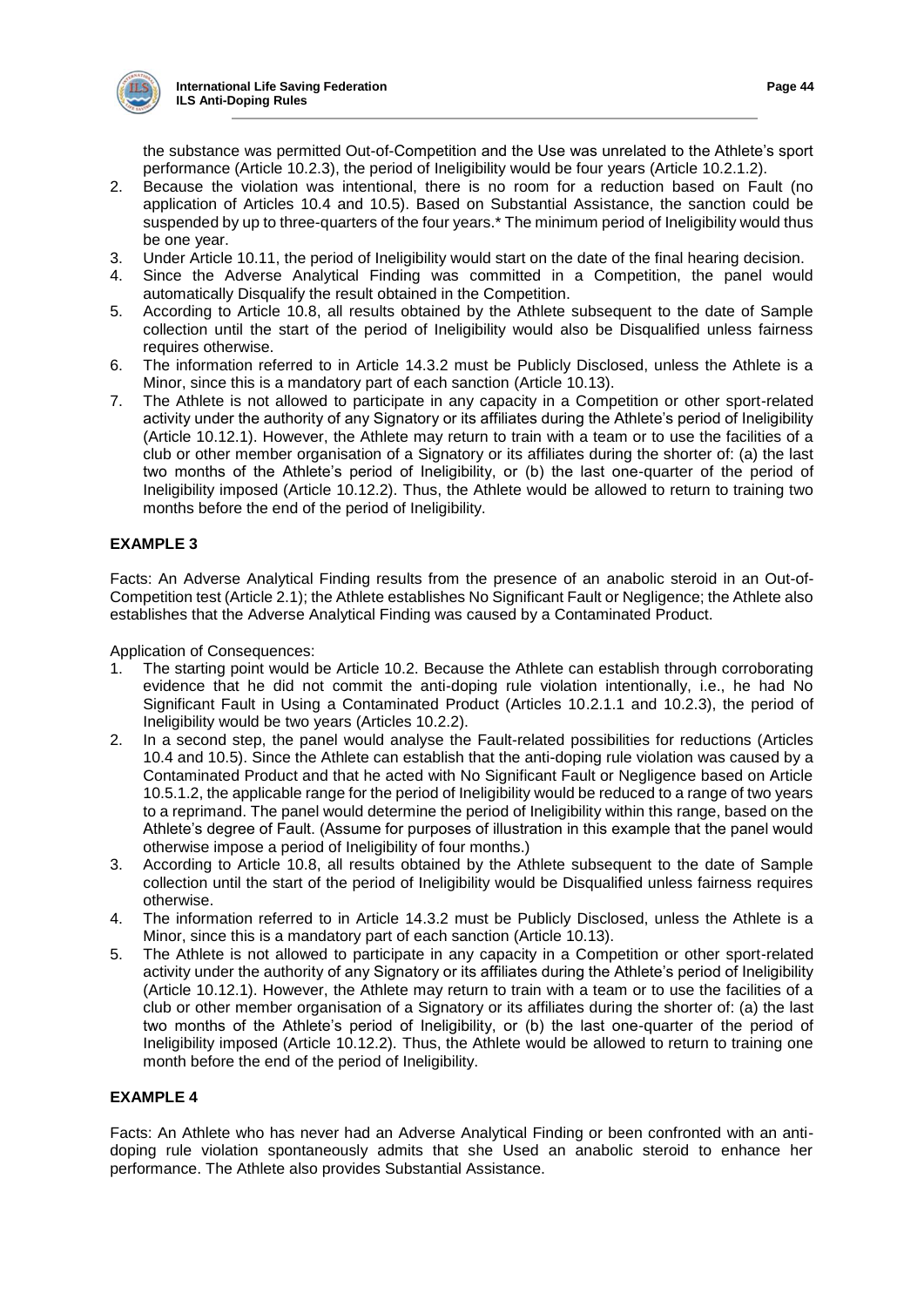the substance was permitted Out-of-Competition and the Use was unrelated to the Athlete's sport performance (Article 10.2.3), the period of Ineligibility would be four years (Article 10.2.1.2).

2. Because the violation was intentional, there is no room for a reduction based on Fault (no application of Articles 10.4 and 10.5). Based on Substantial Assistance, the sanction could be suspended by up to three-quarters of the four years.* The minimum period of Ineligibility would thus be one year.
3. Under Article 10.11, the period of Ineligibility would start on the date of the final hearing decision.
4. Since the Adverse Analytical Finding was committed in a Competition, the panel would automatically Disqualify the result obtained in the Competition.
5. According to Article 10.8, all results obtained by the Athlete subsequent to the date of Sample collection until the start of the period of Ineligibility would also be Disqualified unless fairness requires otherwise.
6. The information referred to in Article 14.3.2 must be Publicly Disclosed, unless the Athlete is a Minor, since this is a mandatory part of each sanction (Article 10.13).
7. The Athlete is not allowed to participate in any capacity in a Competition or other sport-related activity under the authority of any Signatory or its affiliates during the Athlete's period of Ineligibility (Article 10.12.1). However, the Athlete may return to train with a team or to use the facilities of a club or other member organisation of a Signatory or its affiliates during the shorter of: (a) the last two months of the Athlete's period of Ineligibility, or (b) the last one-quarter of the period of Ineligibility imposed (Article 10.12.2). Thus, the Athlete would be allowed to return to training two months before the end of the period of Ineligibility.

**EXAMPLE 3**

Facts: An Adverse Analytical Finding results from the presence of an anabolic steroid in an Out-of-Competition test (Article 2.1); the Athlete establishes No Significant Fault or Negligence; the Athlete also establishes that the Adverse Analytical Finding was caused by a Contaminated Product.

Application of Consequences:

1. The starting point would be Article 10.2. Because the Athlete can establish through corroborating evidence that he did not commit the anti-doping rule violation intentionally, i.e., he had No Significant Fault in Using a Contaminated Product (Articles 10.2.1.1 and 10.2.3), the period of Ineligibility would be two years (Articles 10.2.2).
2. In a second step, the panel would analyse the Fault-related possibilities for reductions (Articles 10.4 and 10.5). Since the Athlete can establish that the anti-doping rule violation was caused by a Contaminated Product and that he acted with No Significant Fault or Negligence based on Article 10.5.1.2, the applicable range for the period of Ineligibility would be reduced to a range of two years to a reprimand. The panel would determine the period of Ineligibility within this range, based on the Athlete's degree of Fault. (Assume for purposes of illustration in this example that the panel would otherwise impose a period of Ineligibility of four months.)
3. According to Article 10.8, all results obtained by the Athlete subsequent to the date of Sample collection until the start of the period of Ineligibility would be Disqualified unless fairness requires otherwise.
4. The information referred to in Article 14.3.2 must be Publicly Disclosed, unless the Athlete is a Minor, since this is a mandatory part of each sanction (Article 10.13).
5. The Athlete is not allowed to participate in any capacity in a Competition or other sport-related activity under the authority of any Signatory or its affiliates during the Athlete's period of Ineligibility (Article 10.12.1). However, the Athlete may return to train with a team or to use the facilities of a club or other member organisation of a Signatory or its affiliates during the shorter of: (a) the last two months of the Athlete's period of Ineligibility, or (b) the last one-quarter of the period of Ineligibility imposed (Article 10.12.2). Thus, the Athlete would be allowed to return to training one month before the end of the period of Ineligibility.

**EXAMPLE 4**

Facts: An Athlete who has never had an Adverse Analytical Finding or been confronted with an anti-doping rule violation spontaneously admits that she Used an anabolic steroid to enhance her performance. The Athlete also provides Substantial Assistance.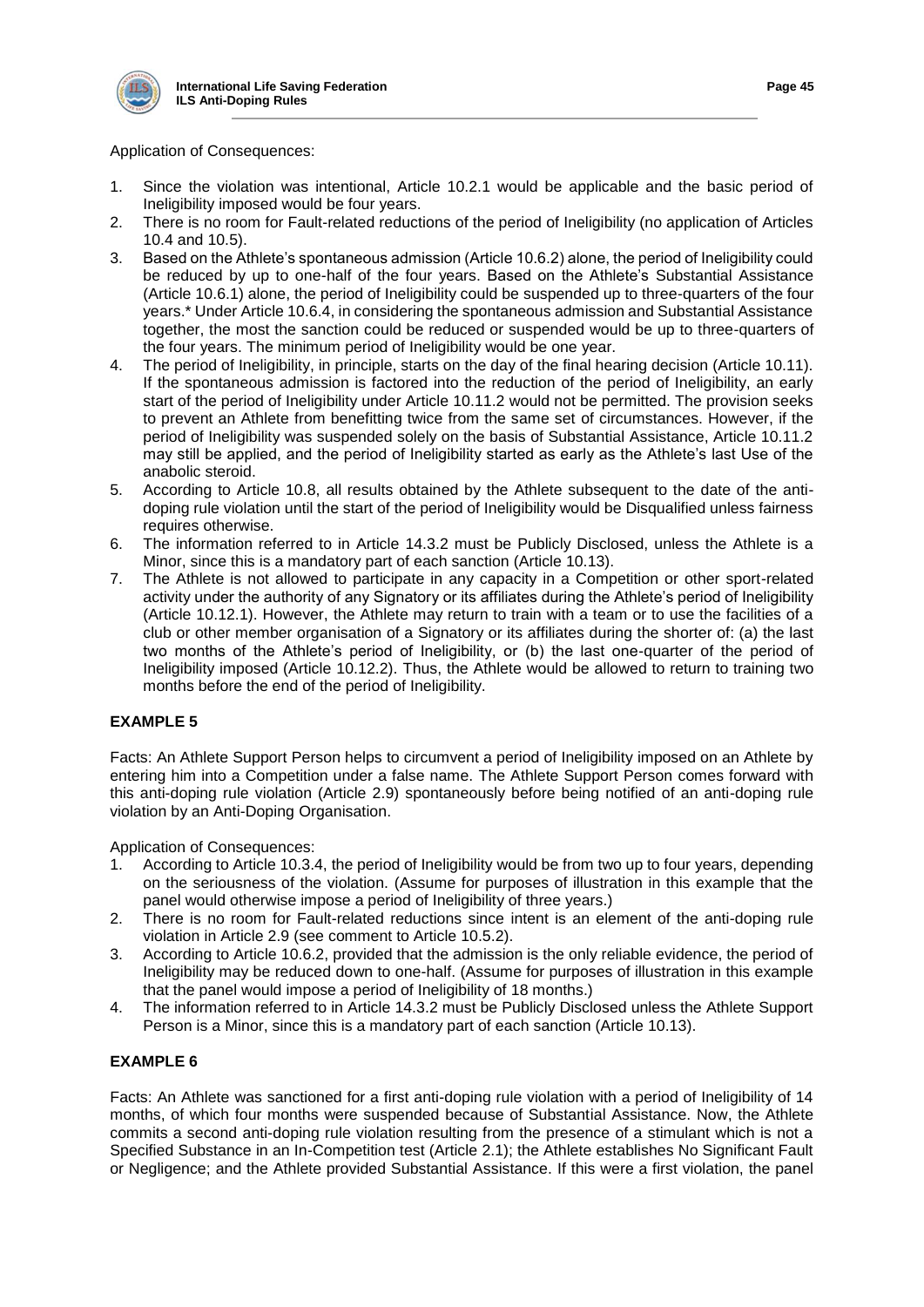Application of Consequences:

1. Since the violation was intentional, Article 10.2.1 would be applicable and the basic period of Ineligibility imposed would be four years.
2. There is no room for Fault-related reductions of the period of Ineligibility (no application of Articles 10.4 and 10.5).
3. Based on the Athlete's spontaneous admission (Article 10.6.2) alone, the period of Ineligibility could be reduced by up to one-half of the four years. Based on the Athlete's Substantial Assistance (Article 10.6.1) alone, the period of Ineligibility could be suspended up to three-quarters of the four years.* Under Article 10.6.4, in considering the spontaneous admission and Substantial Assistance together, the most the sanction could be reduced or suspended would be up to three-quarters of the four years. The minimum period of Ineligibility would be one year.
4. The period of Ineligibility, in principle, starts on the day of the final hearing decision (Article 10.11). If the spontaneous admission is factored into the reduction of the period of Ineligibility, an early start of the period of Ineligibility under Article 10.11.2 would not be permitted. The provision seeks to prevent an Athlete from benefitting twice from the same set of circumstances. However, if the period of Ineligibility was suspended solely on the basis of Substantial Assistance, Article 10.11.2 may still be applied, and the period of Ineligibility started as early as the Athlete's last Use of the anabolic steroid.
5. According to Article 10.8, all results obtained by the Athlete subsequent to the date of the anti-doping rule violation until the start of the period of Ineligibility would be Disqualified unless fairness requires otherwise.
6. The information referred to in Article 14.3.2 must be Publicly Disclosed, unless the Athlete is a Minor, since this is a mandatory part of each sanction (Article 10.13).
7. The Athlete is not allowed to participate in any capacity in a Competition or other sport-related activity under the authority of any Signatory or its affiliates during the Athlete's period of Ineligibility (Article 10.12.1). However, the Athlete may return to train with a team or to use the facilities of a club or other member organisation of a Signatory or its affiliates during the shorter of: (a) the last two months of the Athlete's period of Ineligibility, or (b) the last one-quarter of the period of Ineligibility imposed (Article 10.12.2). Thus, the Athlete would be allowed to return to training two months before the end of the period of Ineligibility.

**EXAMPLE 5**

Facts: An Athlete Support Person helps to circumvent a period of Ineligibility imposed on an Athlete by entering him into a Competition under a false name. The Athlete Support Person comes forward with this anti-doping rule violation (Article 2.9) spontaneously before being notified of an anti-doping rule violation by an Anti-Doping Organisation.

Application of Consequences:

1. According to Article 10.3.4, the period of Ineligibility would be from two up to four years, depending on the seriousness of the violation. (Assume for purposes of illustration in this example that the panel would otherwise impose a period of Ineligibility of three years.)
2. There is no room for Fault-related reductions since intent is an element of the anti-doping rule violation in Article 2.9 (see comment to Article 10.5.2).
3. According to Article 10.6.2, provided that the admission is the only reliable evidence, the period of Ineligibility may be reduced down to one-half. (Assume for purposes of illustration in this example that the panel would impose a period of Ineligibility of 18 months.)
4. The information referred to in Article 14.3.2 must be Publicly Disclosed unless the Athlete Support Person is a Minor, since this is a mandatory part of each sanction (Article 10.13).

**EXAMPLE 6**

Facts: An Athlete was sanctioned for a first anti-doping rule violation with a period of Ineligibility of 14 months, of which four months were suspended because of Substantial Assistance. Now, the Athlete commits a second anti-doping rule violation resulting from the presence of a stimulant which is not a Specified Substance in an In-Competition test (Article 2.1); the Athlete establishes No Significant Fault or Negligence; and the Athlete provided Substantial Assistance. If this were a first violation, the panel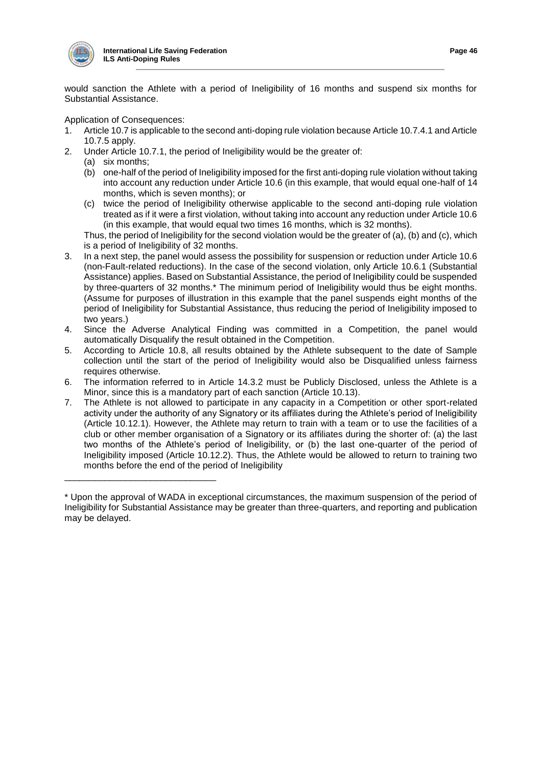would sanction the Athlete with a period of Ineligibility of 16 months and suspend six months for Substantial Assistance.

Application of Consequences:

1. Article 10.7 is applicable to the second anti-doping rule violation because Article 10.7.4.1 and Article 10.7.5 apply.
2. Under Article 10.7.1, the period of Ineligibility would be the greater of:
   (a) six months;
   (b) one-half of the period of Ineligibility imposed for the first anti-doping rule violation without taking into account any reduction under Article 10.6 (in this example, that would equal one-half of 14 months, which is seven months); or
   (c) twice the period of Ineligibility otherwise applicable to the second anti-doping rule violation treated as if it were a first violation, without taking into account any reduction under Article 10.6 (in this example, that would equal two times 16 months, which is 32 months).

   Thus, the period of Ineligibility for the second violation would be the greater of (a), (b) and (c), which is a period of Ineligibility of 32 months.
3. In a next step, the panel would assess the possibility for suspension or reduction under Article 10.6 (non-Fault-related reductions). In the case of the second violation, only Article 10.6.1 (Substantial Assistance) applies. Based on Substantial Assistance, the period of Ineligibility could be suspended by three-quarters of 32 months.* The minimum period of Ineligibility would thus be eight months. (Assume for purposes of illustration in this example that the panel suspends eight months of the period of Ineligibility for Substantial Assistance, thus reducing the period of Ineligibility imposed to two years.)
4. Since the Adverse Analytical Finding was committed in a Competition, the panel would automatically Disqualify the result obtained in the Competition.
5. According to Article 10.8, all results obtained by the Athlete subsequent to the date of Sample collection until the start of the period of Ineligibility would also be Disqualified unless fairness requires otherwise.
6. The information referred to in Article 14.3.2 must be Publicly Disclosed, unless the Athlete is a Minor, since this is a mandatory part of each sanction (Article 10.13).
7. The Athlete is not allowed to participate in any capacity in a Competition or other sport-related activity under the authority of any Signatory or its affiliates during the Athlete's period of Ineligibility (Article 10.12.1). However, the Athlete may return to train with a team or to use the facilities of a club or other member organisation of a Signatory or its affiliates during the shorter of: (a) the last two months of the Athlete's period of Ineligibility, or (b) the last one-quarter of the period of Ineligibility imposed (Article 10.12.2). Thus, the Athlete would be allowed to return to training two months before the end of the period of Ineligibility

______________________________

* Upon the approval of WADA in exceptional circumstances, the maximum suspension of the period of Ineligibility for Substantial Assistance may be greater than three-quarters, and reporting and publication may be delayed.